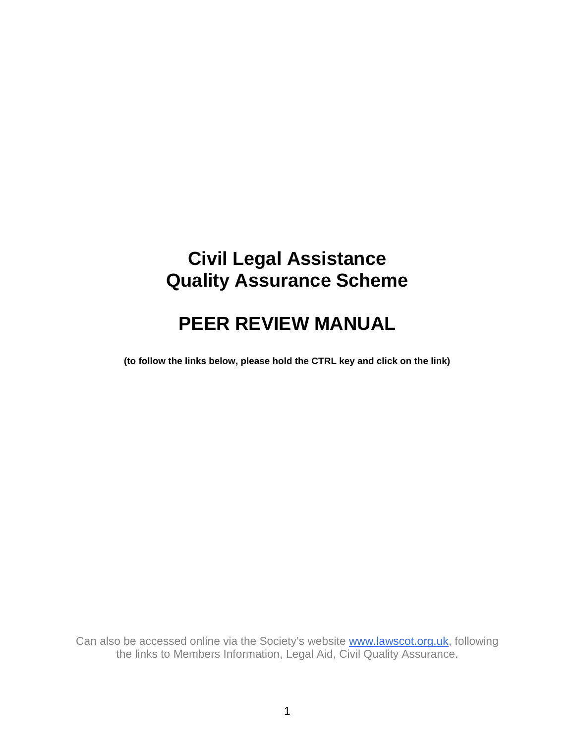# Civil Legal Assistance Quality Assurance Scheme

# PEER REVIEW MANUAL

**(to follow the links below, please hold the CTRL key and click on the link)**

Can also be accessed online via the Society's website [www.lawscot.org.uk](http://www.lawscot.org.uk), following the links to Members Information, Legal Aid, Civil Quality Assurance.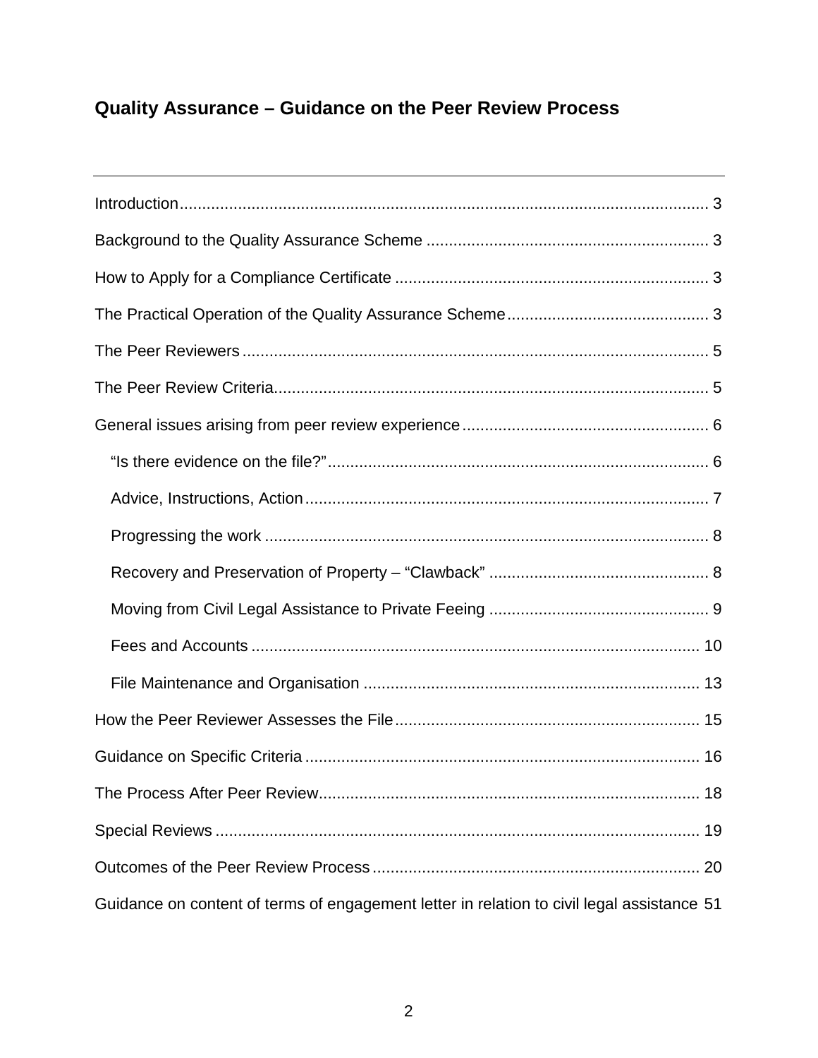## Quality Assurance – Guidance on the Peer Review Process

---

Introduction ........................................................................................................ 3

Background to the Quality Assurance Scheme .............................................................. 3

How to Apply for a Compliance Certificate ..................................................................... 3

The Practical Operation of the Quality Assurance Scheme ............................................ 3

The Peer Reviewers ........................................................................................................ 5

The Peer Review Criteria ................................................................................................. 5

General issues arising from peer review experience ....................................................... 6

- "Is there evidence on the file?" ..................................................................................... 6
- Advice, Instructions, Action .......................................................................................... 7
- Progressing the work ..................................................................................................... 8
- Recovery and Preservation of Property – "Clawback" ................................................. 8
- Moving from Civil Legal Assistance to Private Feeing ................................................. 9
- Fees and Accounts ...................................................................................................... 10
- File Maintenance and Organisation ............................................................................. 13

How the Peer Reviewer Assesses the File .................................................................... 15

Guidance on Specific Criteria ........................................................................................ 16

The Process After Peer Review ..................................................................................... 18

Special Reviews ............................................................................................................ 19

Outcomes of the Peer Review Process ......................................................................... 20

Guidance on content of terms of engagement letter in relation to civil legal assistance 51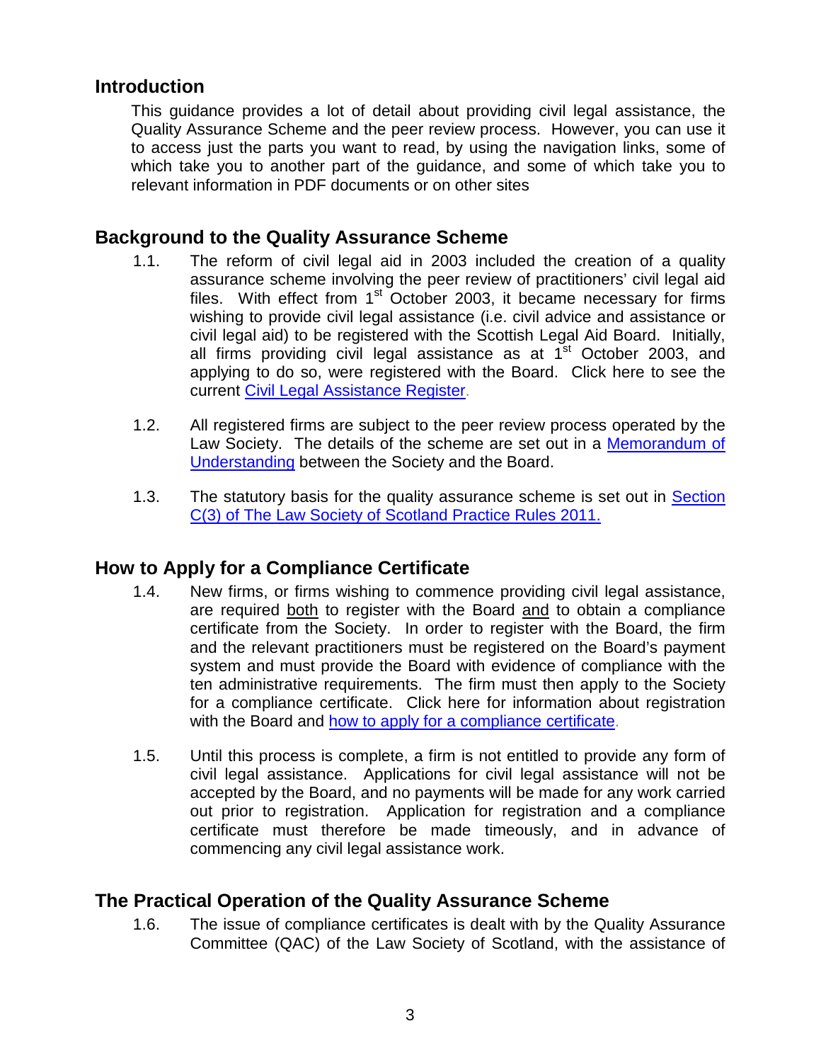## Introduction

This guidance provides a lot of detail about providing civil legal assistance, the Quality Assurance Scheme and the peer review process. However, you can use it to access just the parts you want to read, by using the navigation links, some of which take you to another part of the guidance, and some of which take you to relevant information in PDF documents or on other sites

## Background to the Quality Assurance Scheme

1.1. The reform of civil legal aid in 2003 included the creation of a quality assurance scheme involving the peer review of practitioners' civil legal aid files. With effect from 1st October 2003, it became necessary for firms wishing to provide civil legal assistance (i.e. civil advice and assistance or civil legal aid) to be registered with the Scottish Legal Aid Board. Initially, all firms providing civil legal assistance as at 1st October 2003, and applying to do so, were registered with the Board. Click here to see the current Civil Legal Assistance Register.

1.2. All registered firms are subject to the peer review process operated by the Law Society. The details of the scheme are set out in a Memorandum of Understanding between the Society and the Board.

1.3. The statutory basis for the quality assurance scheme is set out in Section C(3) of The Law Society of Scotland Practice Rules 2011.

## How to Apply for a Compliance Certificate

1.4. New firms, or firms wishing to commence providing civil legal assistance, are required both to register with the Board and to obtain a compliance certificate from the Society. In order to register with the Board, the firm and the relevant practitioners must be registered on the Board's payment system and must provide the Board with evidence of compliance with the ten administrative requirements. The firm must then apply to the Society for a compliance certificate. Click here for information about registration with the Board and how to apply for a compliance certificate.

1.5. Until this process is complete, a firm is not entitled to provide any form of civil legal assistance. Applications for civil legal assistance will not be accepted by the Board, and no payments will be made for any work carried out prior to registration. Application for registration and a compliance certificate must therefore be made timeously, and in advance of commencing any civil legal assistance work.

## The Practical Operation of the Quality Assurance Scheme

1.6. The issue of compliance certificates is dealt with by the Quality Assurance Committee (QAC) of the Law Society of Scotland, with the assistance of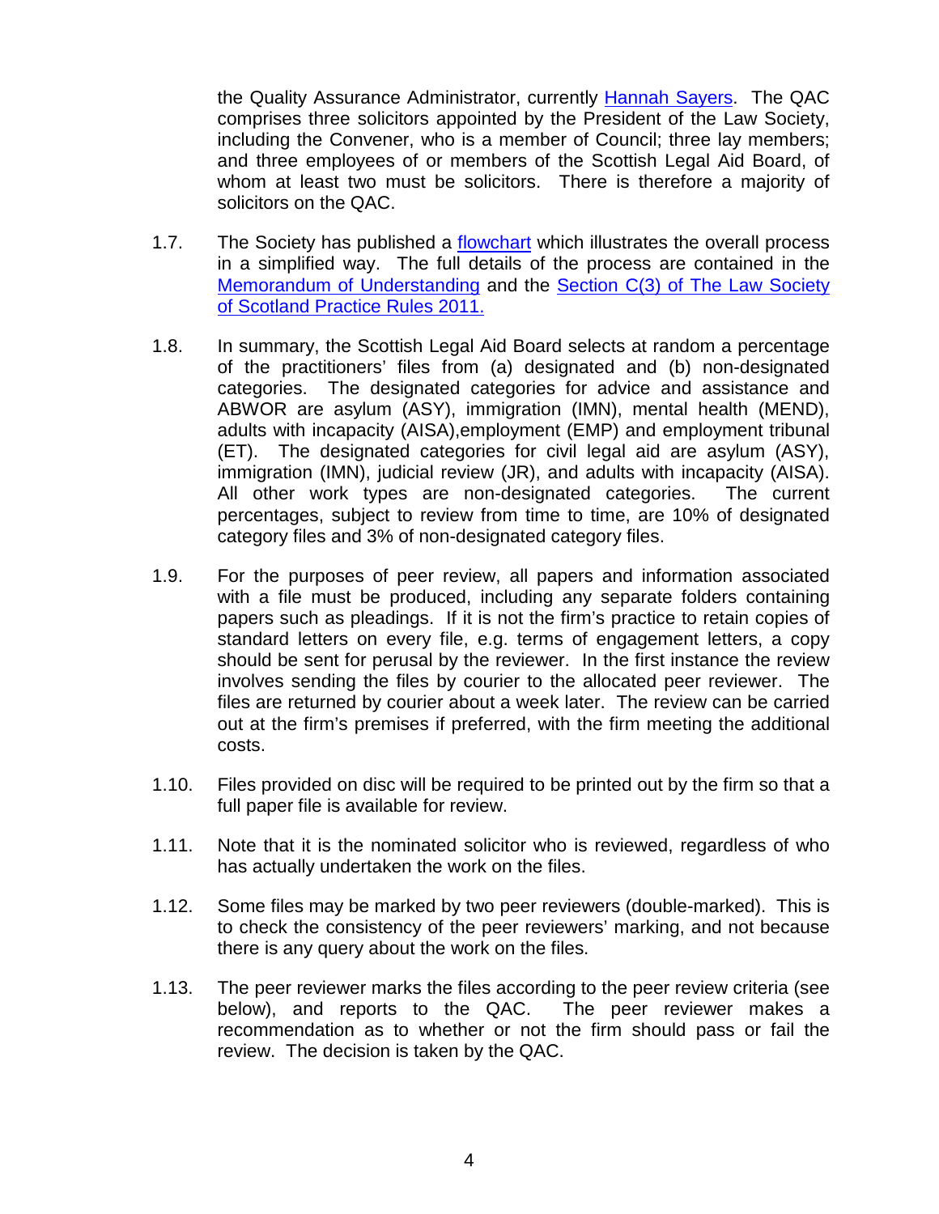the Quality Assurance Administrator, currently Hannah Sayers. The QAC comprises three solicitors appointed by the President of the Law Society, including the Convener, who is a member of Council; three lay members; and three employees of or members of the Scottish Legal Aid Board, of whom at least two must be solicitors. There is therefore a majority of solicitors on the QAC.

1.7. The Society has published a flowchart which illustrates the overall process in a simplified way. The full details of the process are contained in the Memorandum of Understanding and the Section C(3) of The Law Society of Scotland Practice Rules 2011.

1.8. In summary, the Scottish Legal Aid Board selects at random a percentage of the practitioners' files from (a) designated and (b) non-designated categories. The designated categories for advice and assistance and ABWOR are asylum (ASY), immigration (IMN), mental health (MEND), adults with incapacity (AISA),employment (EMP) and employment tribunal (ET). The designated categories for civil legal aid are asylum (ASY), immigration (IMN), judicial review (JR), and adults with incapacity (AISA). All other work types are non-designated categories. The current percentages, subject to review from time to time, are 10% of designated category files and 3% of non-designated category files.

1.9. For the purposes of peer review, all papers and information associated with a file must be produced, including any separate folders containing papers such as pleadings. If it is not the firm's practice to retain copies of standard letters on every file, e.g. terms of engagement letters, a copy should be sent for perusal by the reviewer. In the first instance the review involves sending the files by courier to the allocated peer reviewer. The files are returned by courier about a week later. The review can be carried out at the firm's premises if preferred, with the firm meeting the additional costs.

1.10. Files provided on disc will be required to be printed out by the firm so that a full paper file is available for review.

1.11. Note that it is the nominated solicitor who is reviewed, regardless of who has actually undertaken the work on the files.

1.12. Some files may be marked by two peer reviewers (double-marked). This is to check the consistency of the peer reviewers' marking, and not because there is any query about the work on the files.

1.13. The peer reviewer marks the files according to the peer review criteria (see below), and reports to the QAC. The peer reviewer makes a recommendation as to whether or not the firm should pass or fail the review. The decision is taken by the QAC.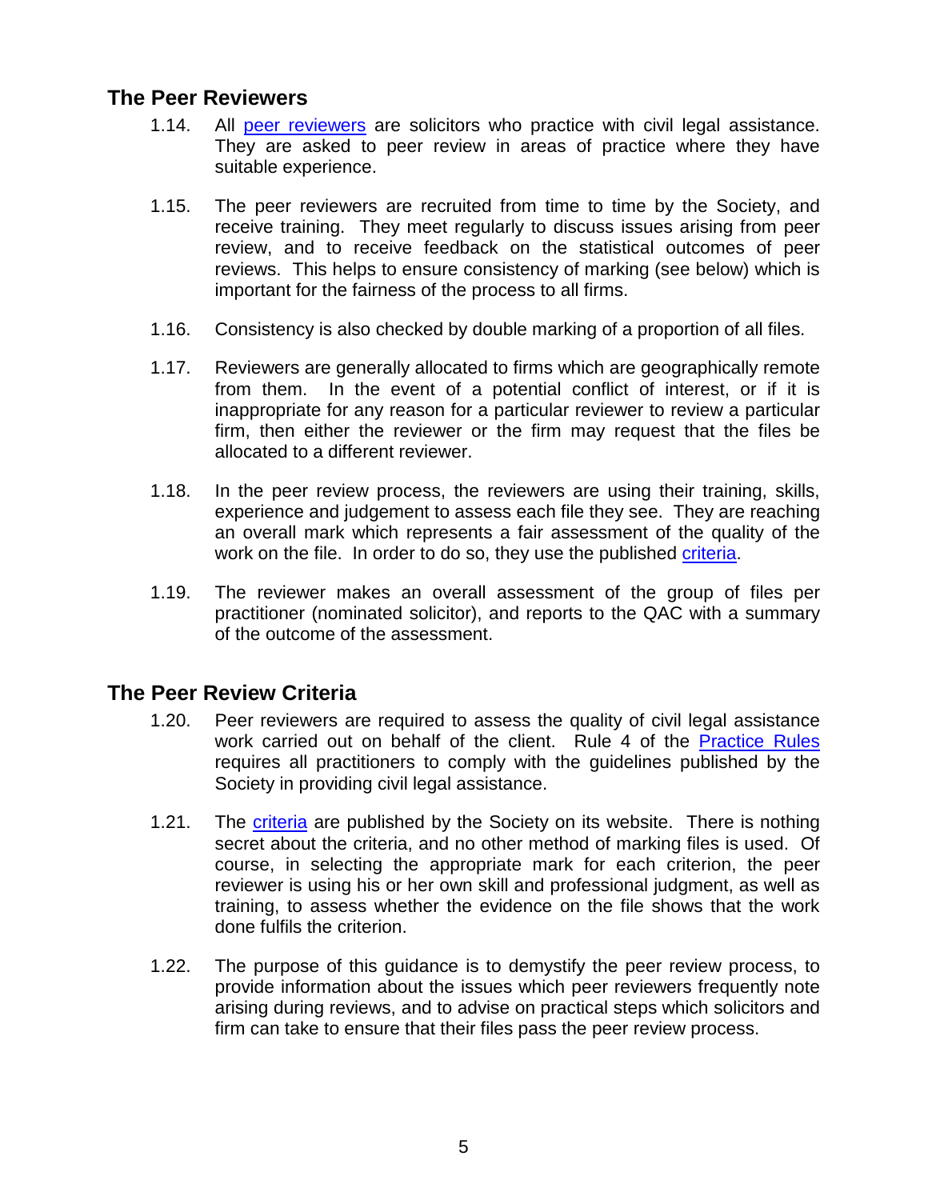## The Peer Reviewers

1.14. All peer reviewers are solicitors who practice with civil legal assistance. They are asked to peer review in areas of practice where they have suitable experience.

1.15. The peer reviewers are recruited from time to time by the Society, and receive training. They meet regularly to discuss issues arising from peer review, and to receive feedback on the statistical outcomes of peer reviews. This helps to ensure consistency of marking (see below) which is important for the fairness of the process to all firms.

1.16. Consistency is also checked by double marking of a proportion of all files.

1.17. Reviewers are generally allocated to firms which are geographically remote from them. In the event of a potential conflict of interest, or if it is inappropriate for any reason for a particular reviewer to review a particular firm, then either the reviewer or the firm may request that the files be allocated to a different reviewer.

1.18. In the peer review process, the reviewers are using their training, skills, experience and judgement to assess each file they see. They are reaching an overall mark which represents a fair assessment of the quality of the work on the file. In order to do so, they use the published criteria.

1.19. The reviewer makes an overall assessment of the group of files per practitioner (nominated solicitor), and reports to the QAC with a summary of the outcome of the assessment.

## The Peer Review Criteria

1.20. Peer reviewers are required to assess the quality of civil legal assistance work carried out on behalf of the client. Rule 4 of the Practice Rules requires all practitioners to comply with the guidelines published by the Society in providing civil legal assistance.

1.21. The criteria are published by the Society on its website. There is nothing secret about the criteria, and no other method of marking files is used. Of course, in selecting the appropriate mark for each criterion, the peer reviewer is using his or her own skill and professional judgment, as well as training, to assess whether the evidence on the file shows that the work done fulfils the criterion.

1.22. The purpose of this guidance is to demystify the peer review process, to provide information about the issues which peer reviewers frequently note arising during reviews, and to advise on practical steps which solicitors and firm can take to ensure that their files pass the peer review process.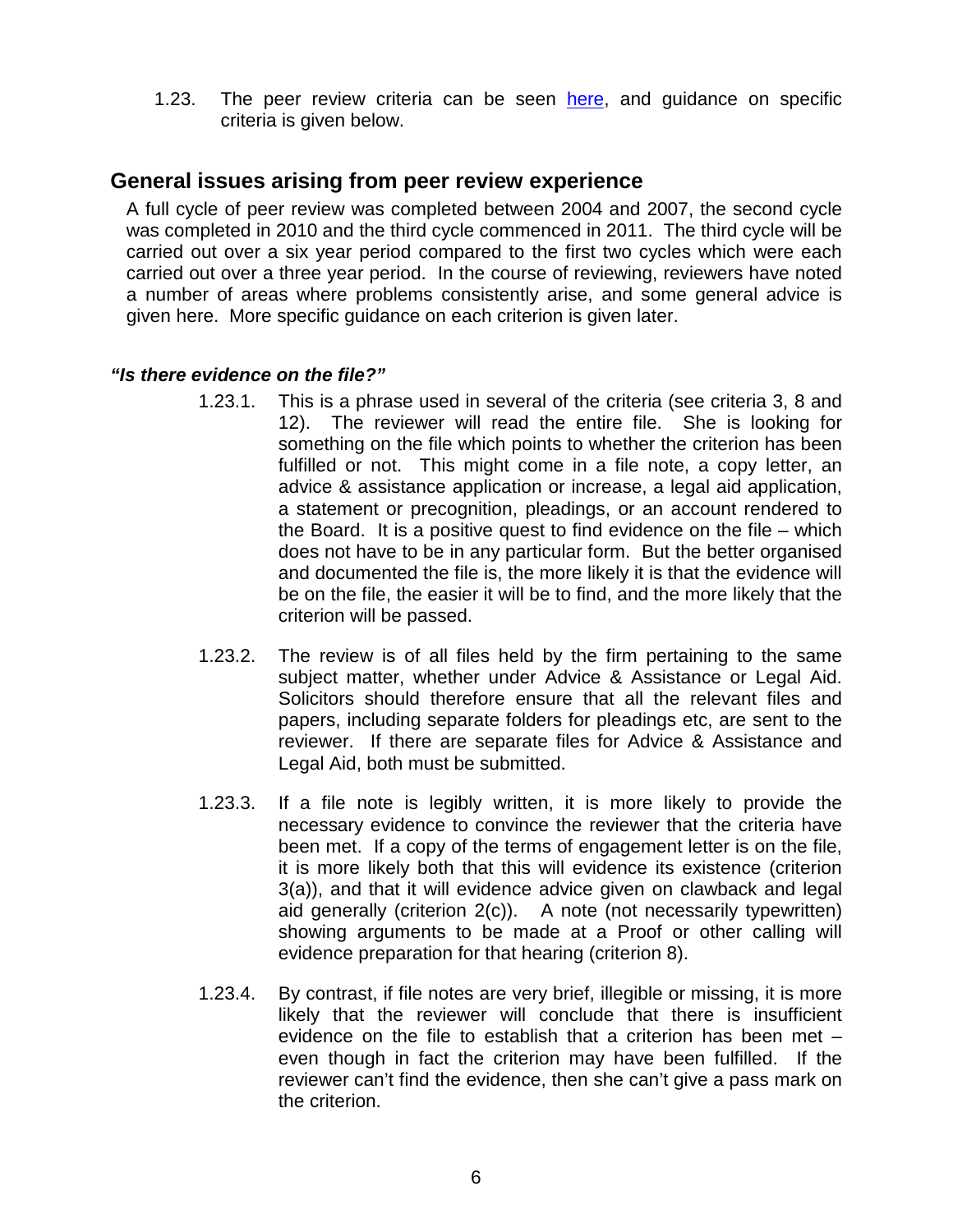1.23. The peer review criteria can be seen [here](), and guidance on specific criteria is given below.

## General issues arising from peer review experience

A full cycle of peer review was completed between 2004 and 2007, the second cycle was completed in 2010 and the third cycle commenced in 2011. The third cycle will be carried out over a six year period compared to the first two cycles which were each carried out over a three year period. In the course of reviewing, reviewers have noted a number of areas where problems consistently arise, and some general advice is given here. More specific guidance on each criterion is given later.

### *"Is there evidence on the file?"*

1.23.1. This is a phrase used in several of the criteria (see criteria 3, 8 and 12). The reviewer will read the entire file. She is looking for something on the file which points to whether the criterion has been fulfilled or not. This might come in a file note, a copy letter, an advice & assistance application or increase, a legal aid application, a statement or precognition, pleadings, or an account rendered to the Board. It is a positive quest to find evidence on the file – which does not have to be in any particular form. But the better organised and documented the file is, the more likely it is that the evidence will be on the file, the easier it will be to find, and the more likely that the criterion will be passed.

1.23.2. The review is of all files held by the firm pertaining to the same subject matter, whether under Advice & Assistance or Legal Aid. Solicitors should therefore ensure that all the relevant files and papers, including separate folders for pleadings etc, are sent to the reviewer. If there are separate files for Advice & Assistance and Legal Aid, both must be submitted.

1.23.3. If a file note is legibly written, it is more likely to provide the necessary evidence to convince the reviewer that the criteria have been met. If a copy of the terms of engagement letter is on the file, it is more likely both that this will evidence its existence (criterion 3(a)), and that it will evidence advice given on clawback and legal aid generally (criterion 2(c)). A note (not necessarily typewritten) showing arguments to be made at a Proof or other calling will evidence preparation for that hearing (criterion 8).

1.23.4. By contrast, if file notes are very brief, illegible or missing, it is more likely that the reviewer will conclude that there is insufficient evidence on the file to establish that a criterion has been met – even though in fact the criterion may have been fulfilled. If the reviewer can't find the evidence, then she can't give a pass mark on the criterion.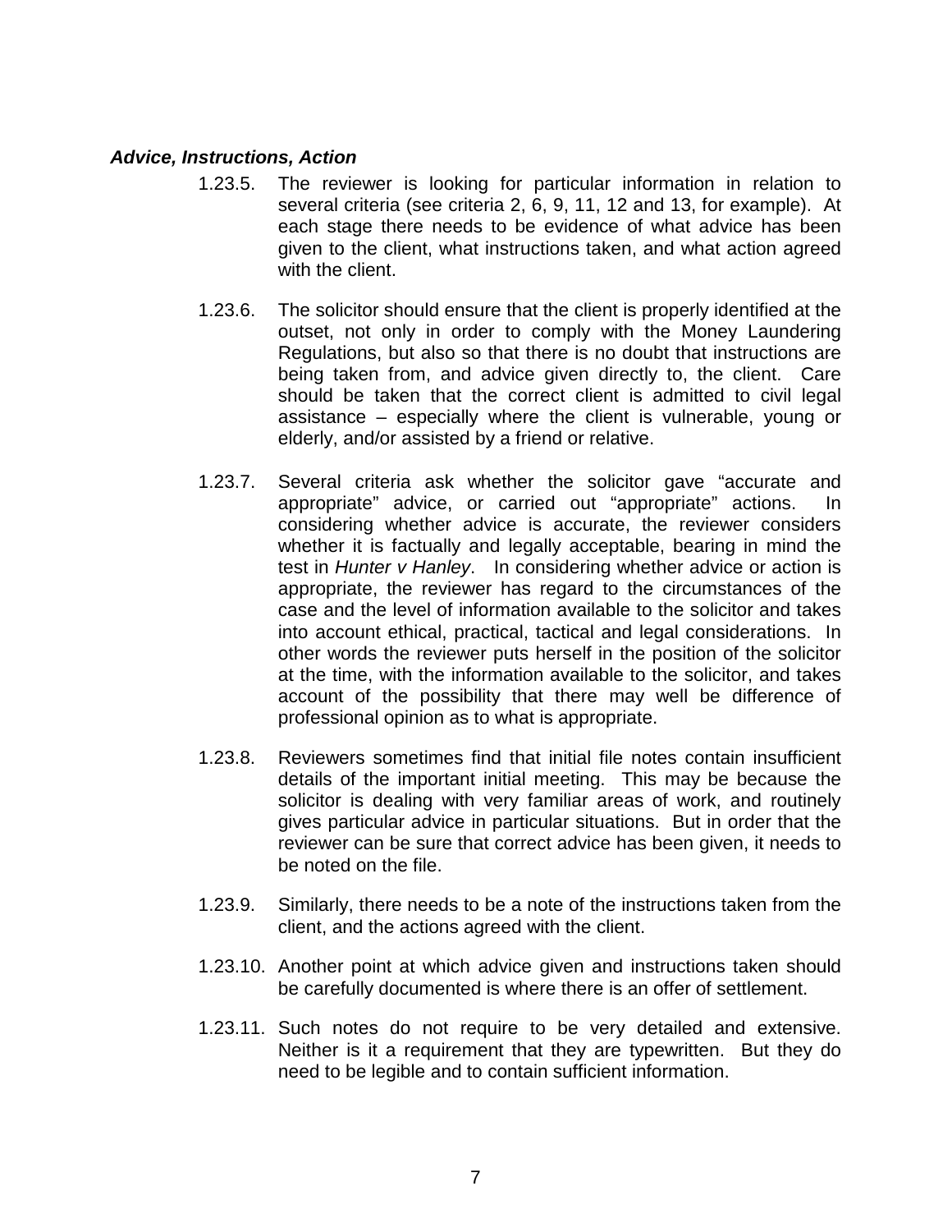***Advice, Instructions, Action***

1.23.5. The reviewer is looking for particular information in relation to several criteria (see criteria 2, 6, 9, 11, 12 and 13, for example). At each stage there needs to be evidence of what advice has been given to the client, what instructions taken, and what action agreed with the client.

1.23.6. The solicitor should ensure that the client is properly identified at the outset, not only in order to comply with the Money Laundering Regulations, but also so that there is no doubt that instructions are being taken from, and advice given directly to, the client. Care should be taken that the correct client is admitted to civil legal assistance – especially where the client is vulnerable, young or elderly, and/or assisted by a friend or relative.

1.23.7. Several criteria ask whether the solicitor gave "accurate and appropriate" advice, or carried out "appropriate" actions. In considering whether advice is accurate, the reviewer considers whether it is factually and legally acceptable, bearing in mind the test in *Hunter v Hanley*. In considering whether advice or action is appropriate, the reviewer has regard to the circumstances of the case and the level of information available to the solicitor and takes into account ethical, practical, tactical and legal considerations. In other words the reviewer puts herself in the position of the solicitor at the time, with the information available to the solicitor, and takes account of the possibility that there may well be difference of professional opinion as to what is appropriate.

1.23.8. Reviewers sometimes find that initial file notes contain insufficient details of the important initial meeting. This may be because the solicitor is dealing with very familiar areas of work, and routinely gives particular advice in particular situations. But in order that the reviewer can be sure that correct advice has been given, it needs to be noted on the file.

1.23.9. Similarly, there needs to be a note of the instructions taken from the client, and the actions agreed with the client.

1.23.10. Another point at which advice given and instructions taken should be carefully documented is where there is an offer of settlement.

1.23.11. Such notes do not require to be very detailed and extensive. Neither is it a requirement that they are typewritten. But they do need to be legible and to contain sufficient information.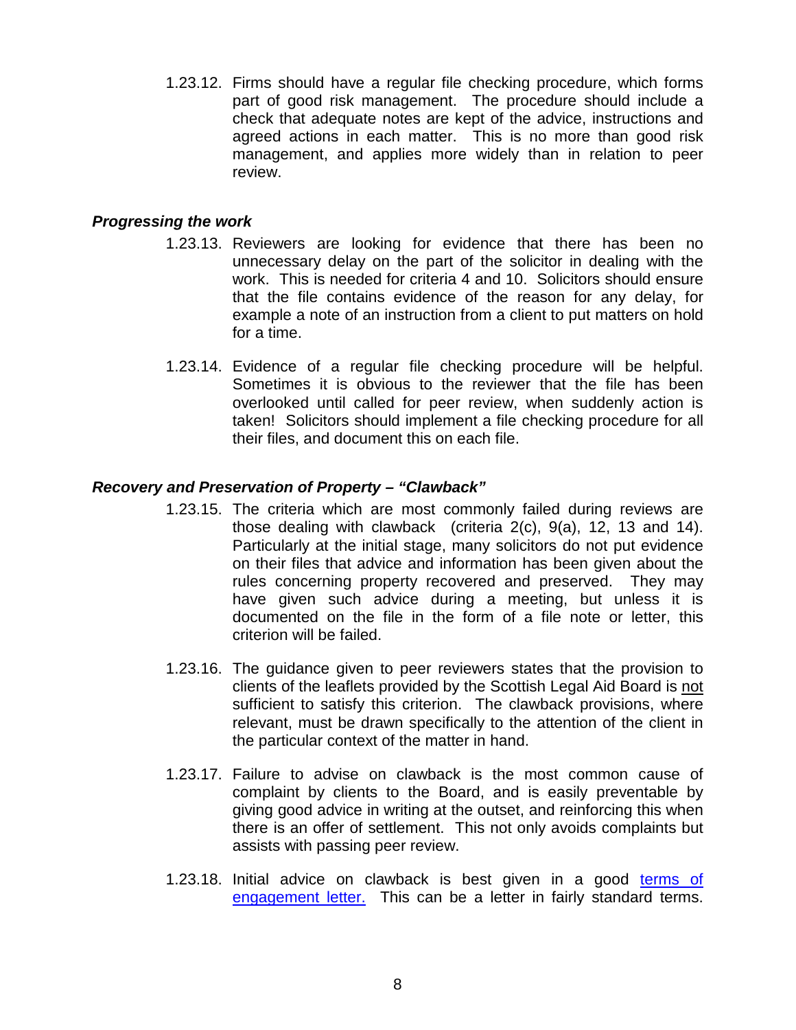1.23.12. Firms should have a regular file checking procedure, which forms part of good risk management. The procedure should include a check that adequate notes are kept of the advice, instructions and agreed actions in each matter. This is no more than good risk management, and applies more widely than in relation to peer review.

### *Progressing the work*

1.23.13. Reviewers are looking for evidence that there has been no unnecessary delay on the part of the solicitor in dealing with the work. This is needed for criteria 4 and 10. Solicitors should ensure that the file contains evidence of the reason for any delay, for example a note of an instruction from a client to put matters on hold for a time.

1.23.14. Evidence of a regular file checking procedure will be helpful. Sometimes it is obvious to the reviewer that the file has been overlooked until called for peer review, when suddenly action is taken! Solicitors should implement a file checking procedure for all their files, and document this on each file.

### *Recovery and Preservation of Property – "Clawback"*

1.23.15. The criteria which are most commonly failed during reviews are those dealing with clawback (criteria 2(c), 9(a), 12, 13 and 14). Particularly at the initial stage, many solicitors do not put evidence on their files that advice and information has been given about the rules concerning property recovered and preserved. They may have given such advice during a meeting, but unless it is documented on the file in the form of a file note or letter, this criterion will be failed.

1.23.16. The guidance given to peer reviewers states that the provision to clients of the leaflets provided by the Scottish Legal Aid Board is <u>not</u> sufficient to satisfy this criterion. The clawback provisions, where relevant, must be drawn specifically to the attention of the client in the particular context of the matter in hand.

1.23.17. Failure to advise on clawback is the most common cause of complaint by clients to the Board, and is easily preventable by giving good advice in writing at the outset, and reinforcing this when there is an offer of settlement. This not only avoids complaints but assists with passing peer review.

1.23.18. Initial advice on clawback is best given in a good terms of engagement letter. This can be a letter in fairly standard terms.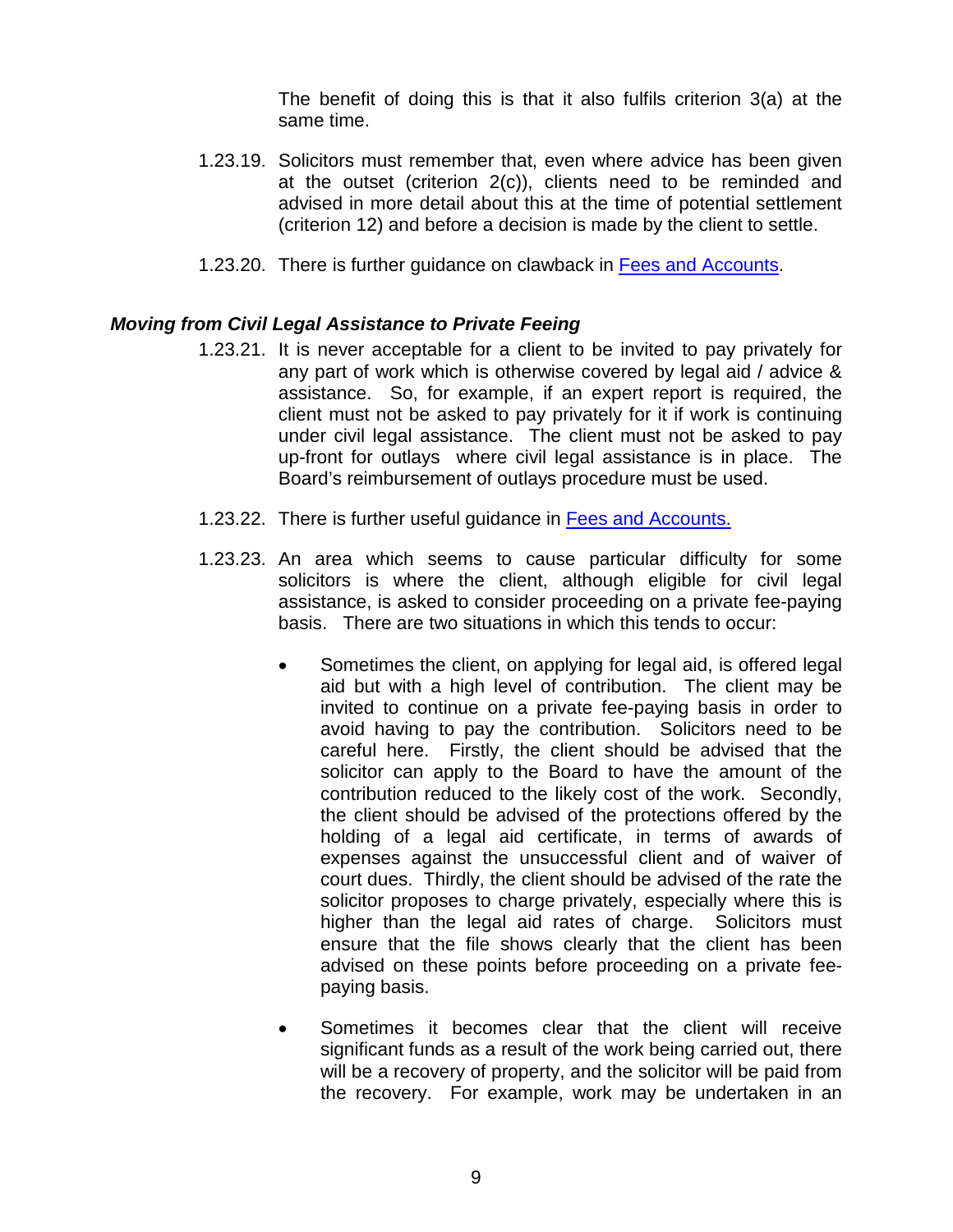The benefit of doing this is that it also fulfils criterion 3(a) at the same time.

1.23.19. Solicitors must remember that, even where advice has been given at the outset (criterion 2(c)), clients need to be reminded and advised in more detail about this at the time of potential settlement (criterion 12) and before a decision is made by the client to settle.

1.23.20. There is further guidance on clawback in [Fees and Accounts].

### *Moving from Civil Legal Assistance to Private Feeing*

1.23.21. It is never acceptable for a client to be invited to pay privately for any part of work which is otherwise covered by legal aid / advice & assistance. So, for example, if an expert report is required, the client must not be asked to pay privately for it if work is continuing under civil legal assistance. The client must not be asked to pay up-front for outlays where civil legal assistance is in place. The Board's reimbursement of outlays procedure must be used.

1.23.22. There is further useful guidance in [Fees and Accounts.]

1.23.23. An area which seems to cause particular difficulty for some solicitors is where the client, although eligible for civil legal assistance, is asked to consider proceeding on a private fee-paying basis. There are two situations in which this tends to occur:

- Sometimes the client, on applying for legal aid, is offered legal aid but with a high level of contribution. The client may be invited to continue on a private fee-paying basis in order to avoid having to pay the contribution. Solicitors need to be careful here. Firstly, the client should be advised that the solicitor can apply to the Board to have the amount of the contribution reduced to the likely cost of the work. Secondly, the client should be advised of the protections offered by the holding of a legal aid certificate, in terms of awards of expenses against the unsuccessful client and of waiver of court dues. Thirdly, the client should be advised of the rate the solicitor proposes to charge privately, especially where this is higher than the legal aid rates of charge. Solicitors must ensure that the file shows clearly that the client has been advised on these points before proceeding on a private fee-paying basis.

- Sometimes it becomes clear that the client will receive significant funds as a result of the work being carried out, there will be a recovery of property, and the solicitor will be paid from the recovery. For example, work may be undertaken in an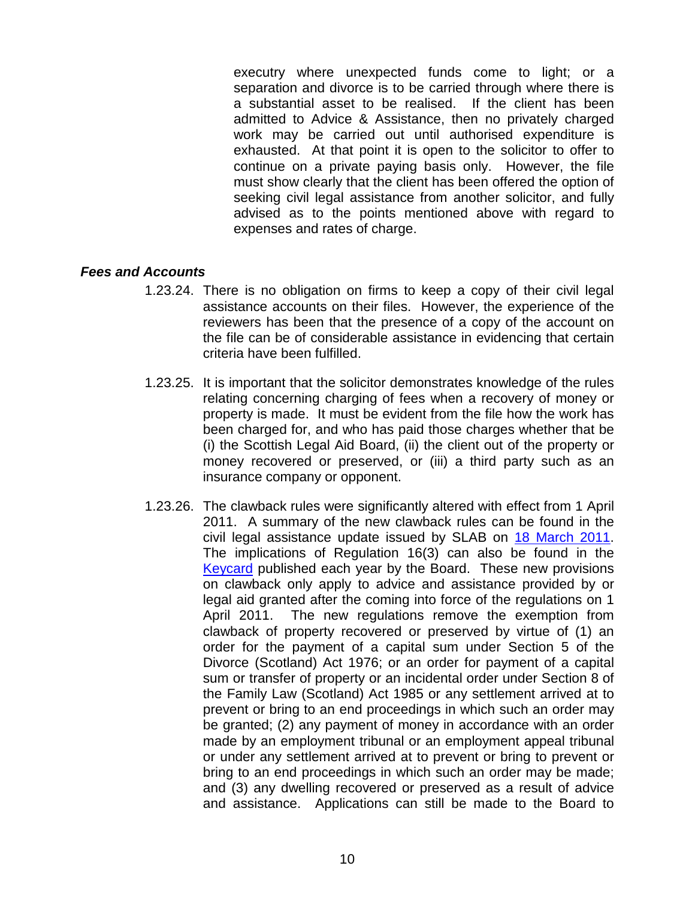executry where unexpected funds come to light; or a separation and divorce is to be carried through where there is a substantial asset to be realised. If the client has been admitted to Advice & Assistance, then no privately charged work may be carried out until authorised expenditure is exhausted. At that point it is open to the solicitor to offer to continue on a private paying basis only. However, the file must show clearly that the client has been offered the option of seeking civil legal assistance from another solicitor, and fully advised as to the points mentioned above with regard to expenses and rates of charge.

***Fees and Accounts***

1.23.24. There is no obligation on firms to keep a copy of their civil legal assistance accounts on their files. However, the experience of the reviewers has been that the presence of a copy of the account on the file can be of considerable assistance in evidencing that certain criteria have been fulfilled.

1.23.25. It is important that the solicitor demonstrates knowledge of the rules relating concerning charging of fees when a recovery of money or property is made. It must be evident from the file how the work has been charged for, and who has paid those charges whether that be (i) the Scottish Legal Aid Board, (ii) the client out of the property or money recovered or preserved, or (iii) a third party such as an insurance company or opponent.

1.23.26. The clawback rules were significantly altered with effect from 1 April 2011. A summary of the new clawback rules can be found in the civil legal assistance update issued by SLAB on 18 March 2011. The implications of Regulation 16(3) can also be found in the Keycard published each year by the Board. These new provisions on clawback only apply to advice and assistance provided by or legal aid granted after the coming into force of the regulations on 1 April 2011. The new regulations remove the exemption from clawback of property recovered or preserved by virtue of (1) an order for the payment of a capital sum under Section 5 of the Divorce (Scotland) Act 1976; or an order for payment of a capital sum or transfer of property or an incidental order under Section 8 of the Family Law (Scotland) Act 1985 or any settlement arrived at to prevent or bring to an end proceedings in which such an order may be granted; (2) any payment of money in accordance with an order made by an employment tribunal or an employment appeal tribunal or under any settlement arrived at to prevent or bring to prevent or bring to an end proceedings in which such an order may be made; and (3) any dwelling recovered or preserved as a result of advice and assistance. Applications can still be made to the Board to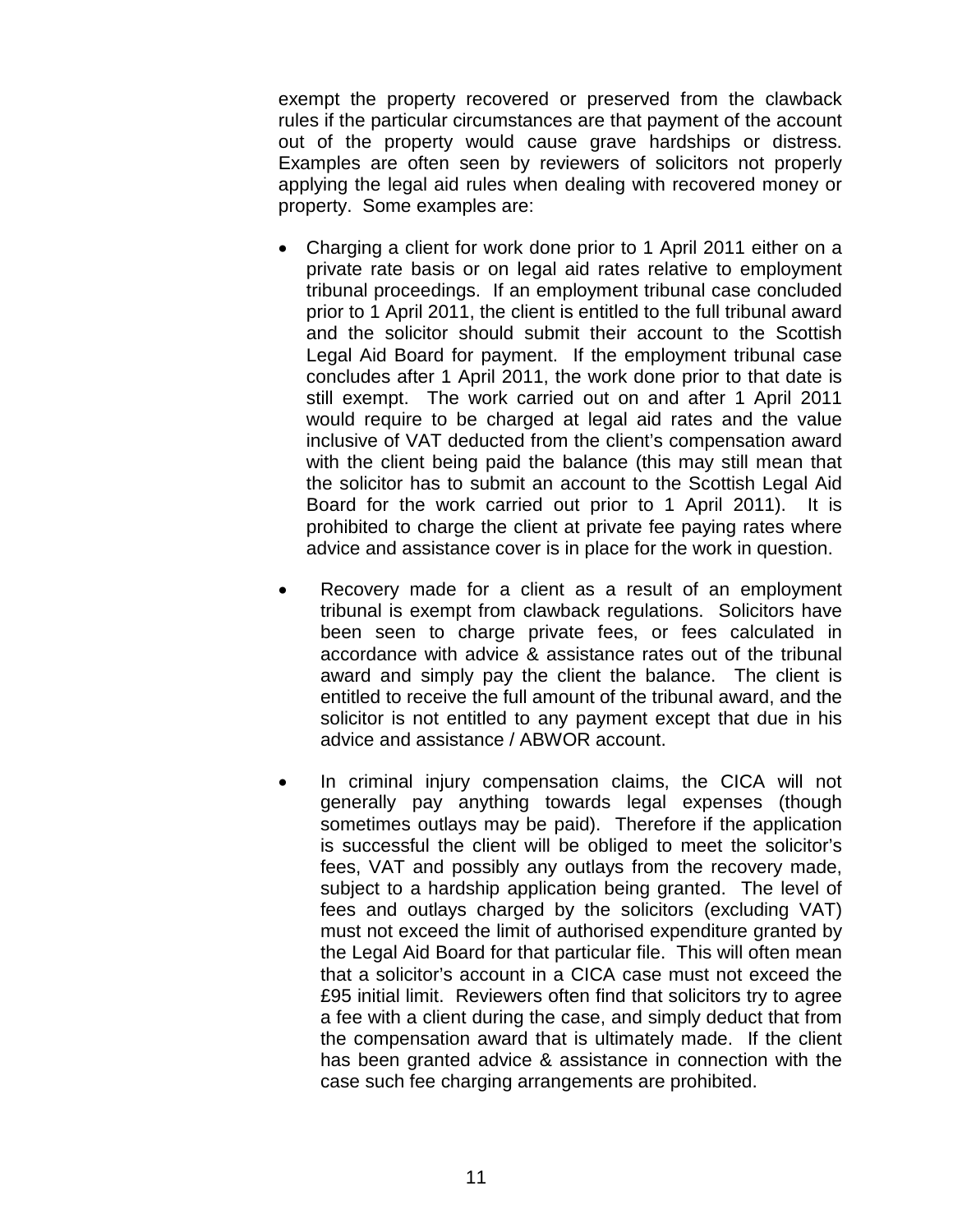exempt the property recovered or preserved from the clawback rules if the particular circumstances are that payment of the account out of the property would cause grave hardships or distress. Examples are often seen by reviewers of solicitors not properly applying the legal aid rules when dealing with recovered money or property. Some examples are:

- Charging a client for work done prior to 1 April 2011 either on a private rate basis or on legal aid rates relative to employment tribunal proceedings. If an employment tribunal case concluded prior to 1 April 2011, the client is entitled to the full tribunal award and the solicitor should submit their account to the Scottish Legal Aid Board for payment. If the employment tribunal case concludes after 1 April 2011, the work done prior to that date is still exempt. The work carried out on and after 1 April 2011 would require to be charged at legal aid rates and the value inclusive of VAT deducted from the client's compensation award with the client being paid the balance (this may still mean that the solicitor has to submit an account to the Scottish Legal Aid Board for the work carried out prior to 1 April 2011). It is prohibited to charge the client at private fee paying rates where advice and assistance cover is in place for the work in question.

- Recovery made for a client as a result of an employment tribunal is exempt from clawback regulations. Solicitors have been seen to charge private fees, or fees calculated in accordance with advice & assistance rates out of the tribunal award and simply pay the client the balance. The client is entitled to receive the full amount of the tribunal award, and the solicitor is not entitled to any payment except that due in his advice and assistance / ABWOR account.

- In criminal injury compensation claims, the CICA will not generally pay anything towards legal expenses (though sometimes outlays may be paid). Therefore if the application is successful the client will be obliged to meet the solicitor's fees, VAT and possibly any outlays from the recovery made, subject to a hardship application being granted. The level of fees and outlays charged by the solicitors (excluding VAT) must not exceed the limit of authorised expenditure granted by the Legal Aid Board for that particular file. This will often mean that a solicitor's account in a CICA case must not exceed the £95 initial limit. Reviewers often find that solicitors try to agree a fee with a client during the case, and simply deduct that from the compensation award that is ultimately made. If the client has been granted advice & assistance in connection with the case such fee charging arrangements are prohibited.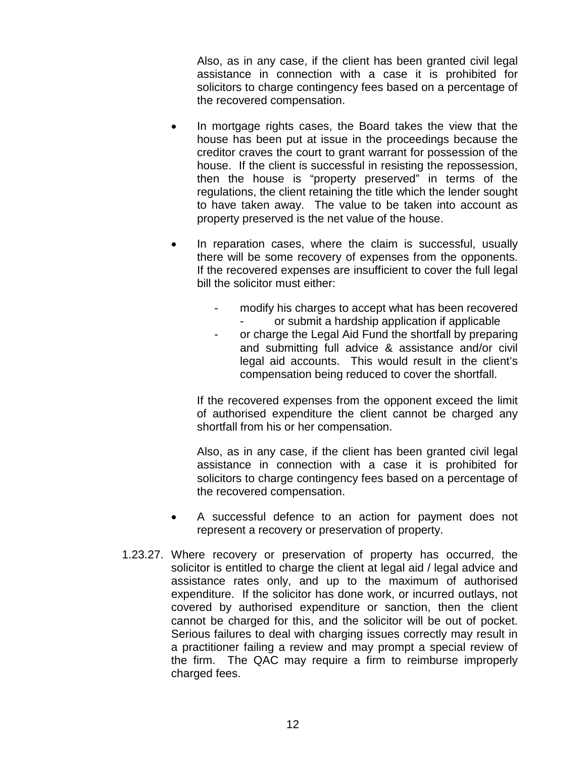Also, as in any case, if the client has been granted civil legal assistance in connection with a case it is prohibited for solicitors to charge contingency fees based on a percentage of the recovered compensation.

- In mortgage rights cases, the Board takes the view that the house has been put at issue in the proceedings because the creditor craves the court to grant warrant for possession of the house. If the client is successful in resisting the repossession, then the house is "property preserved" in terms of the regulations, the client retaining the title which the lender sought to have taken away. The value to be taken into account as property preserved is the net value of the house.

- In reparation cases, where the claim is successful, usually there will be some recovery of expenses from the opponents. If the recovered expenses are insufficient to cover the full legal bill the solicitor must either:

  - modify his charges to accept what has been recovered
  - or submit a hardship application if applicable
  - or charge the Legal Aid Fund the shortfall by preparing and submitting full advice & assistance and/or civil legal aid accounts. This would result in the client's compensation being reduced to cover the shortfall.

  If the recovered expenses from the opponent exceed the limit of authorised expenditure the client cannot be charged any shortfall from his or her compensation.

  Also, as in any case, if the client has been granted civil legal assistance in connection with a case it is prohibited for solicitors to charge contingency fees based on a percentage of the recovered compensation.

- A successful defence to an action for payment does not represent a recovery or preservation of property.

1.23.27. Where recovery or preservation of property has occurred, the solicitor is entitled to charge the client at legal aid / legal advice and assistance rates only, and up to the maximum of authorised expenditure. If the solicitor has done work, or incurred outlays, not covered by authorised expenditure or sanction, then the client cannot be charged for this, and the solicitor will be out of pocket. Serious failures to deal with charging issues correctly may result in a practitioner failing a review and may prompt a special review of the firm. The QAC may require a firm to reimburse improperly charged fees.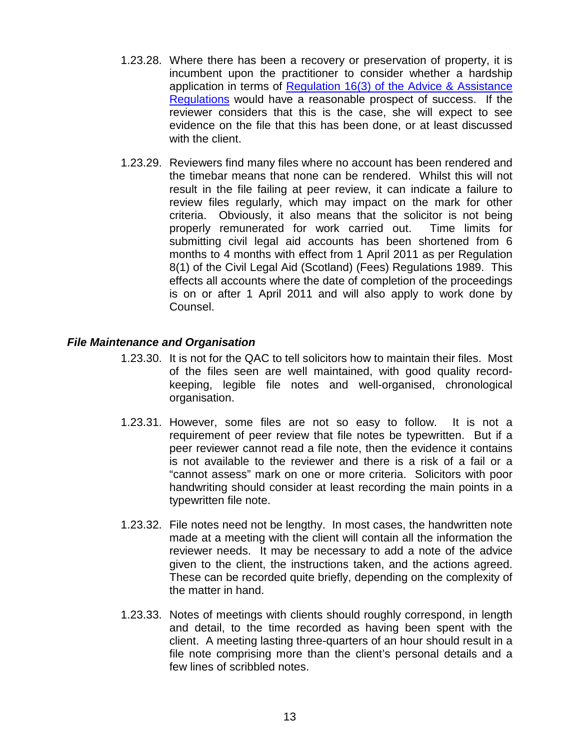1.23.28. Where there has been a recovery or preservation of property, it is incumbent upon the practitioner to consider whether a hardship application in terms of [Regulation 16(3) of the Advice & Assistance Regulations]() would have a reasonable prospect of success. If the reviewer considers that this is the case, she will expect to see evidence on the file that this has been done, or at least discussed with the client.

1.23.29. Reviewers find many files where no account has been rendered and the timebar means that none can be rendered. Whilst this will not result in the file failing at peer review, it can indicate a failure to review files regularly, which may impact on the mark for other criteria. Obviously, it also means that the solicitor is not being properly remunerated for work carried out. Time limits for submitting civil legal aid accounts has been shortened from 6 months to 4 months with effect from 1 April 2011 as per Regulation 8(1) of the Civil Legal Aid (Scotland) (Fees) Regulations 1989. This effects all accounts where the date of completion of the proceedings is on or after 1 April 2011 and will also apply to work done by Counsel.

***File Maintenance and Organisation***

1.23.30. It is not for the QAC to tell solicitors how to maintain their files. Most of the files seen are well maintained, with good quality record-keeping, legible file notes and well-organised, chronological organisation.

1.23.31. However, some files are not so easy to follow. It is not a requirement of peer review that file notes be typewritten. But if a peer reviewer cannot read a file note, then the evidence it contains is not available to the reviewer and there is a risk of a fail or a "cannot assess" mark on one or more criteria. Solicitors with poor handwriting should consider at least recording the main points in a typewritten file note.

1.23.32. File notes need not be lengthy. In most cases, the handwritten note made at a meeting with the client will contain all the information the reviewer needs. It may be necessary to add a note of the advice given to the client, the instructions taken, and the actions agreed. These can be recorded quite briefly, depending on the complexity of the matter in hand.

1.23.33. Notes of meetings with clients should roughly correspond, in length and detail, to the time recorded as having been spent with the client. A meeting lasting three-quarters of an hour should result in a file note comprising more than the client's personal details and a few lines of scribbled notes.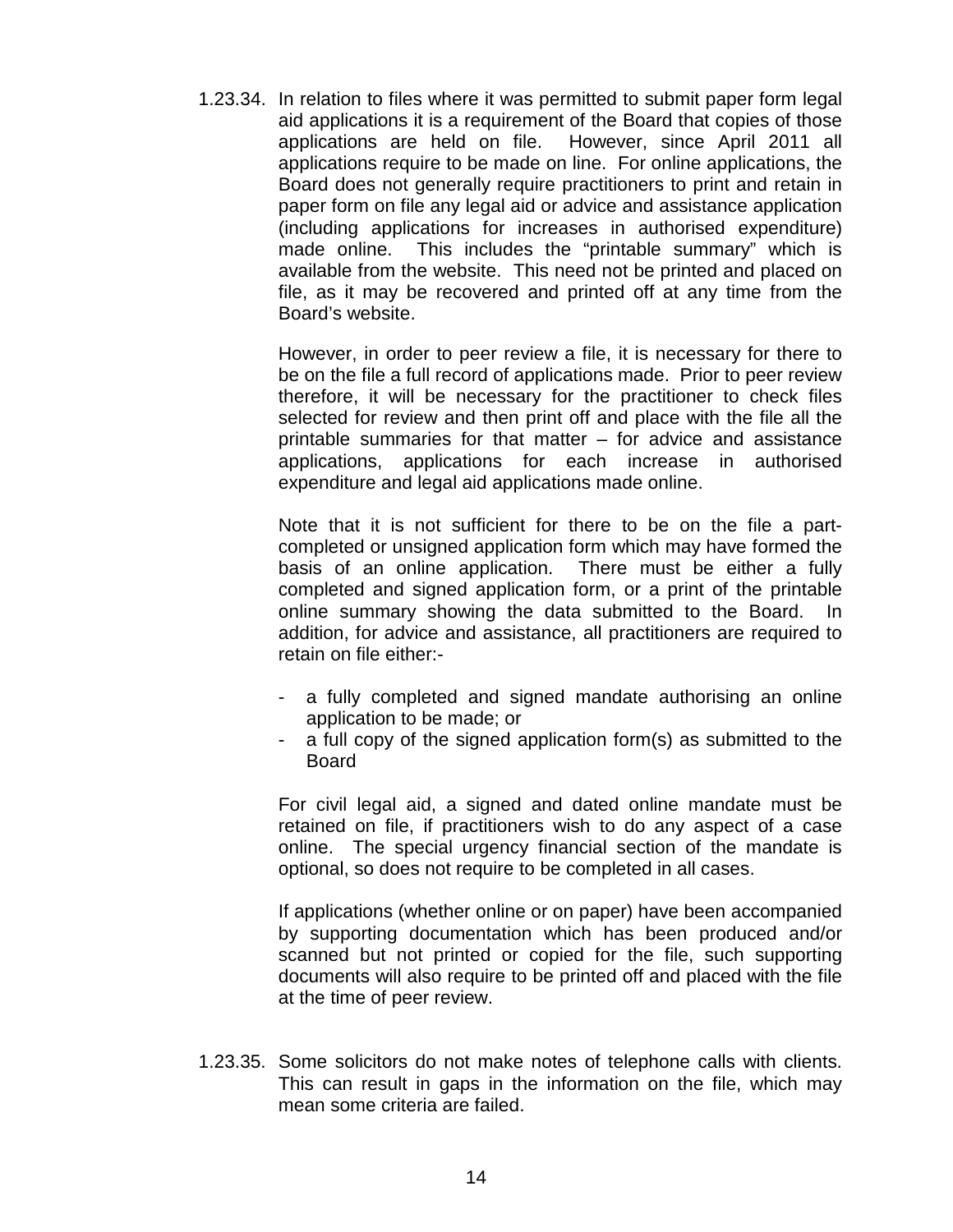1.23.34. In relation to files where it was permitted to submit paper form legal aid applications it is a requirement of the Board that copies of those applications are held on file. However, since April 2011 all applications require to be made on line. For online applications, the Board does not generally require practitioners to print and retain in paper form on file any legal aid or advice and assistance application (including applications for increases in authorised expenditure) made online. This includes the "printable summary" which is available from the website. This need not be printed and placed on file, as it may be recovered and printed off at any time from the Board's website.

However, in order to peer review a file, it is necessary for there to be on the file a full record of applications made. Prior to peer review therefore, it will be necessary for the practitioner to check files selected for review and then print off and place with the file all the printable summaries for that matter – for advice and assistance applications, applications for each increase in authorised expenditure and legal aid applications made online.

Note that it is not sufficient for there to be on the file a part-completed or unsigned application form which may have formed the basis of an online application. There must be either a fully completed and signed application form, or a print of the printable online summary showing the data submitted to the Board. In addition, for advice and assistance, all practitioners are required to retain on file either:-

- a fully completed and signed mandate authorising an online application to be made; or
- a full copy of the signed application form(s) as submitted to the Board

For civil legal aid, a signed and dated online mandate must be retained on file, if practitioners wish to do any aspect of a case online. The special urgency financial section of the mandate is optional, so does not require to be completed in all cases.

If applications (whether online or on paper) have been accompanied by supporting documentation which has been produced and/or scanned but not printed or copied for the file, such supporting documents will also require to be printed off and placed with the file at the time of peer review.

1.23.35. Some solicitors do not make notes of telephone calls with clients. This can result in gaps in the information on the file, which may mean some criteria are failed.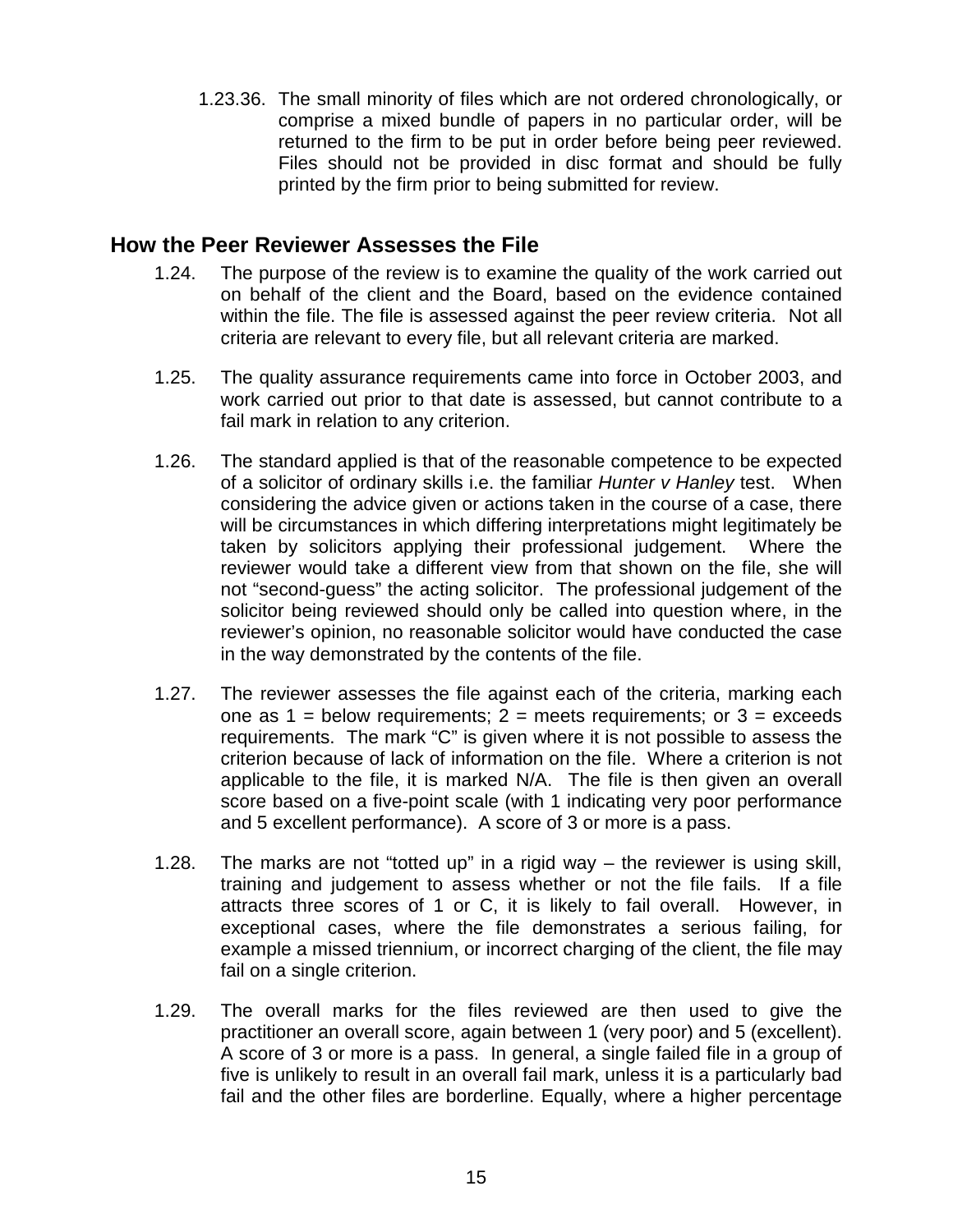1.23.36. The small minority of files which are not ordered chronologically, or comprise a mixed bundle of papers in no particular order, will be returned to the firm to be put in order before being peer reviewed. Files should not be provided in disc format and should be fully printed by the firm prior to being submitted for review.

## How the Peer Reviewer Assesses the File

1.24. The purpose of the review is to examine the quality of the work carried out on behalf of the client and the Board, based on the evidence contained within the file. The file is assessed against the peer review criteria. Not all criteria are relevant to every file, but all relevant criteria are marked.

1.25. The quality assurance requirements came into force in October 2003, and work carried out prior to that date is assessed, but cannot contribute to a fail mark in relation to any criterion.

1.26. The standard applied is that of the reasonable competence to be expected of a solicitor of ordinary skills i.e. the familiar *Hunter v Hanley* test. When considering the advice given or actions taken in the course of a case, there will be circumstances in which differing interpretations might legitimately be taken by solicitors applying their professional judgement. Where the reviewer would take a different view from that shown on the file, she will not "second-guess" the acting solicitor. The professional judgement of the solicitor being reviewed should only be called into question where, in the reviewer's opinion, no reasonable solicitor would have conducted the case in the way demonstrated by the contents of the file.

1.27. The reviewer assesses the file against each of the criteria, marking each one as 1 = below requirements; 2 = meets requirements; or 3 = exceeds requirements. The mark "C" is given where it is not possible to assess the criterion because of lack of information on the file. Where a criterion is not applicable to the file, it is marked N/A. The file is then given an overall score based on a five-point scale (with 1 indicating very poor performance and 5 excellent performance). A score of 3 or more is a pass.

1.28. The marks are not "totted up" in a rigid way – the reviewer is using skill, training and judgement to assess whether or not the file fails. If a file attracts three scores of 1 or C, it is likely to fail overall. However, in exceptional cases, where the file demonstrates a serious failing, for example a missed triennium, or incorrect charging of the client, the file may fail on a single criterion.

1.29. The overall marks for the files reviewed are then used to give the practitioner an overall score, again between 1 (very poor) and 5 (excellent). A score of 3 or more is a pass. In general, a single failed file in a group of five is unlikely to result in an overall fail mark, unless it is a particularly bad fail and the other files are borderline. Equally, where a higher percentage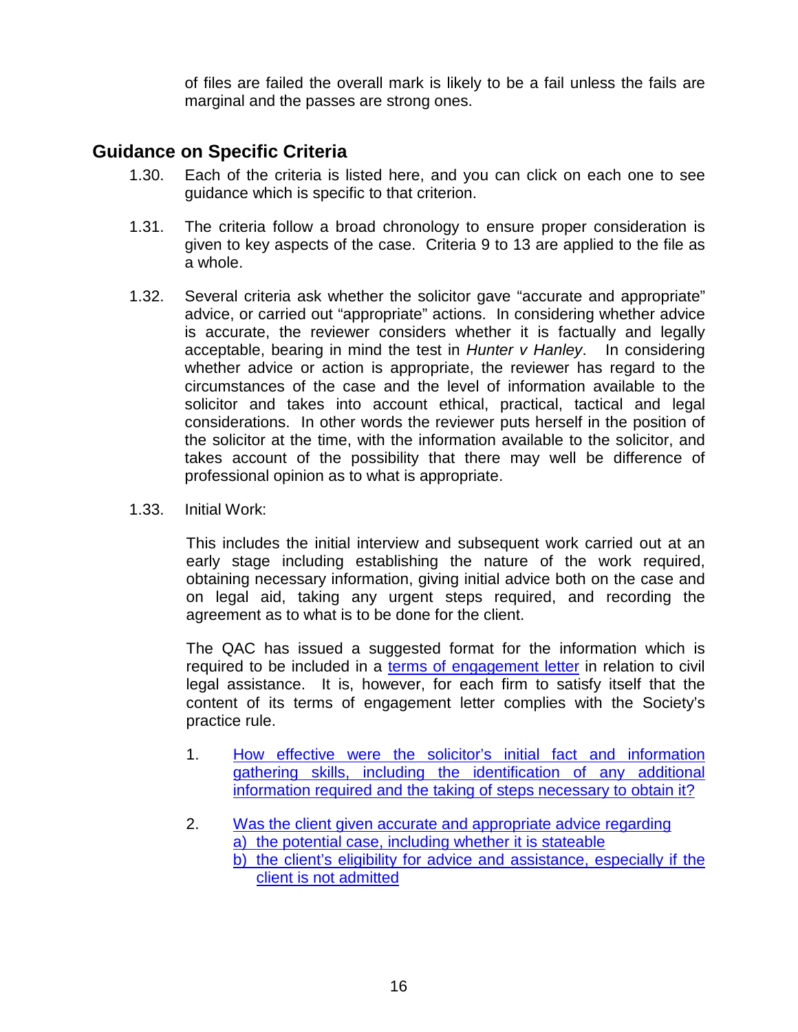of files are failed the overall mark is likely to be a fail unless the fails are marginal and the passes are strong ones.

## Guidance on Specific Criteria

1.30. Each of the criteria is listed here, and you can click on each one to see guidance which is specific to that criterion.

1.31. The criteria follow a broad chronology to ensure proper consideration is given to key aspects of the case. Criteria 9 to 13 are applied to the file as a whole.

1.32. Several criteria ask whether the solicitor gave "accurate and appropriate" advice, or carried out "appropriate" actions. In considering whether advice is accurate, the reviewer considers whether it is factually and legally acceptable, bearing in mind the test in *Hunter v Hanley*. In considering whether advice or action is appropriate, the reviewer has regard to the circumstances of the case and the level of information available to the solicitor and takes into account ethical, practical, tactical and legal considerations. In other words the reviewer puts herself in the position of the solicitor at the time, with the information available to the solicitor, and takes account of the possibility that there may well be difference of professional opinion as to what is appropriate.

1.33. Initial Work:

This includes the initial interview and subsequent work carried out at an early stage including establishing the nature of the work required, obtaining necessary information, giving initial advice both on the case and on legal aid, taking any urgent steps required, and recording the agreement as to what is to be done for the client.

The QAC has issued a suggested format for the information which is required to be included in a terms of engagement letter in relation to civil legal assistance. It is, however, for each firm to satisfy itself that the content of its terms of engagement letter complies with the Society's practice rule.

1. How effective were the solicitor's initial fact and information gathering skills, including the identification of any additional information required and the taking of steps necessary to obtain it?

2. Was the client given accurate and appropriate advice regarding
   a) the potential case, including whether it is stateable
   b) the client's eligibility for advice and assistance, especially if the client is not admitted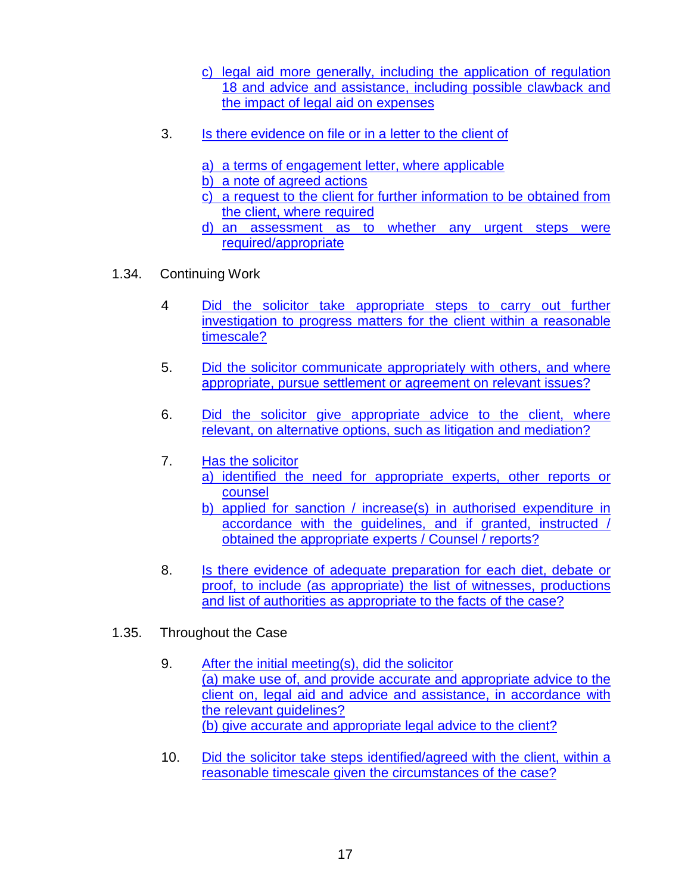c) legal aid more generally, including the application of regulation 18 and advice and assistance, including possible clawback and the impact of legal aid on expenses

3. Is there evidence on file or in a letter to the client of

   a) a terms of engagement letter, where applicable
   b) a note of agreed actions
   c) a request to the client for further information to be obtained from the client, where required
   d) an assessment as to whether any urgent steps were required/appropriate

1.34. Continuing Work

4 Did the solicitor take appropriate steps to carry out further investigation to progress matters for the client within a reasonable timescale?

5. Did the solicitor communicate appropriately with others, and where appropriate, pursue settlement or agreement on relevant issues?

6. Did the solicitor give appropriate advice to the client, where relevant, on alternative options, such as litigation and mediation?

7. Has the solicitor
   a) identified the need for appropriate experts, other reports or counsel
   b) applied for sanction / increase(s) in authorised expenditure in accordance with the guidelines, and if granted, instructed / obtained the appropriate experts / Counsel / reports?

8. Is there evidence of adequate preparation for each diet, debate or proof, to include (as appropriate) the list of witnesses, productions and list of authorities as appropriate to the facts of the case?

1.35. Throughout the Case

9. After the initial meeting(s), did the solicitor
   (a) make use of, and provide accurate and appropriate advice to the client on, legal aid and advice and assistance, in accordance with the relevant guidelines?
   (b) give accurate and appropriate legal advice to the client?

10. Did the solicitor take steps identified/agreed with the client, within a reasonable timescale given the circumstances of the case?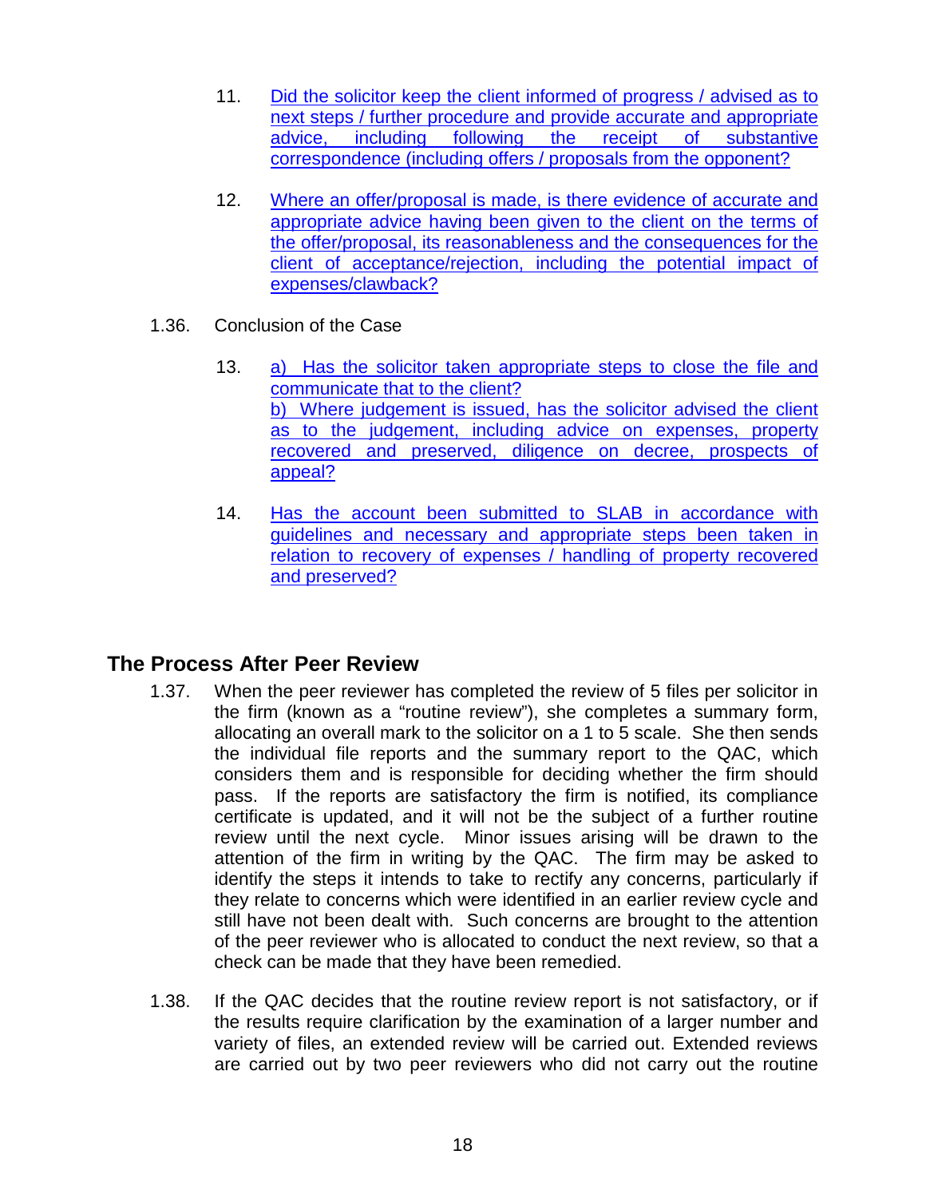11. Did the solicitor keep the client informed of progress / advised as to next steps / further procedure and provide accurate and appropriate advice, including following the receipt of substantive correspondence (including offers / proposals from the opponent?

12. Where an offer/proposal is made, is there evidence of accurate and appropriate advice having been given to the client on the terms of the offer/proposal, its reasonableness and the consequences for the client of acceptance/rejection, including the potential impact of expenses/clawback?

1.36. Conclusion of the Case

13. a) Has the solicitor taken appropriate steps to close the file and communicate that to the client?
    b) Where judgement is issued, has the solicitor advised the client as to the judgement, including advice on expenses, property recovered and preserved, diligence on decree, prospects of appeal?

14. Has the account been submitted to SLAB in accordance with guidelines and necessary and appropriate steps been taken in relation to recovery of expenses / handling of property recovered and preserved?

## The Process After Peer Review

1.37. When the peer reviewer has completed the review of 5 files per solicitor in the firm (known as a "routine review"), she completes a summary form, allocating an overall mark to the solicitor on a 1 to 5 scale. She then sends the individual file reports and the summary report to the QAC, which considers them and is responsible for deciding whether the firm should pass. If the reports are satisfactory the firm is notified, its compliance certificate is updated, and it will not be the subject of a further routine review until the next cycle. Minor issues arising will be drawn to the attention of the firm in writing by the QAC. The firm may be asked to identify the steps it intends to take to rectify any concerns, particularly if they relate to concerns which were identified in an earlier review cycle and still have not been dealt with. Such concerns are brought to the attention of the peer reviewer who is allocated to conduct the next review, so that a check can be made that they have been remedied.

1.38. If the QAC decides that the routine review report is not satisfactory, or if the results require clarification by the examination of a larger number and variety of files, an extended review will be carried out. Extended reviews are carried out by two peer reviewers who did not carry out the routine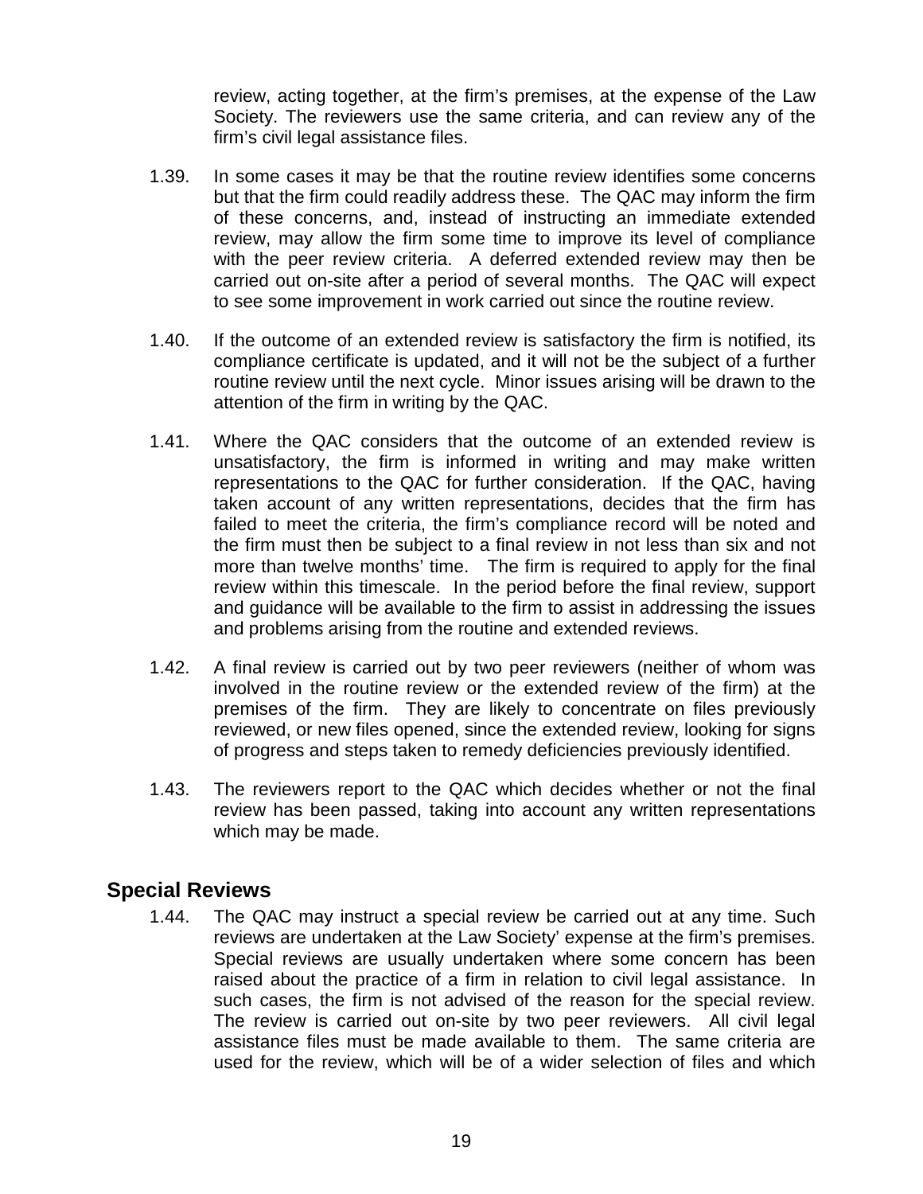review, acting together, at the firm's premises, at the expense of the Law Society. The reviewers use the same criteria, and can review any of the firm's civil legal assistance files.

1.39. In some cases it may be that the routine review identifies some concerns but that the firm could readily address these. The QAC may inform the firm of these concerns, and, instead of instructing an immediate extended review, may allow the firm some time to improve its level of compliance with the peer review criteria. A deferred extended review may then be carried out on-site after a period of several months. The QAC will expect to see some improvement in work carried out since the routine review.

1.40. If the outcome of an extended review is satisfactory the firm is notified, its compliance certificate is updated, and it will not be the subject of a further routine review until the next cycle. Minor issues arising will be drawn to the attention of the firm in writing by the QAC.

1.41. Where the QAC considers that the outcome of an extended review is unsatisfactory, the firm is informed in writing and may make written representations to the QAC for further consideration. If the QAC, having taken account of any written representations, decides that the firm has failed to meet the criteria, the firm's compliance record will be noted and the firm must then be subject to a final review in not less than six and not more than twelve months' time. The firm is required to apply for the final review within this timescale. In the period before the final review, support and guidance will be available to the firm to assist in addressing the issues and problems arising from the routine and extended reviews.

1.42. A final review is carried out by two peer reviewers (neither of whom was involved in the routine review or the extended review of the firm) at the premises of the firm. They are likely to concentrate on files previously reviewed, or new files opened, since the extended review, looking for signs of progress and steps taken to remedy deficiencies previously identified.

1.43. The reviewers report to the QAC which decides whether or not the final review has been passed, taking into account any written representations which may be made.

## Special Reviews

1.44. The QAC may instruct a special review be carried out at any time. Such reviews are undertaken at the Law Society' expense at the firm's premises. Special reviews are usually undertaken where some concern has been raised about the practice of a firm in relation to civil legal assistance. In such cases, the firm is not advised of the reason for the special review. The review is carried out on-site by two peer reviewers. All civil legal assistance files must be made available to them. The same criteria are used for the review, which will be of a wider selection of files and which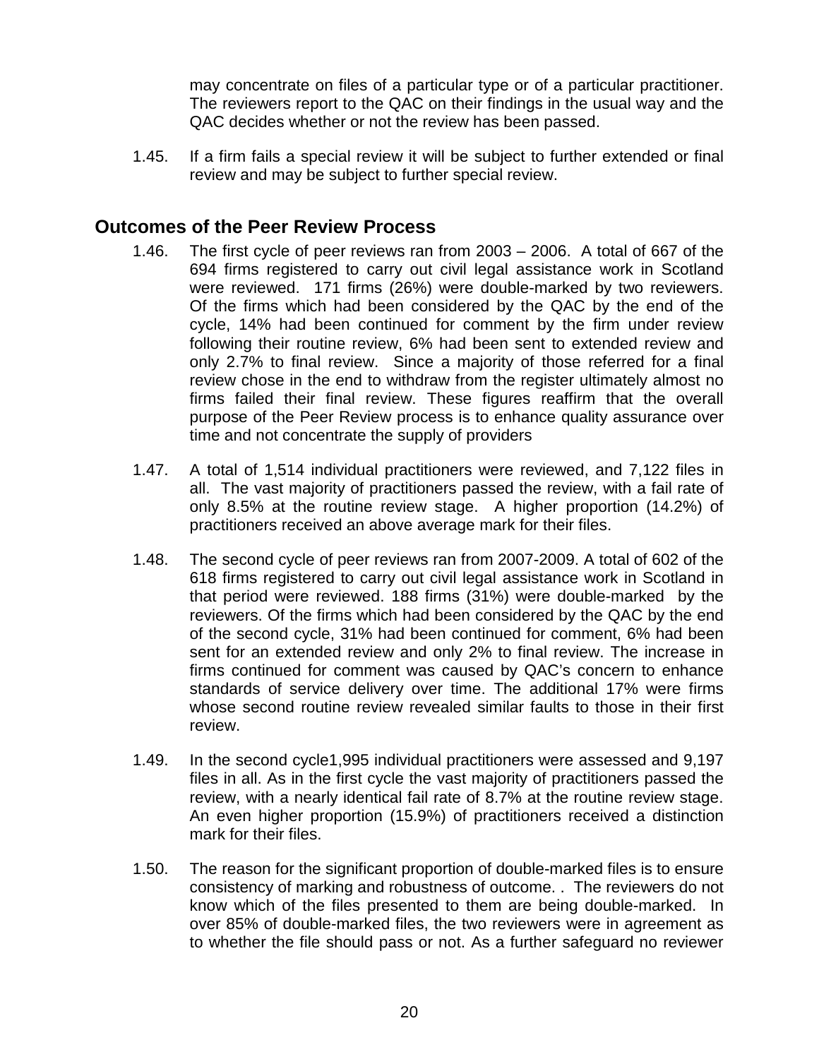may concentrate on files of a particular type or of a particular practitioner. The reviewers report to the QAC on their findings in the usual way and the QAC decides whether or not the review has been passed.

1.45. If a firm fails a special review it will be subject to further extended or final review and may be subject to further special review.

## Outcomes of the Peer Review Process

1.46. The first cycle of peer reviews ran from 2003 – 2006. A total of 667 of the 694 firms registered to carry out civil legal assistance work in Scotland were reviewed. 171 firms (26%) were double-marked by two reviewers. Of the firms which had been considered by the QAC by the end of the cycle, 14% had been continued for comment by the firm under review following their routine review, 6% had been sent to extended review and only 2.7% to final review. Since a majority of those referred for a final review chose in the end to withdraw from the register ultimately almost no firms failed their final review. These figures reaffirm that the overall purpose of the Peer Review process is to enhance quality assurance over time and not concentrate the supply of providers

1.47. A total of 1,514 individual practitioners were reviewed, and 7,122 files in all. The vast majority of practitioners passed the review, with a fail rate of only 8.5% at the routine review stage. A higher proportion (14.2%) of practitioners received an above average mark for their files.

1.48. The second cycle of peer reviews ran from 2007-2009. A total of 602 of the 618 firms registered to carry out civil legal assistance work in Scotland in that period were reviewed. 188 firms (31%) were double-marked by the reviewers. Of the firms which had been considered by the QAC by the end of the second cycle, 31% had been continued for comment, 6% had been sent for an extended review and only 2% to final review. The increase in firms continued for comment was caused by QAC's concern to enhance standards of service delivery over time. The additional 17% were firms whose second routine review revealed similar faults to those in their first review.

1.49. In the second cycle1,995 individual practitioners were assessed and 9,197 files in all. As in the first cycle the vast majority of practitioners passed the review, with a nearly identical fail rate of 8.7% at the routine review stage. An even higher proportion (15.9%) of practitioners received a distinction mark for their files.

1.50. The reason for the significant proportion of double-marked files is to ensure consistency of marking and robustness of outcome. . The reviewers do not know which of the files presented to them are being double-marked. In over 85% of double-marked files, the two reviewers were in agreement as to whether the file should pass or not. As a further safeguard no reviewer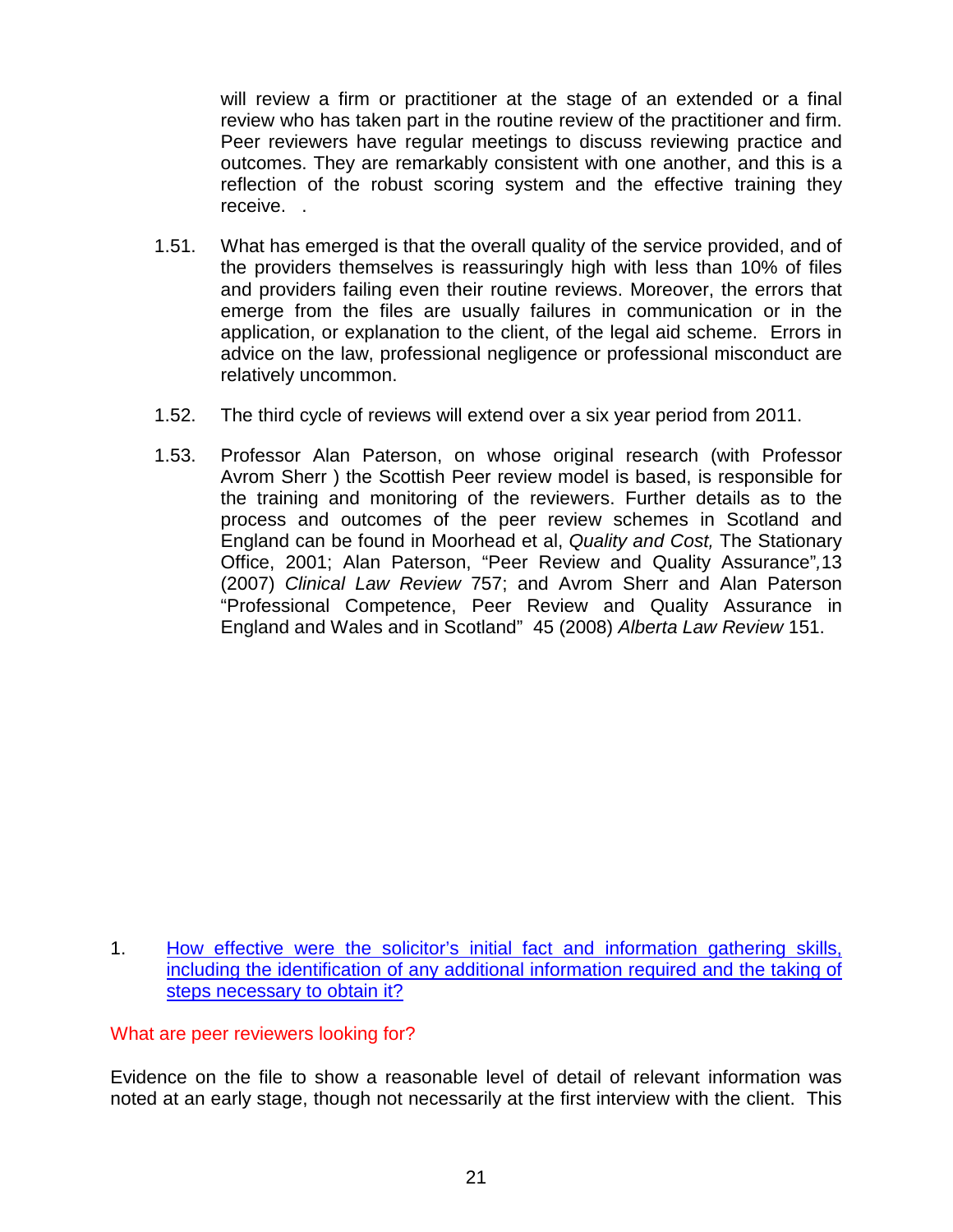will review a firm or practitioner at the stage of an extended or a final review who has taken part in the routine review of the practitioner and firm. Peer reviewers have regular meetings to discuss reviewing practice and outcomes. They are remarkably consistent with one another, and this is a reflection of the robust scoring system and the effective training they receive. .

1.51. What has emerged is that the overall quality of the service provided, and of the providers themselves is reassuringly high with less than 10% of files and providers failing even their routine reviews. Moreover, the errors that emerge from the files are usually failures in communication or in the application, or explanation to the client, of the legal aid scheme. Errors in advice on the law, professional negligence or professional misconduct are relatively uncommon.

1.52. The third cycle of reviews will extend over a six year period from 2011.

1.53. Professor Alan Paterson, on whose original research (with Professor Avrom Sherr ) the Scottish Peer review model is based, is responsible for the training and monitoring of the reviewers. Further details as to the process and outcomes of the peer review schemes in Scotland and England can be found in Moorhead et al, *Quality and Cost,* The Stationary Office, 2001; Alan Paterson, "Peer Review and Quality Assurance",13 (2007) *Clinical Law Review* 757; and Avrom Sherr and Alan Paterson "Professional Competence, Peer Review and Quality Assurance in England and Wales and in Scotland" 45 (2008) *Alberta Law Review* 151.

1. How effective were the solicitor's initial fact and information gathering skills, including the identification of any additional information required and the taking of steps necessary to obtain it?

## What are peer reviewers looking for?

Evidence on the file to show a reasonable level of detail of relevant information was noted at an early stage, though not necessarily at the first interview with the client. This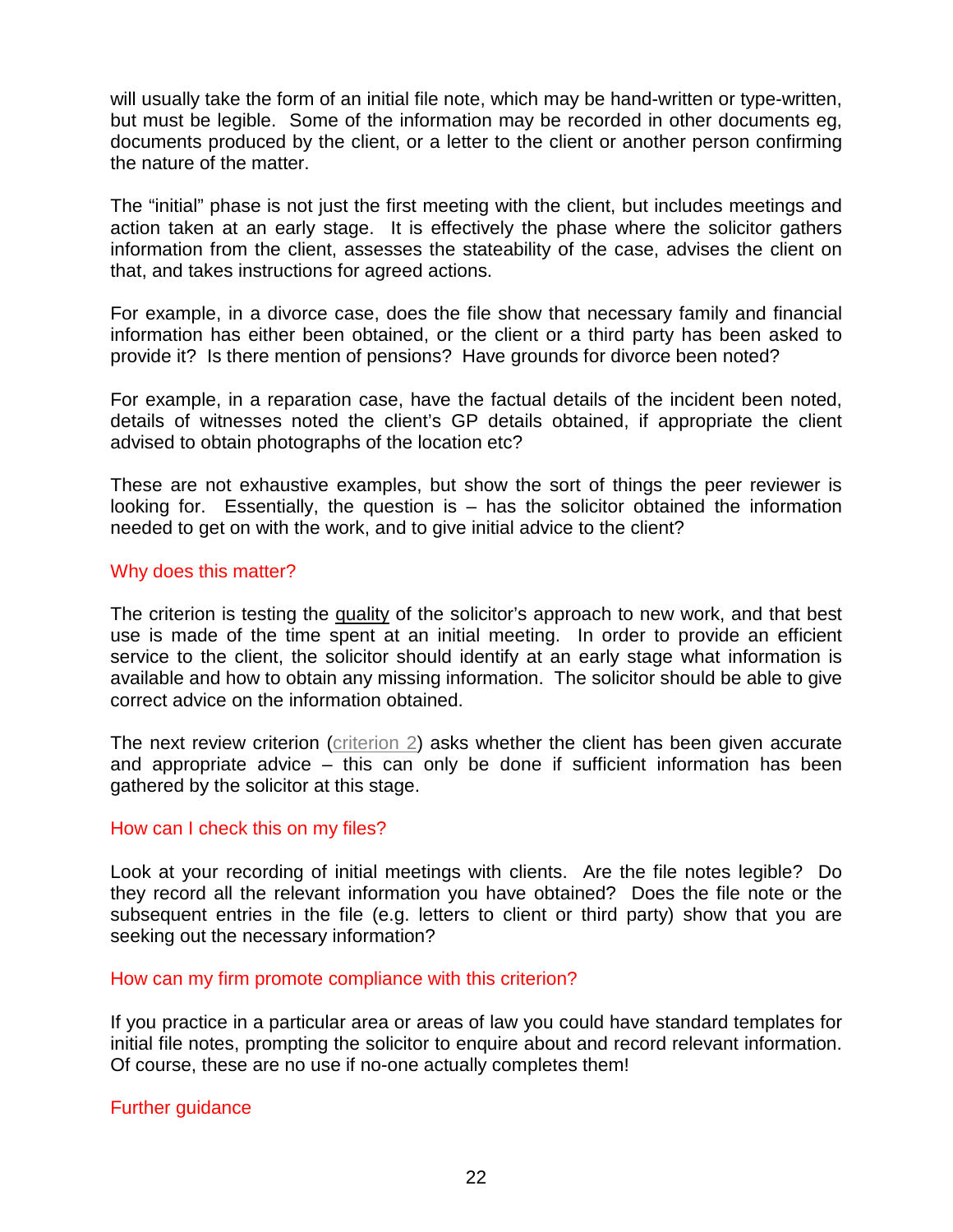will usually take the form of an initial file note, which may be hand-written or type-written, but must be legible. Some of the information may be recorded in other documents eg, documents produced by the client, or a letter to the client or another person confirming the nature of the matter.

The "initial" phase is not just the first meeting with the client, but includes meetings and action taken at an early stage. It is effectively the phase where the solicitor gathers information from the client, assesses the stateability of the case, advises the client on that, and takes instructions for agreed actions.

For example, in a divorce case, does the file show that necessary family and financial information has either been obtained, or the client or a third party has been asked to provide it? Is there mention of pensions? Have grounds for divorce been noted?

For example, in a reparation case, have the factual details of the incident been noted, details of witnesses noted the client's GP details obtained, if appropriate the client advised to obtain photographs of the location etc?

These are not exhaustive examples, but show the sort of things the peer reviewer is looking for. Essentially, the question is – has the solicitor obtained the information needed to get on with the work, and to give initial advice to the client?

### Why does this matter?

The criterion is testing the <u>quality</u> of the solicitor's approach to new work, and that best use is made of the time spent at an initial meeting. In order to provide an efficient service to the client, the solicitor should identify at an early stage what information is available and how to obtain any missing information. The solicitor should be able to give correct advice on the information obtained.

The next review criterion (criterion 2) asks whether the client has been given accurate and appropriate advice – this can only be done if sufficient information has been gathered by the solicitor at this stage.

### How can I check this on my files?

Look at your recording of initial meetings with clients. Are the file notes legible? Do they record all the relevant information you have obtained? Does the file note or the subsequent entries in the file (e.g. letters to client or third party) show that you are seeking out the necessary information?

### How can my firm promote compliance with this criterion?

If you practice in a particular area or areas of law you could have standard templates for initial file notes, prompting the solicitor to enquire about and record relevant information. Of course, these are no use if no-one actually completes them!

### Further guidance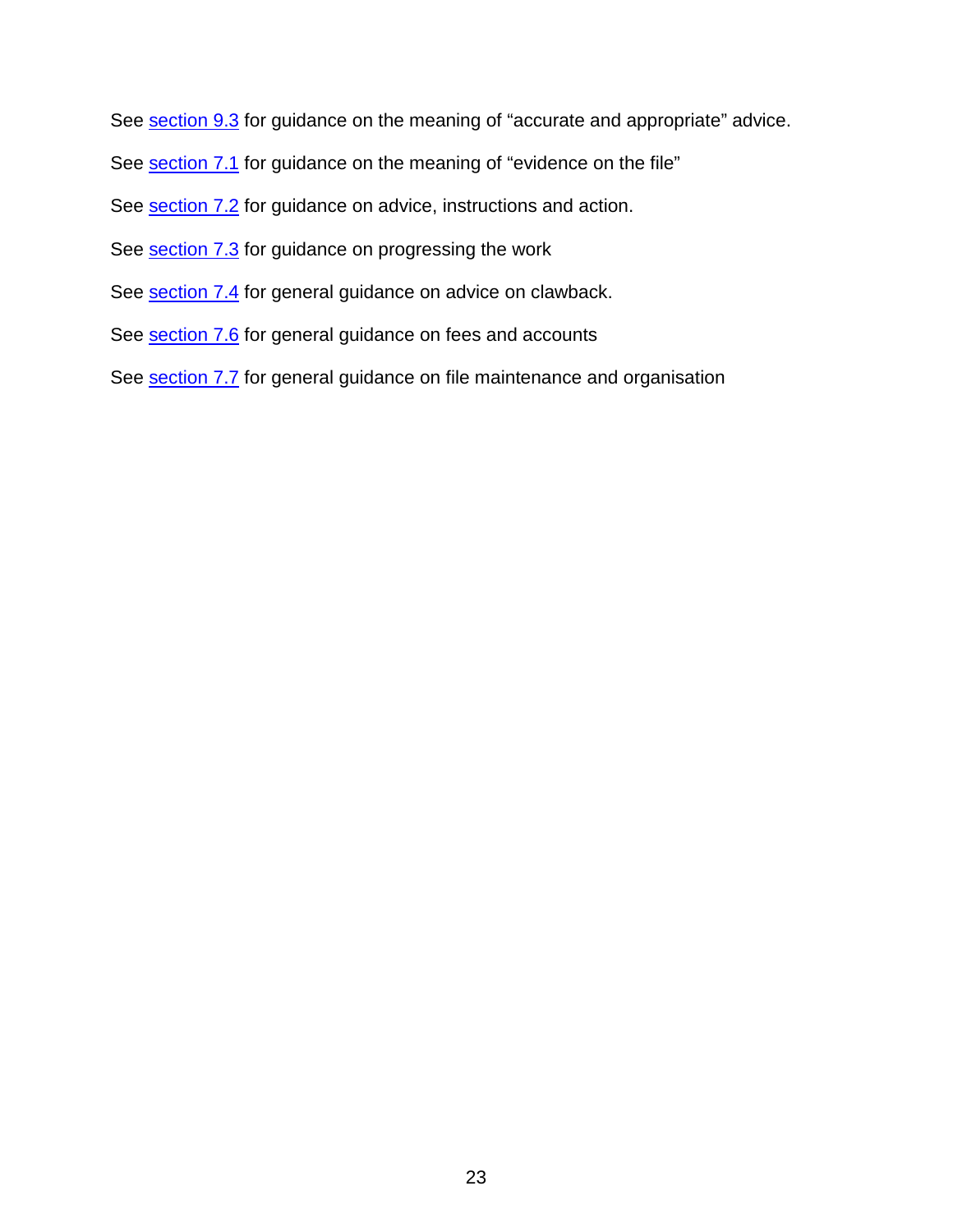See section 9.3 for guidance on the meaning of "accurate and appropriate" advice.

See section 7.1 for guidance on the meaning of "evidence on the file"

See section 7.2 for guidance on advice, instructions and action.

See section 7.3 for guidance on progressing the work

See section 7.4 for general guidance on advice on clawback.

See section 7.6 for general guidance on fees and accounts

See section 7.7 for general guidance on file maintenance and organisation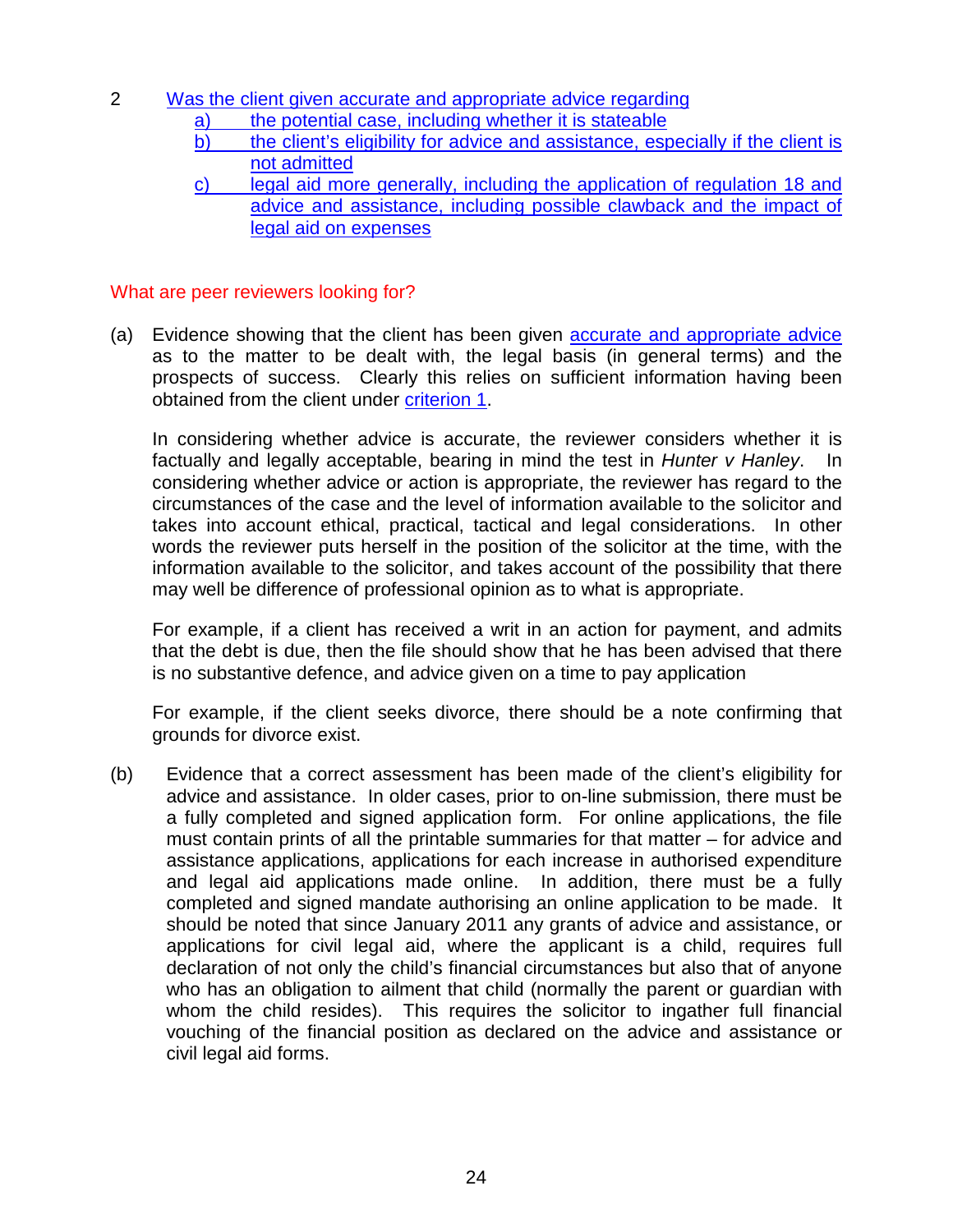2 Was the client given accurate and appropriate advice regarding

   a) the potential case, including whether it is stateable
   b) the client's eligibility for advice and assistance, especially if the client is not admitted
   c) legal aid more generally, including the application of regulation 18 and advice and assistance, including possible clawback and the impact of legal aid on expenses

What are peer reviewers looking for?

(a) Evidence showing that the client has been given accurate and appropriate advice as to the matter to be dealt with, the legal basis (in general terms) and the prospects of success. Clearly this relies on sufficient information having been obtained from the client under criterion 1.

In considering whether advice is accurate, the reviewer considers whether it is factually and legally acceptable, bearing in mind the test in *Hunter v Hanley*. In considering whether advice or action is appropriate, the reviewer has regard to the circumstances of the case and the level of information available to the solicitor and takes into account ethical, practical, tactical and legal considerations. In other words the reviewer puts herself in the position of the solicitor at the time, with the information available to the solicitor, and takes account of the possibility that there may well be difference of professional opinion as to what is appropriate.

For example, if a client has received a writ in an action for payment, and admits that the debt is due, then the file should show that he has been advised that there is no substantive defence, and advice given on a time to pay application

For example, if the client seeks divorce, there should be a note confirming that grounds for divorce exist.

(b) Evidence that a correct assessment has been made of the client's eligibility for advice and assistance. In older cases, prior to on-line submission, there must be a fully completed and signed application form. For online applications, the file must contain prints of all the printable summaries for that matter – for advice and assistance applications, applications for each increase in authorised expenditure and legal aid applications made online. In addition, there must be a fully completed and signed mandate authorising an online application to be made. It should be noted that since January 2011 any grants of advice and assistance, or applications for civil legal aid, where the applicant is a child, requires full declaration of not only the child's financial circumstances but also that of anyone who has an obligation to ailment that child (normally the parent or guardian with whom the child resides). This requires the solicitor to ingather full financial vouching of the financial position as declared on the advice and assistance or civil legal aid forms.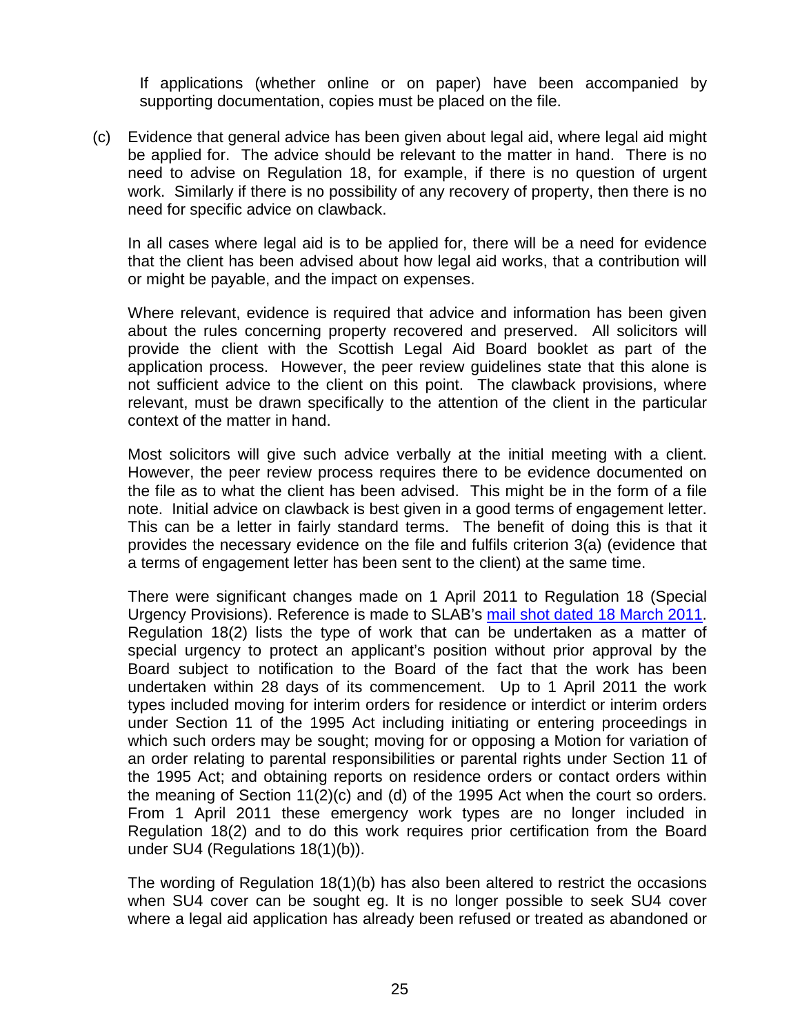If applications (whether online or on paper) have been accompanied by supporting documentation, copies must be placed on the file.

(c) Evidence that general advice has been given about legal aid, where legal aid might be applied for. The advice should be relevant to the matter in hand. There is no need to advise on Regulation 18, for example, if there is no question of urgent work. Similarly if there is no possibility of any recovery of property, then there is no need for specific advice on clawback.

In all cases where legal aid is to be applied for, there will be a need for evidence that the client has been advised about how legal aid works, that a contribution will or might be payable, and the impact on expenses.

Where relevant, evidence is required that advice and information has been given about the rules concerning property recovered and preserved. All solicitors will provide the client with the Scottish Legal Aid Board booklet as part of the application process. However, the peer review guidelines state that this alone is not sufficient advice to the client on this point. The clawback provisions, where relevant, must be drawn specifically to the attention of the client in the particular context of the matter in hand.

Most solicitors will give such advice verbally at the initial meeting with a client. However, the peer review process requires there to be evidence documented on the file as to what the client has been advised. This might be in the form of a file note. Initial advice on clawback is best given in a good terms of engagement letter. This can be a letter in fairly standard terms. The benefit of doing this is that it provides the necessary evidence on the file and fulfils criterion 3(a) (evidence that a terms of engagement letter has been sent to the client) at the same time.

There were significant changes made on 1 April 2011 to Regulation 18 (Special Urgency Provisions). Reference is made to SLAB's mail shot dated 18 March 2011. Regulation 18(2) lists the type of work that can be undertaken as a matter of special urgency to protect an applicant's position without prior approval by the Board subject to notification to the Board of the fact that the work has been undertaken within 28 days of its commencement. Up to 1 April 2011 the work types included moving for interim orders for residence or interdict or interim orders under Section 11 of the 1995 Act including initiating or entering proceedings in which such orders may be sought; moving for or opposing a Motion for variation of an order relating to parental responsibilities or parental rights under Section 11 of the 1995 Act; and obtaining reports on residence orders or contact orders within the meaning of Section 11(2)(c) and (d) of the 1995 Act when the court so orders. From 1 April 2011 these emergency work types are no longer included in Regulation 18(2) and to do this work requires prior certification from the Board under SU4 (Regulations 18(1)(b)).

The wording of Regulation 18(1)(b) has also been altered to restrict the occasions when SU4 cover can be sought eg. It is no longer possible to seek SU4 cover where a legal aid application has already been refused or treated as abandoned or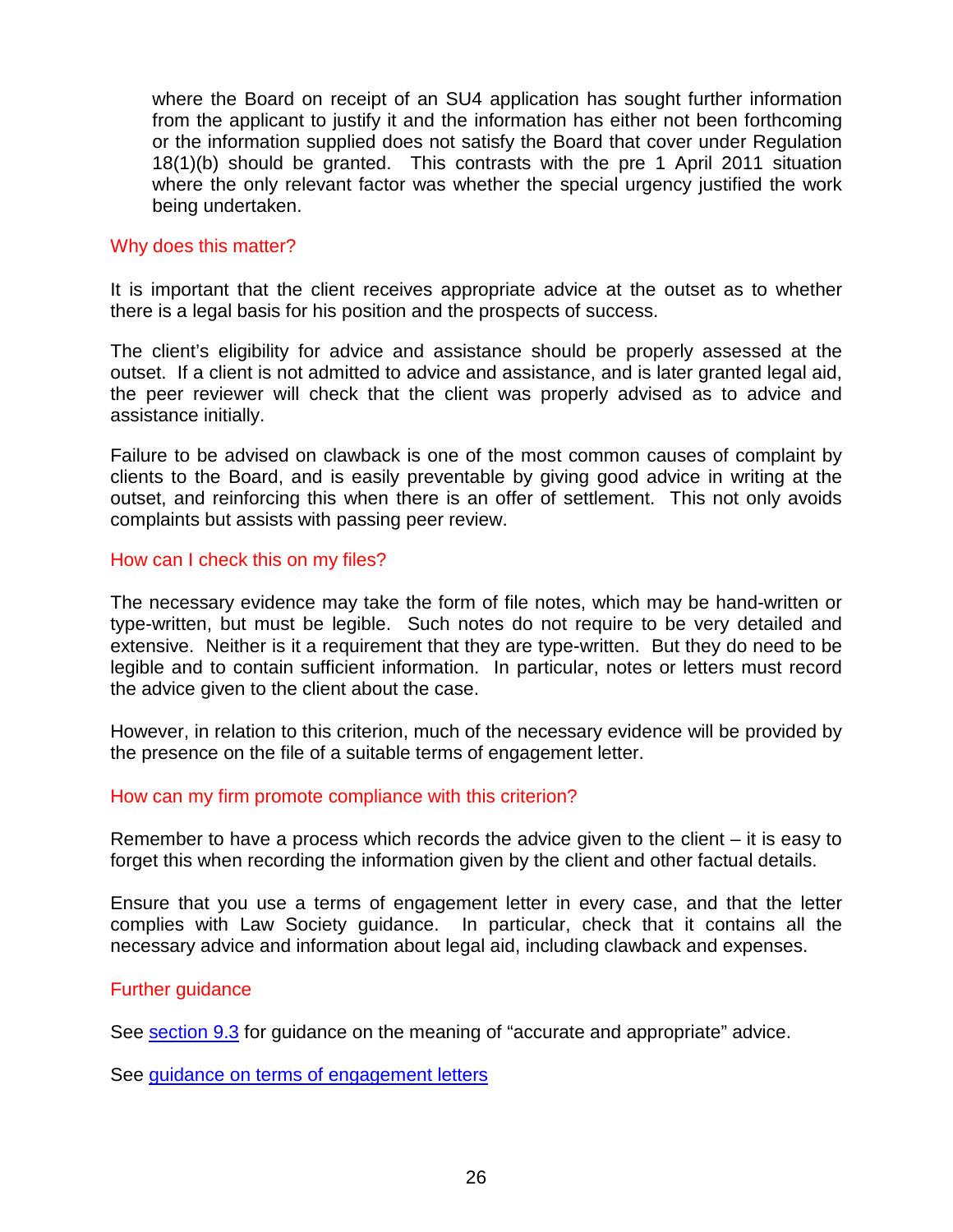where the Board on receipt of an SU4 application has sought further information from the applicant to justify it and the information has either not been forthcoming or the information supplied does not satisfy the Board that cover under Regulation 18(1)(b) should be granted. This contrasts with the pre 1 April 2011 situation where the only relevant factor was whether the special urgency justified the work being undertaken.

### Why does this matter?

It is important that the client receives appropriate advice at the outset as to whether there is a legal basis for his position and the prospects of success.

The client's eligibility for advice and assistance should be properly assessed at the outset. If a client is not admitted to advice and assistance, and is later granted legal aid, the peer reviewer will check that the client was properly advised as to advice and assistance initially.

Failure to be advised on clawback is one of the most common causes of complaint by clients to the Board, and is easily preventable by giving good advice in writing at the outset, and reinforcing this when there is an offer of settlement. This not only avoids complaints but assists with passing peer review.

### How can I check this on my files?

The necessary evidence may take the form of file notes, which may be hand-written or type-written, but must be legible. Such notes do not require to be very detailed and extensive. Neither is it a requirement that they are type-written. But they do need to be legible and to contain sufficient information. In particular, notes or letters must record the advice given to the client about the case.

However, in relation to this criterion, much of the necessary evidence will be provided by the presence on the file of a suitable terms of engagement letter.

### How can my firm promote compliance with this criterion?

Remember to have a process which records the advice given to the client – it is easy to forget this when recording the information given by the client and other factual details.

Ensure that you use a terms of engagement letter in every case, and that the letter complies with Law Society guidance. In particular, check that it contains all the necessary advice and information about legal aid, including clawback and expenses.

### Further guidance

See section 9.3 for guidance on the meaning of "accurate and appropriate" advice.

See guidance on terms of engagement letters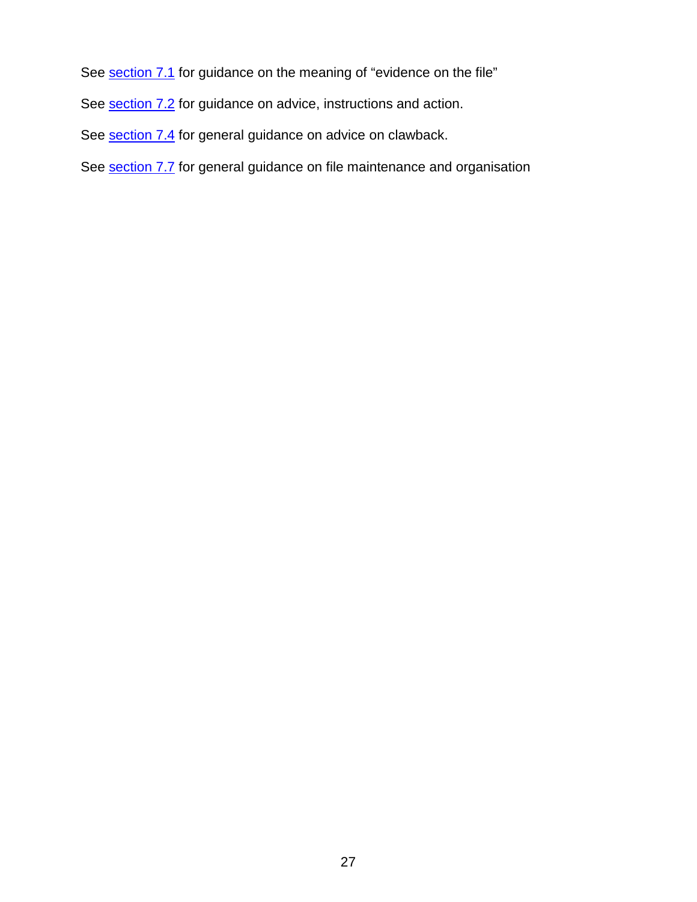See section 7.1 for guidance on the meaning of "evidence on the file"

See section 7.2 for guidance on advice, instructions and action.

See section 7.4 for general guidance on advice on clawback.

See section 7.7 for general guidance on file maintenance and organisation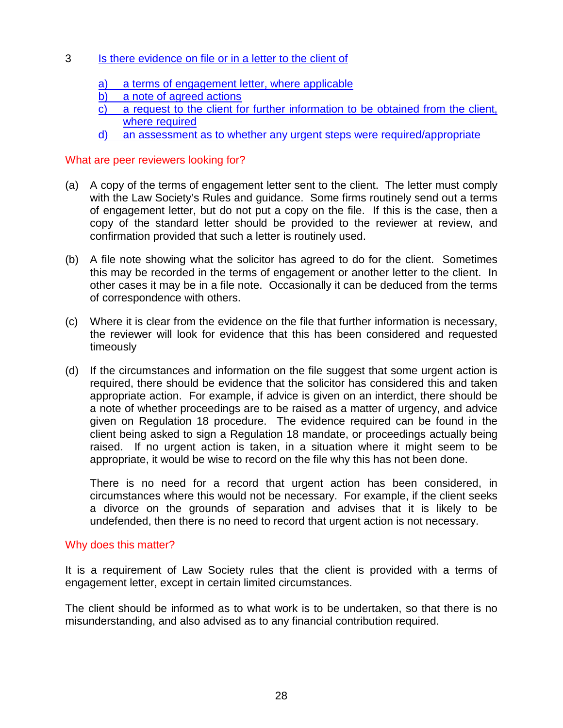3 Is there evidence on file or in a letter to the client of

a) a terms of engagement letter, where applicable
b) a note of agreed actions
c) a request to the client for further information to be obtained from the client, where required
d) an assessment as to whether any urgent steps were required/appropriate

## What are peer reviewers looking for?

(a) A copy of the terms of engagement letter sent to the client. The letter must comply with the Law Society's Rules and guidance. Some firms routinely send out a terms of engagement letter, but do not put a copy on the file. If this is the case, then a copy of the standard letter should be provided to the reviewer at review, and confirmation provided that such a letter is routinely used.

(b) A file note showing what the solicitor has agreed to do for the client. Sometimes this may be recorded in the terms of engagement or another letter to the client. In other cases it may be in a file note. Occasionally it can be deduced from the terms of correspondence with others.

(c) Where it is clear from the evidence on the file that further information is necessary, the reviewer will look for evidence that this has been considered and requested timeously

(d) If the circumstances and information on the file suggest that some urgent action is required, there should be evidence that the solicitor has considered this and taken appropriate action. For example, if advice is given on an interdict, there should be a note of whether proceedings are to be raised as a matter of urgency, and advice given on Regulation 18 procedure. The evidence required can be found in the client being asked to sign a Regulation 18 mandate, or proceedings actually being raised. If no urgent action is taken, in a situation where it might seem to be appropriate, it would be wise to record on the file why this has not been done.

    There is no need for a record that urgent action has been considered, in circumstances where this would not be necessary. For example, if the client seeks a divorce on the grounds of separation and advises that it is likely to be undefended, then there is no need to record that urgent action is not necessary.

## Why does this matter?

It is a requirement of Law Society rules that the client is provided with a terms of engagement letter, except in certain limited circumstances.

The client should be informed as to what work is to be undertaken, so that there is no misunderstanding, and also advised as to any financial contribution required.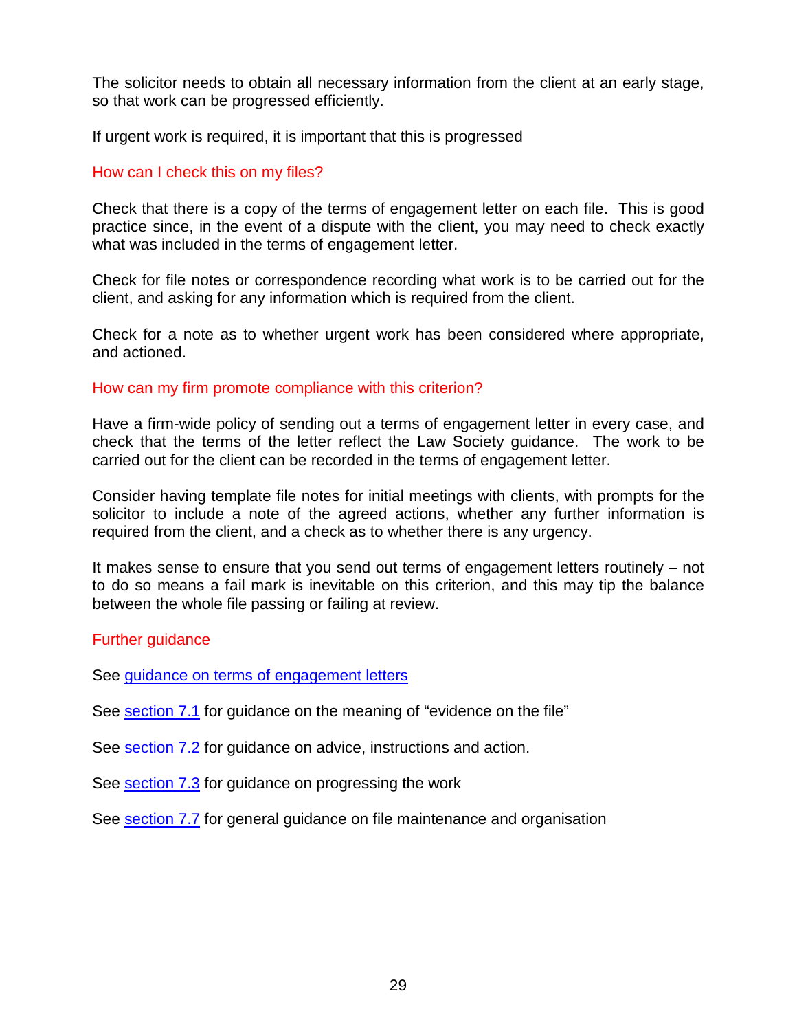The solicitor needs to obtain all necessary information from the client at an early stage, so that work can be progressed efficiently.

If urgent work is required, it is important that this is progressed

### How can I check this on my files?

Check that there is a copy of the terms of engagement letter on each file. This is good practice since, in the event of a dispute with the client, you may need to check exactly what was included in the terms of engagement letter.

Check for file notes or correspondence recording what work is to be carried out for the client, and asking for any information which is required from the client.

Check for a note as to whether urgent work has been considered where appropriate, and actioned.

### How can my firm promote compliance with this criterion?

Have a firm-wide policy of sending out a terms of engagement letter in every case, and check that the terms of the letter reflect the Law Society guidance. The work to be carried out for the client can be recorded in the terms of engagement letter.

Consider having template file notes for initial meetings with clients, with prompts for the solicitor to include a note of the agreed actions, whether any further information is required from the client, and a check as to whether there is any urgency.

It makes sense to ensure that you send out terms of engagement letters routinely – not to do so means a fail mark is inevitable on this criterion, and this may tip the balance between the whole file passing or failing at review.

### Further guidance

See guidance on terms of engagement letters

See section 7.1 for guidance on the meaning of “evidence on the file”

See section 7.2 for guidance on advice, instructions and action.

See section 7.3 for guidance on progressing the work

See section 7.7 for general guidance on file maintenance and organisation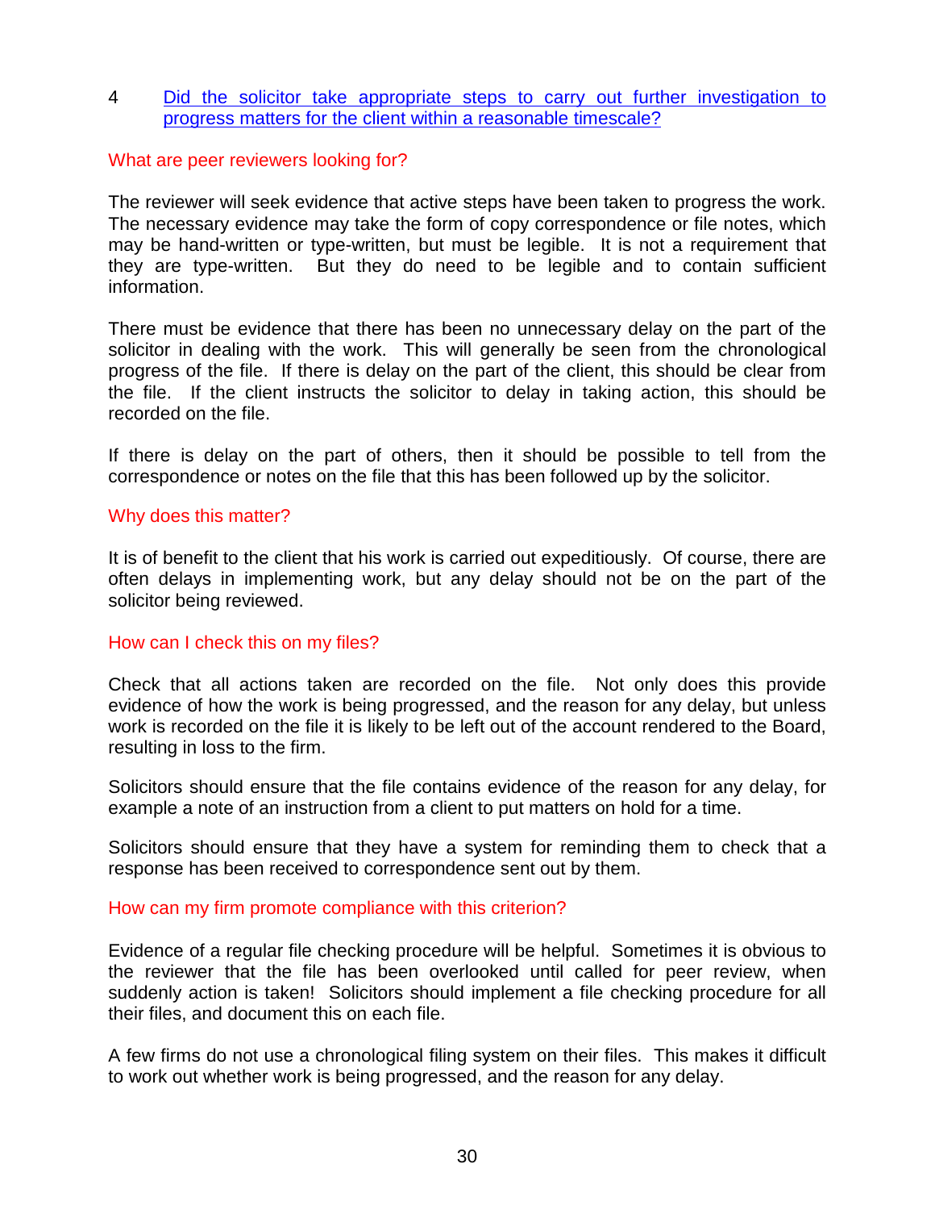## 4 Did the solicitor take appropriate steps to carry out further investigation to progress matters for the client within a reasonable timescale?

### What are peer reviewers looking for?

The reviewer will seek evidence that active steps have been taken to progress the work. The necessary evidence may take the form of copy correspondence or file notes, which may be hand-written or type-written, but must be legible. It is not a requirement that they are type-written. But they do need to be legible and to contain sufficient information.

There must be evidence that there has been no unnecessary delay on the part of the solicitor in dealing with the work. This will generally be seen from the chronological progress of the file. If there is delay on the part of the client, this should be clear from the file. If the client instructs the solicitor to delay in taking action, this should be recorded on the file.

If there is delay on the part of others, then it should be possible to tell from the correspondence or notes on the file that this has been followed up by the solicitor.

### Why does this matter?

It is of benefit to the client that his work is carried out expeditiously. Of course, there are often delays in implementing work, but any delay should not be on the part of the solicitor being reviewed.

### How can I check this on my files?

Check that all actions taken are recorded on the file. Not only does this provide evidence of how the work is being progressed, and the reason for any delay, but unless work is recorded on the file it is likely to be left out of the account rendered to the Board, resulting in loss to the firm.

Solicitors should ensure that the file contains evidence of the reason for any delay, for example a note of an instruction from a client to put matters on hold for a time.

Solicitors should ensure that they have a system for reminding them to check that a response has been received to correspondence sent out by them.

### How can my firm promote compliance with this criterion?

Evidence of a regular file checking procedure will be helpful. Sometimes it is obvious to the reviewer that the file has been overlooked until called for peer review, when suddenly action is taken! Solicitors should implement a file checking procedure for all their files, and document this on each file.

A few firms do not use a chronological filing system on their files. This makes it difficult to work out whether work is being progressed, and the reason for any delay.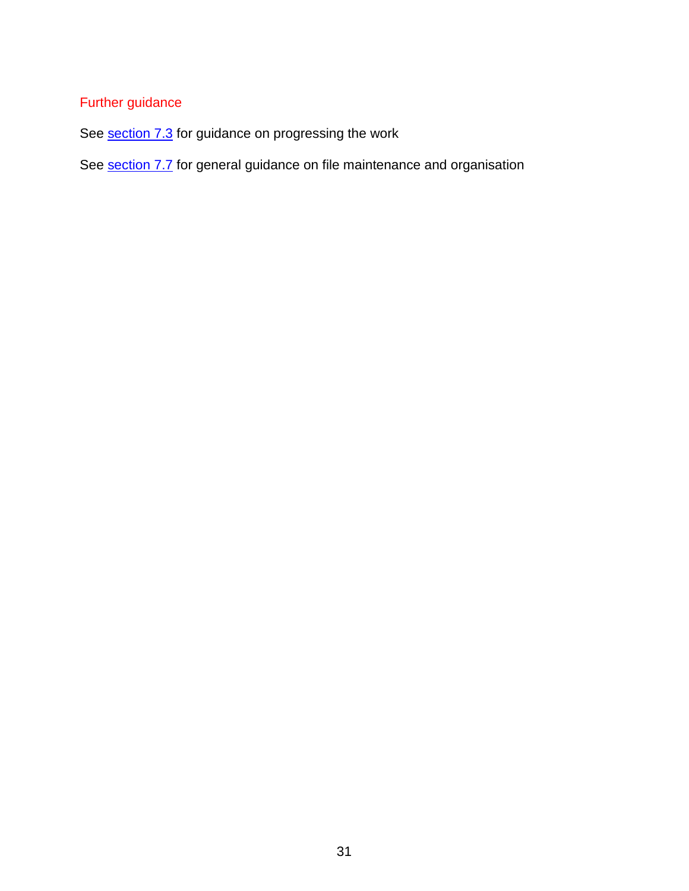### Further guidance

See section 7.3 for guidance on progressing the work

See section 7.7 for general guidance on file maintenance and organisation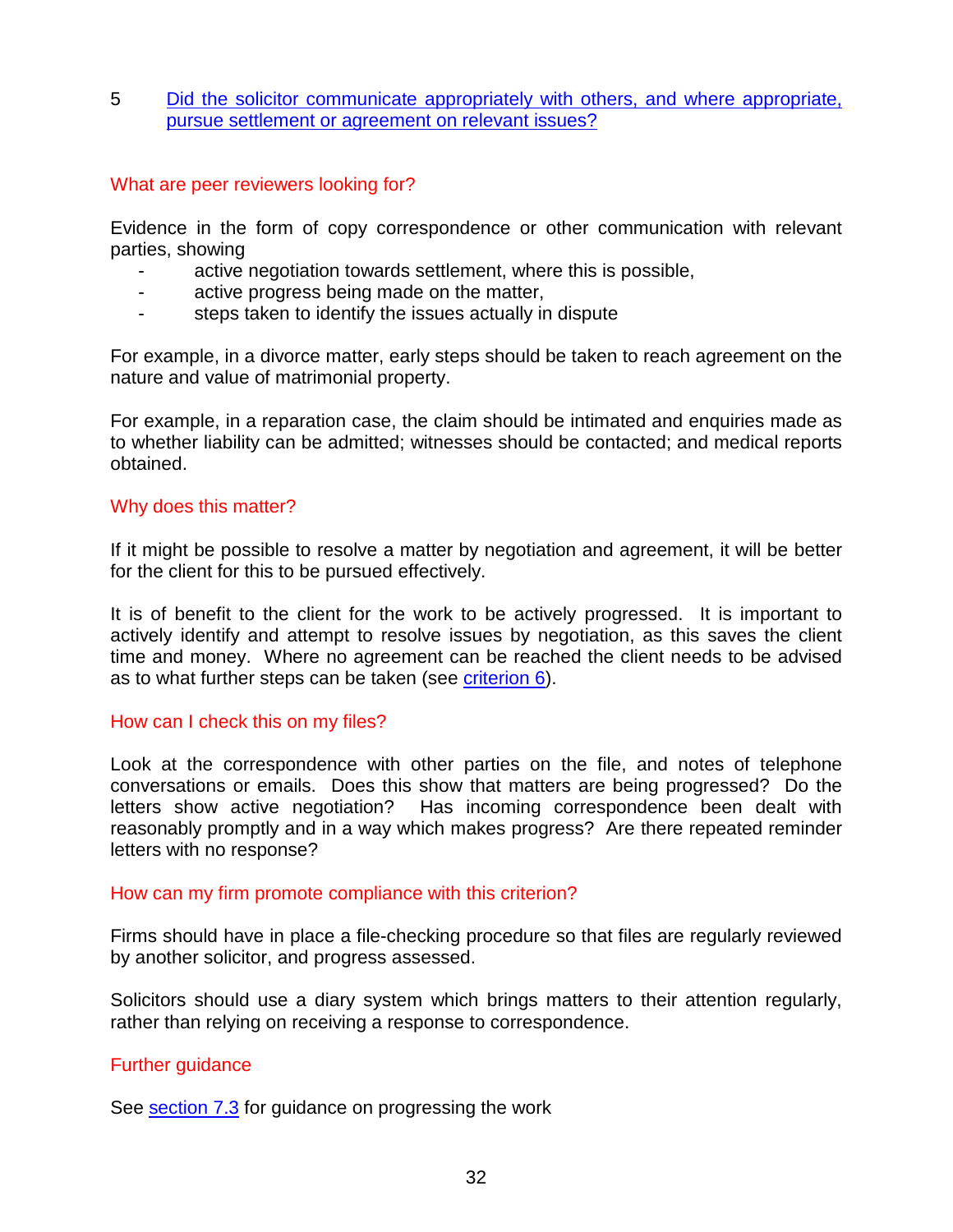## 5 Did the solicitor communicate appropriately with others, and where appropriate, pursue settlement or agreement on relevant issues?

### What are peer reviewers looking for?

Evidence in the form of copy correspondence or other communication with relevant parties, showing

- active negotiation towards settlement, where this is possible,
- active progress being made on the matter,
- steps taken to identify the issues actually in dispute

For example, in a divorce matter, early steps should be taken to reach agreement on the nature and value of matrimonial property.

For example, in a reparation case, the claim should be intimated and enquiries made as to whether liability can be admitted; witnesses should be contacted; and medical reports obtained.

### Why does this matter?

If it might be possible to resolve a matter by negotiation and agreement, it will be better for the client for this to be pursued effectively.

It is of benefit to the client for the work to be actively progressed. It is important to actively identify and attempt to resolve issues by negotiation, as this saves the client time and money. Where no agreement can be reached the client needs to be advised as to what further steps can be taken (see criterion 6).

### How can I check this on my files?

Look at the correspondence with other parties on the file, and notes of telephone conversations or emails. Does this show that matters are being progressed? Do the letters show active negotiation? Has incoming correspondence been dealt with reasonably promptly and in a way which makes progress? Are there repeated reminder letters with no response?

### How can my firm promote compliance with this criterion?

Firms should have in place a file-checking procedure so that files are regularly reviewed by another solicitor, and progress assessed.

Solicitors should use a diary system which brings matters to their attention regularly, rather than relying on receiving a response to correspondence.

### Further guidance

See section 7.3 for guidance on progressing the work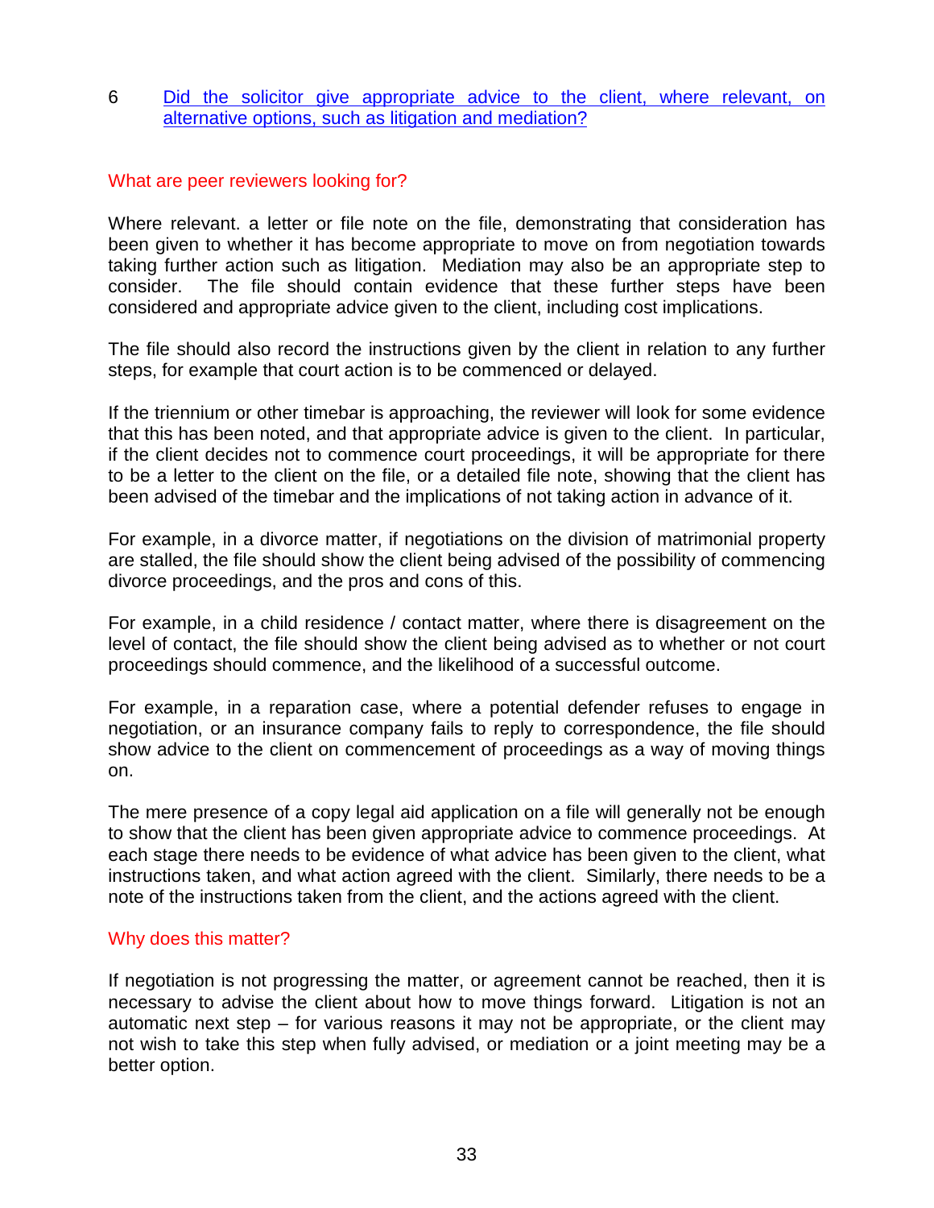6 Did the solicitor give appropriate advice to the client, where relevant, on alternative options, such as litigation and mediation?

### What are peer reviewers looking for?

Where relevant. a letter or file note on the file, demonstrating that consideration has been given to whether it has become appropriate to move on from negotiation towards taking further action such as litigation. Mediation may also be an appropriate step to consider. The file should contain evidence that these further steps have been considered and appropriate advice given to the client, including cost implications.

The file should also record the instructions given by the client in relation to any further steps, for example that court action is to be commenced or delayed.

If the triennium or other timebar is approaching, the reviewer will look for some evidence that this has been noted, and that appropriate advice is given to the client. In particular, if the client decides not to commence court proceedings, it will be appropriate for there to be a letter to the client on the file, or a detailed file note, showing that the client has been advised of the timebar and the implications of not taking action in advance of it.

For example, in a divorce matter, if negotiations on the division of matrimonial property are stalled, the file should show the client being advised of the possibility of commencing divorce proceedings, and the pros and cons of this.

For example, in a child residence / contact matter, where there is disagreement on the level of contact, the file should show the client being advised as to whether or not court proceedings should commence, and the likelihood of a successful outcome.

For example, in a reparation case, where a potential defender refuses to engage in negotiation, or an insurance company fails to reply to correspondence, the file should show advice to the client on commencement of proceedings as a way of moving things on.

The mere presence of a copy legal aid application on a file will generally not be enough to show that the client has been given appropriate advice to commence proceedings. At each stage there needs to be evidence of what advice has been given to the client, what instructions taken, and what action agreed with the client. Similarly, there needs to be a note of the instructions taken from the client, and the actions agreed with the client.

### Why does this matter?

If negotiation is not progressing the matter, or agreement cannot be reached, then it is necessary to advise the client about how to move things forward. Litigation is not an automatic next step – for various reasons it may not be appropriate, or the client may not wish to take this step when fully advised, or mediation or a joint meeting may be a better option.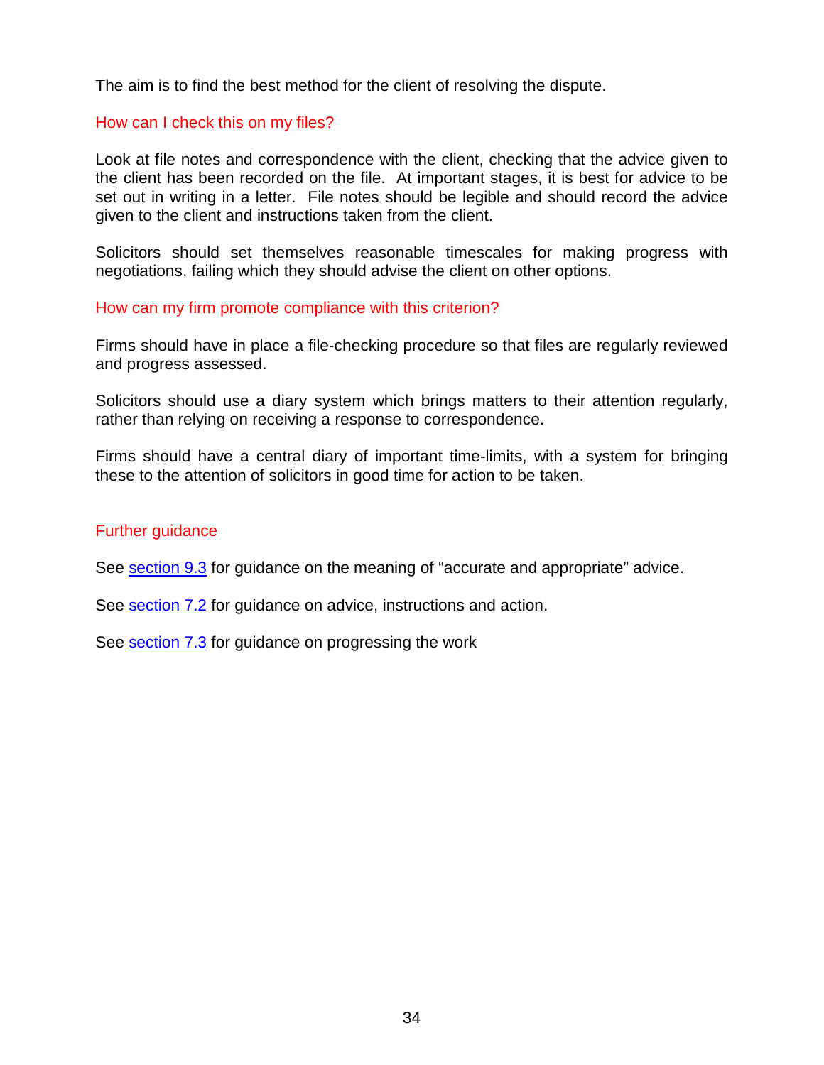The aim is to find the best method for the client of resolving the dispute.

### How can I check this on my files?

Look at file notes and correspondence with the client, checking that the advice given to the client has been recorded on the file. At important stages, it is best for advice to be set out in writing in a letter. File notes should be legible and should record the advice given to the client and instructions taken from the client.

Solicitors should set themselves reasonable timescales for making progress with negotiations, failing which they should advise the client on other options.

### How can my firm promote compliance with this criterion?

Firms should have in place a file-checking procedure so that files are regularly reviewed and progress assessed.

Solicitors should use a diary system which brings matters to their attention regularly, rather than relying on receiving a response to correspondence.

Firms should have a central diary of important time-limits, with a system for bringing these to the attention of solicitors in good time for action to be taken.

### Further guidance

See section 9.3 for guidance on the meaning of “accurate and appropriate” advice.

See section 7.2 for guidance on advice, instructions and action.

See section 7.3 for guidance on progressing the work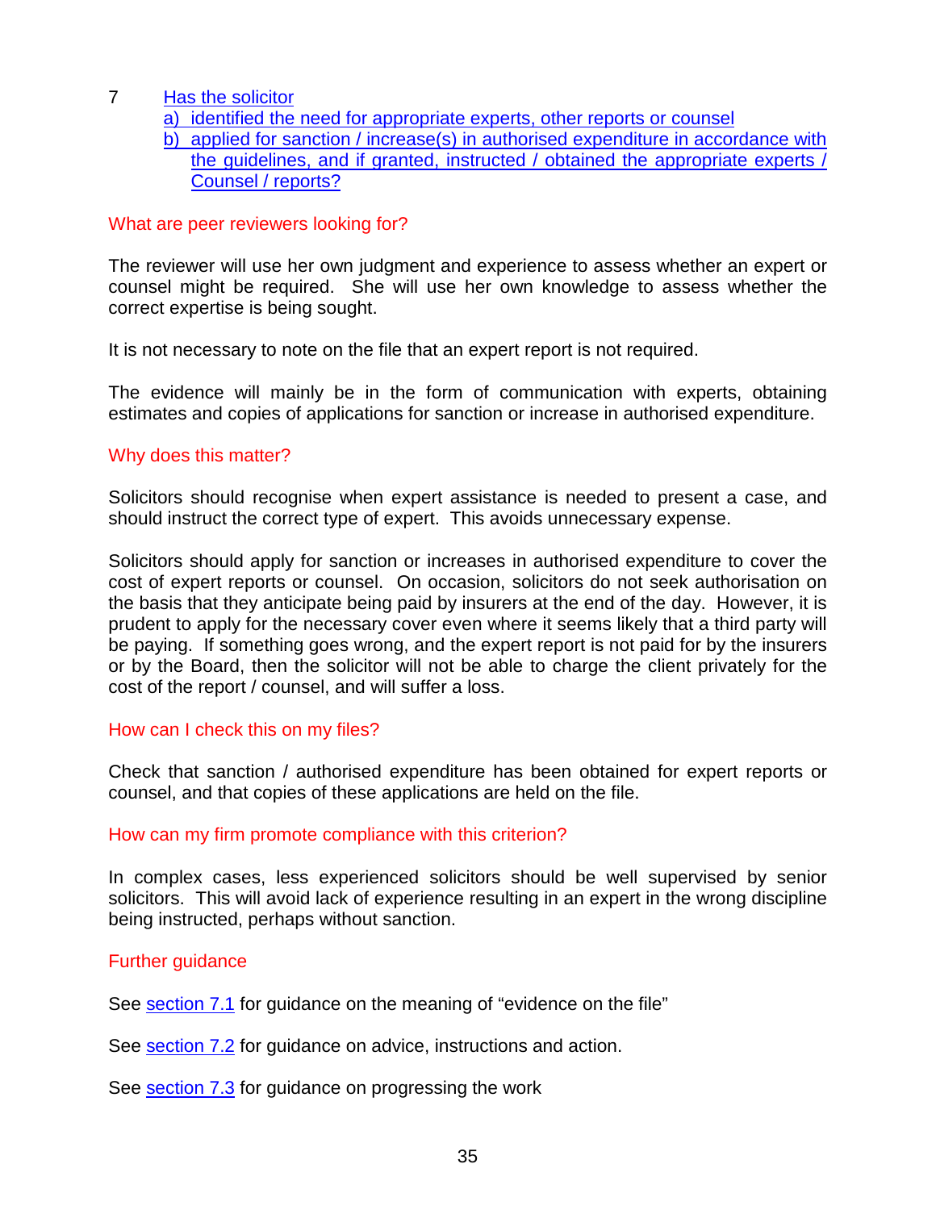7 Has the solicitor

a) identified the need for appropriate experts, other reports or counsel

b) applied for sanction / increase(s) in authorised expenditure in accordance with the guidelines, and if granted, instructed / obtained the appropriate experts / Counsel / reports?

### What are peer reviewers looking for?

The reviewer will use her own judgment and experience to assess whether an expert or counsel might be required. She will use her own knowledge to assess whether the correct expertise is being sought.

It is not necessary to note on the file that an expert report is not required.

The evidence will mainly be in the form of communication with experts, obtaining estimates and copies of applications for sanction or increase in authorised expenditure.

### Why does this matter?

Solicitors should recognise when expert assistance is needed to present a case, and should instruct the correct type of expert. This avoids unnecessary expense.

Solicitors should apply for sanction or increases in authorised expenditure to cover the cost of expert reports or counsel. On occasion, solicitors do not seek authorisation on the basis that they anticipate being paid by insurers at the end of the day. However, it is prudent to apply for the necessary cover even where it seems likely that a third party will be paying. If something goes wrong, and the expert report is not paid for by the insurers or by the Board, then the solicitor will not be able to charge the client privately for the cost of the report / counsel, and will suffer a loss.

### How can I check this on my files?

Check that sanction / authorised expenditure has been obtained for expert reports or counsel, and that copies of these applications are held on the file.

### How can my firm promote compliance with this criterion?

In complex cases, less experienced solicitors should be well supervised by senior solicitors. This will avoid lack of experience resulting in an expert in the wrong discipline being instructed, perhaps without sanction.

### Further guidance

See section 7.1 for guidance on the meaning of “evidence on the file”

See section 7.2 for guidance on advice, instructions and action.

See section 7.3 for guidance on progressing the work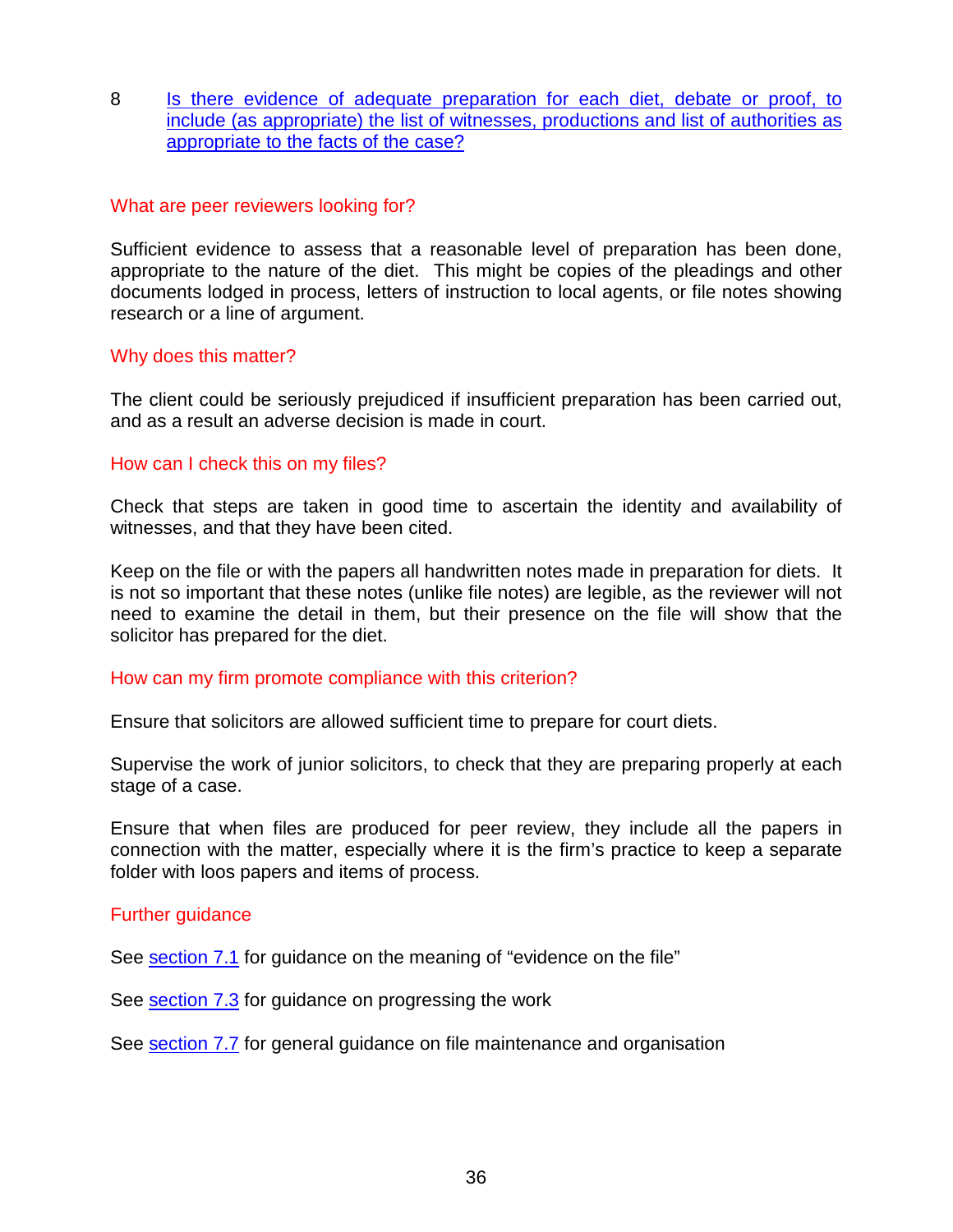8 [Is there evidence of adequate preparation for each diet, debate or proof, to include (as appropriate) the list of witnesses, productions and list of authorities as appropriate to the facts of the case?]

### What are peer reviewers looking for?

Sufficient evidence to assess that a reasonable level of preparation has been done, appropriate to the nature of the diet. This might be copies of the pleadings and other documents lodged in process, letters of instruction to local agents, or file notes showing research or a line of argument.

### Why does this matter?

The client could be seriously prejudiced if insufficient preparation has been carried out, and as a result an adverse decision is made in court.

### How can I check this on my files?

Check that steps are taken in good time to ascertain the identity and availability of witnesses, and that they have been cited.

Keep on the file or with the papers all handwritten notes made in preparation for diets. It is not so important that these notes (unlike file notes) are legible, as the reviewer will not need to examine the detail in them, but their presence on the file will show that the solicitor has prepared for the diet.

### How can my firm promote compliance with this criterion?

Ensure that solicitors are allowed sufficient time to prepare for court diets.

Supervise the work of junior solicitors, to check that they are preparing properly at each stage of a case.

Ensure that when files are produced for peer review, they include all the papers in connection with the matter, especially where it is the firm's practice to keep a separate folder with loos papers and items of process.

### Further guidance

See section 7.1 for guidance on the meaning of "evidence on the file"

See section 7.3 for guidance on progressing the work

See section 7.7 for general guidance on file maintenance and organisation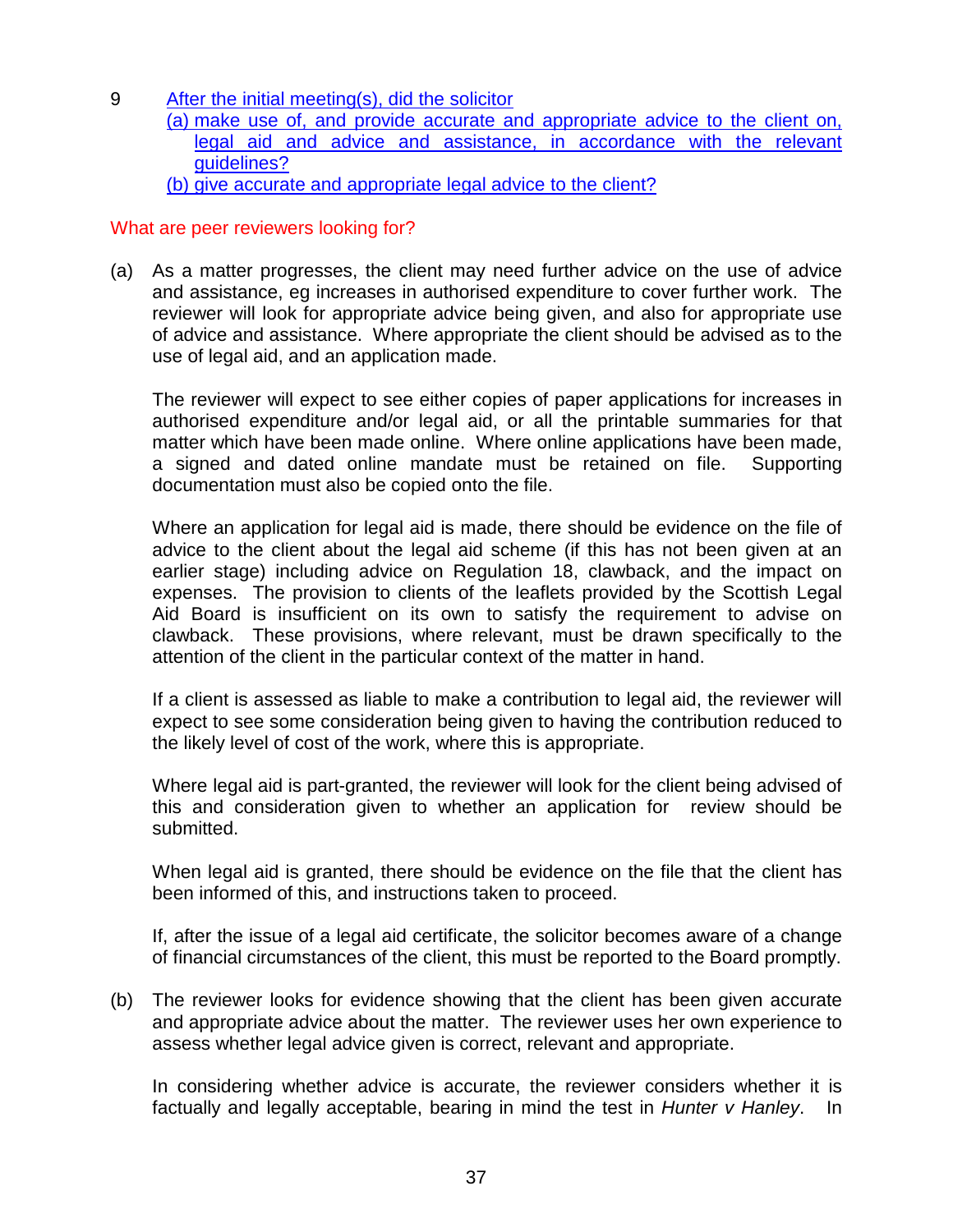9 [After the initial meeting(s), did the solicitor](#)
 (a) [make use of, and provide accurate and appropriate advice to the client on, legal aid and advice and assistance, in accordance with the relevant guidelines?](#)
 (b) [give accurate and appropriate legal advice to the client?](#)

### What are peer reviewers looking for?

(a) As a matter progresses, the client may need further advice on the use of advice and assistance, eg increases in authorised expenditure to cover further work. The reviewer will look for appropriate advice being given, and also for appropriate use of advice and assistance. Where appropriate the client should be advised as to the use of legal aid, and an application made.

The reviewer will expect to see either copies of paper applications for increases in authorised expenditure and/or legal aid, or all the printable summaries for that matter which have been made online. Where online applications have been made, a signed and dated online mandate must be retained on file. Supporting documentation must also be copied onto the file.

Where an application for legal aid is made, there should be evidence on the file of advice to the client about the legal aid scheme (if this has not been given at an earlier stage) including advice on Regulation 18, clawback, and the impact on expenses. The provision to clients of the leaflets provided by the Scottish Legal Aid Board is insufficient on its own to satisfy the requirement to advise on clawback. These provisions, where relevant, must be drawn specifically to the attention of the client in the particular context of the matter in hand.

If a client is assessed as liable to make a contribution to legal aid, the reviewer will expect to see some consideration being given to having the contribution reduced to the likely level of cost of the work, where this is appropriate.

Where legal aid is part-granted, the reviewer will look for the client being advised of this and consideration given to whether an application for review should be submitted.

When legal aid is granted, there should be evidence on the file that the client has been informed of this, and instructions taken to proceed.

If, after the issue of a legal aid certificate, the solicitor becomes aware of a change of financial circumstances of the client, this must be reported to the Board promptly.

(b) The reviewer looks for evidence showing that the client has been given accurate and appropriate advice about the matter. The reviewer uses her own experience to assess whether legal advice given is correct, relevant and appropriate.

In considering whether advice is accurate, the reviewer considers whether it is factually and legally acceptable, bearing in mind the test in *Hunter v Hanley*. In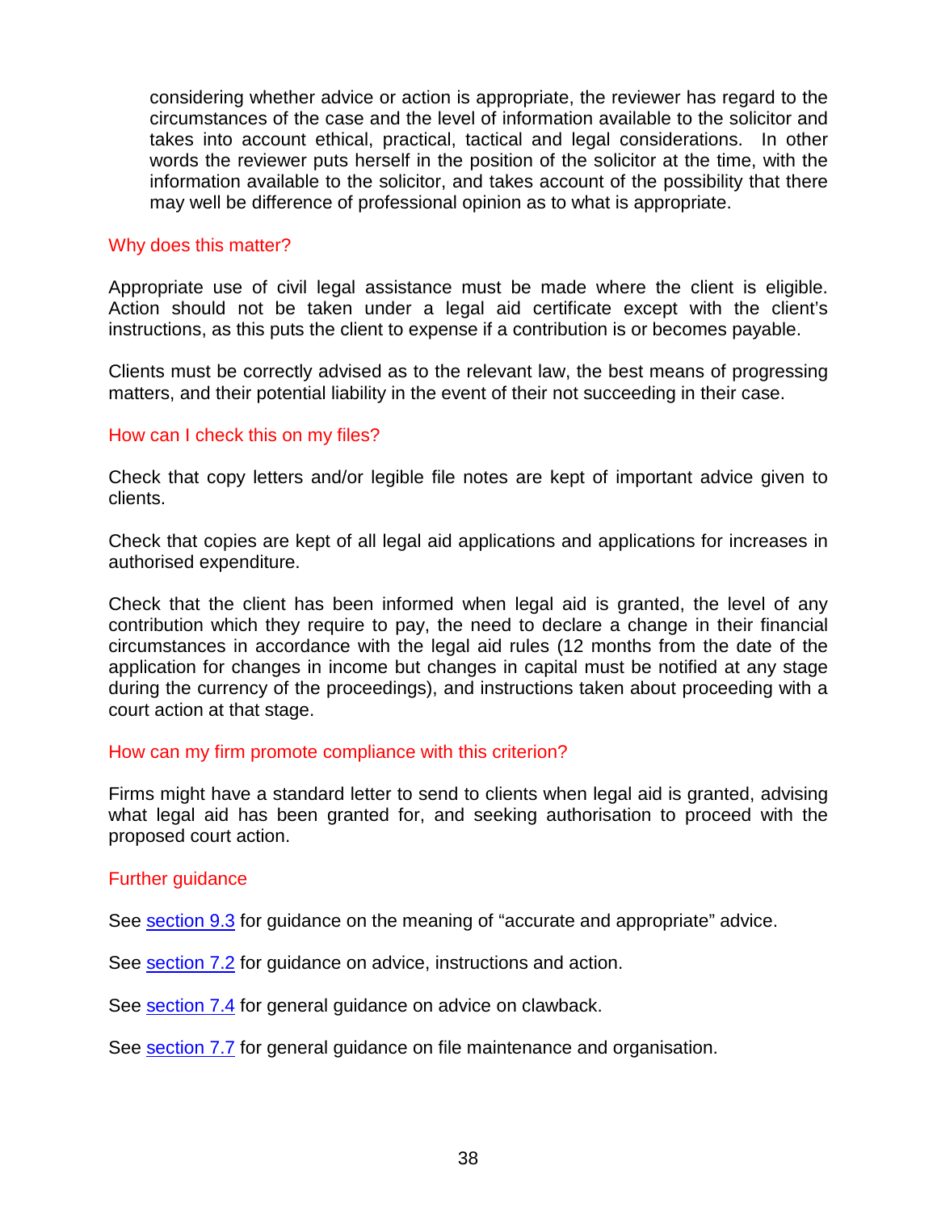considering whether advice or action is appropriate, the reviewer has regard to the circumstances of the case and the level of information available to the solicitor and takes into account ethical, practical, tactical and legal considerations. In other words the reviewer puts herself in the position of the solicitor at the time, with the information available to the solicitor, and takes account of the possibility that there may well be difference of professional opinion as to what is appropriate.

### Why does this matter?

Appropriate use of civil legal assistance must be made where the client is eligible. Action should not be taken under a legal aid certificate except with the client's instructions, as this puts the client to expense if a contribution is or becomes payable.

Clients must be correctly advised as to the relevant law, the best means of progressing matters, and their potential liability in the event of their not succeeding in their case.

### How can I check this on my files?

Check that copy letters and/or legible file notes are kept of important advice given to clients.

Check that copies are kept of all legal aid applications and applications for increases in authorised expenditure.

Check that the client has been informed when legal aid is granted, the level of any contribution which they require to pay, the need to declare a change in their financial circumstances in accordance with the legal aid rules (12 months from the date of the application for changes in income but changes in capital must be notified at any stage during the currency of the proceedings), and instructions taken about proceeding with a court action at that stage.

### How can my firm promote compliance with this criterion?

Firms might have a standard letter to send to clients when legal aid is granted, advising what legal aid has been granted for, and seeking authorisation to proceed with the proposed court action.

### Further guidance

See section 9.3 for guidance on the meaning of "accurate and appropriate" advice.

See section 7.2 for guidance on advice, instructions and action.

See section 7.4 for general guidance on advice on clawback.

See section 7.7 for general guidance on file maintenance and organisation.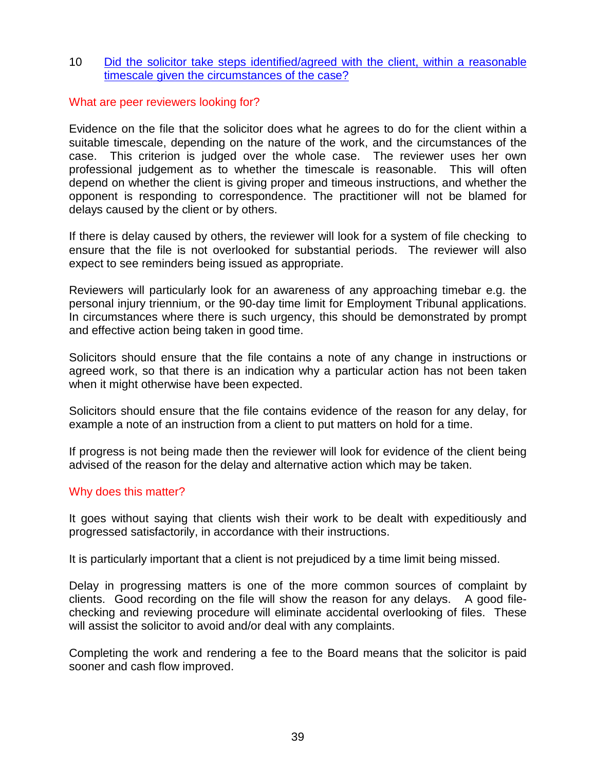## 10 Did the solicitor take steps identified/agreed with the client, within a reasonable timescale given the circumstances of the case?

### What are peer reviewers looking for?

Evidence on the file that the solicitor does what he agrees to do for the client within a suitable timescale, depending on the nature of the work, and the circumstances of the case. This criterion is judged over the whole case. The reviewer uses her own professional judgement as to whether the timescale is reasonable. This will often depend on whether the client is giving proper and timeous instructions, and whether the opponent is responding to correspondence. The practitioner will not be blamed for delays caused by the client or by others.

If there is delay caused by others, the reviewer will look for a system of file checking to ensure that the file is not overlooked for substantial periods. The reviewer will also expect to see reminders being issued as appropriate.

Reviewers will particularly look for an awareness of any approaching timebar e.g. the personal injury triennium, or the 90-day time limit for Employment Tribunal applications. In circumstances where there is such urgency, this should be demonstrated by prompt and effective action being taken in good time.

Solicitors should ensure that the file contains a note of any change in instructions or agreed work, so that there is an indication why a particular action has not been taken when it might otherwise have been expected.

Solicitors should ensure that the file contains evidence of the reason for any delay, for example a note of an instruction from a client to put matters on hold for a time.

If progress is not being made then the reviewer will look for evidence of the client being advised of the reason for the delay and alternative action which may be taken.

### Why does this matter?

It goes without saying that clients wish their work to be dealt with expeditiously and progressed satisfactorily, in accordance with their instructions.

It is particularly important that a client is not prejudiced by a time limit being missed.

Delay in progressing matters is one of the more common sources of complaint by clients. Good recording on the file will show the reason for any delays. A good file-checking and reviewing procedure will eliminate accidental overlooking of files. These will assist the solicitor to avoid and/or deal with any complaints.

Completing the work and rendering a fee to the Board means that the solicitor is paid sooner and cash flow improved.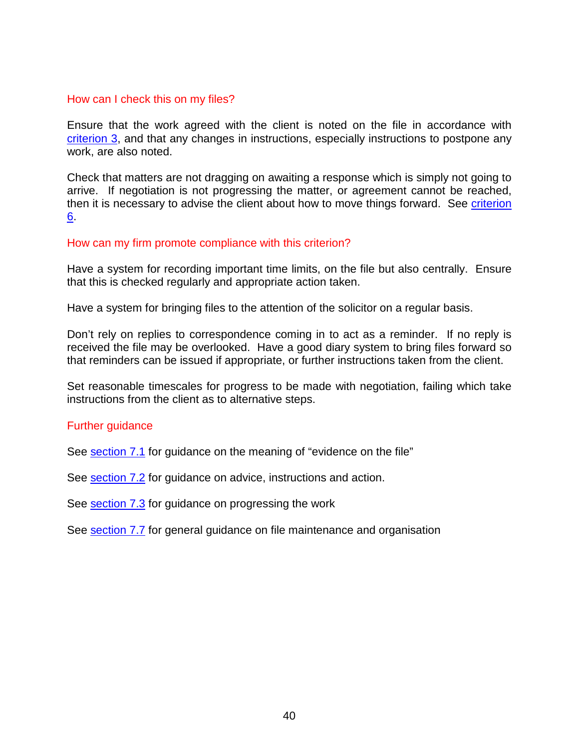### How can I check this on my files?

Ensure that the work agreed with the client is noted on the file in accordance with criterion 3, and that any changes in instructions, especially instructions to postpone any work, are also noted.

Check that matters are not dragging on awaiting a response which is simply not going to arrive. If negotiation is not progressing the matter, or agreement cannot be reached, then it is necessary to advise the client about how to move things forward. See criterion 6.

### How can my firm promote compliance with this criterion?

Have a system for recording important time limits, on the file but also centrally. Ensure that this is checked regularly and appropriate action taken.

Have a system for bringing files to the attention of the solicitor on a regular basis.

Don't rely on replies to correspondence coming in to act as a reminder. If no reply is received the file may be overlooked. Have a good diary system to bring files forward so that reminders can be issued if appropriate, or further instructions taken from the client.

Set reasonable timescales for progress to be made with negotiation, failing which take instructions from the client as to alternative steps.

### Further guidance

See section 7.1 for guidance on the meaning of "evidence on the file"

See section 7.2 for guidance on advice, instructions and action.

See section 7.3 for guidance on progressing the work

See section 7.7 for general guidance on file maintenance and organisation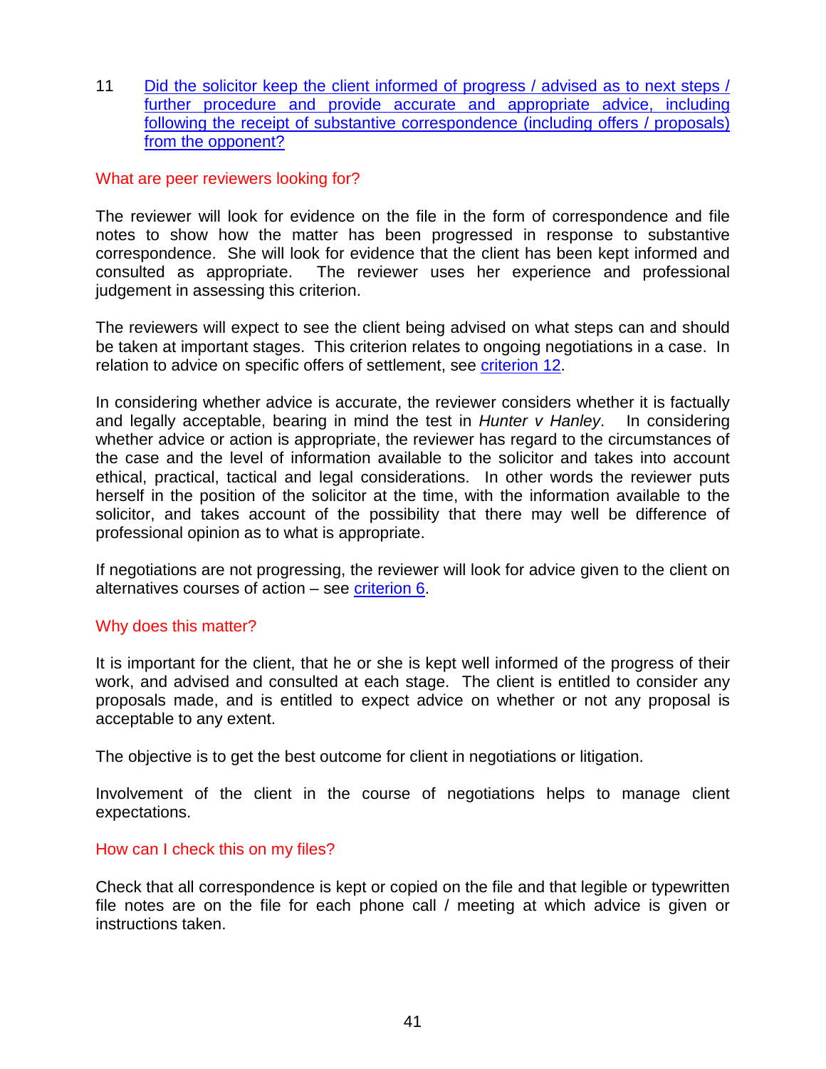11 [Did the solicitor keep the client informed of progress / advised as to next steps / further procedure and provide accurate and appropriate advice, including following the receipt of substantive correspondence (including offers / proposals) from the opponent?]

### What are peer reviewers looking for?

The reviewer will look for evidence on the file in the form of correspondence and file notes to show how the matter has been progressed in response to substantive correspondence. She will look for evidence that the client has been kept informed and consulted as appropriate. The reviewer uses her experience and professional judgement in assessing this criterion.

The reviewers will expect to see the client being advised on what steps can and should be taken at important stages. This criterion relates to ongoing negotiations in a case. In relation to advice on specific offers of settlement, see criterion 12.

In considering whether advice is accurate, the reviewer considers whether it is factually and legally acceptable, bearing in mind the test in *Hunter v Hanley*. In considering whether advice or action is appropriate, the reviewer has regard to the circumstances of the case and the level of information available to the solicitor and takes into account ethical, practical, tactical and legal considerations. In other words the reviewer puts herself in the position of the solicitor at the time, with the information available to the solicitor, and takes account of the possibility that there may well be difference of professional opinion as to what is appropriate.

If negotiations are not progressing, the reviewer will look for advice given to the client on alternatives courses of action – see criterion 6.

### Why does this matter?

It is important for the client, that he or she is kept well informed of the progress of their work, and advised and consulted at each stage. The client is entitled to consider any proposals made, and is entitled to expect advice on whether or not any proposal is acceptable to any extent.

The objective is to get the best outcome for client in negotiations or litigation.

Involvement of the client in the course of negotiations helps to manage client expectations.

### How can I check this on my files?

Check that all correspondence is kept or copied on the file and that legible or typewritten file notes are on the file for each phone call / meeting at which advice is given or instructions taken.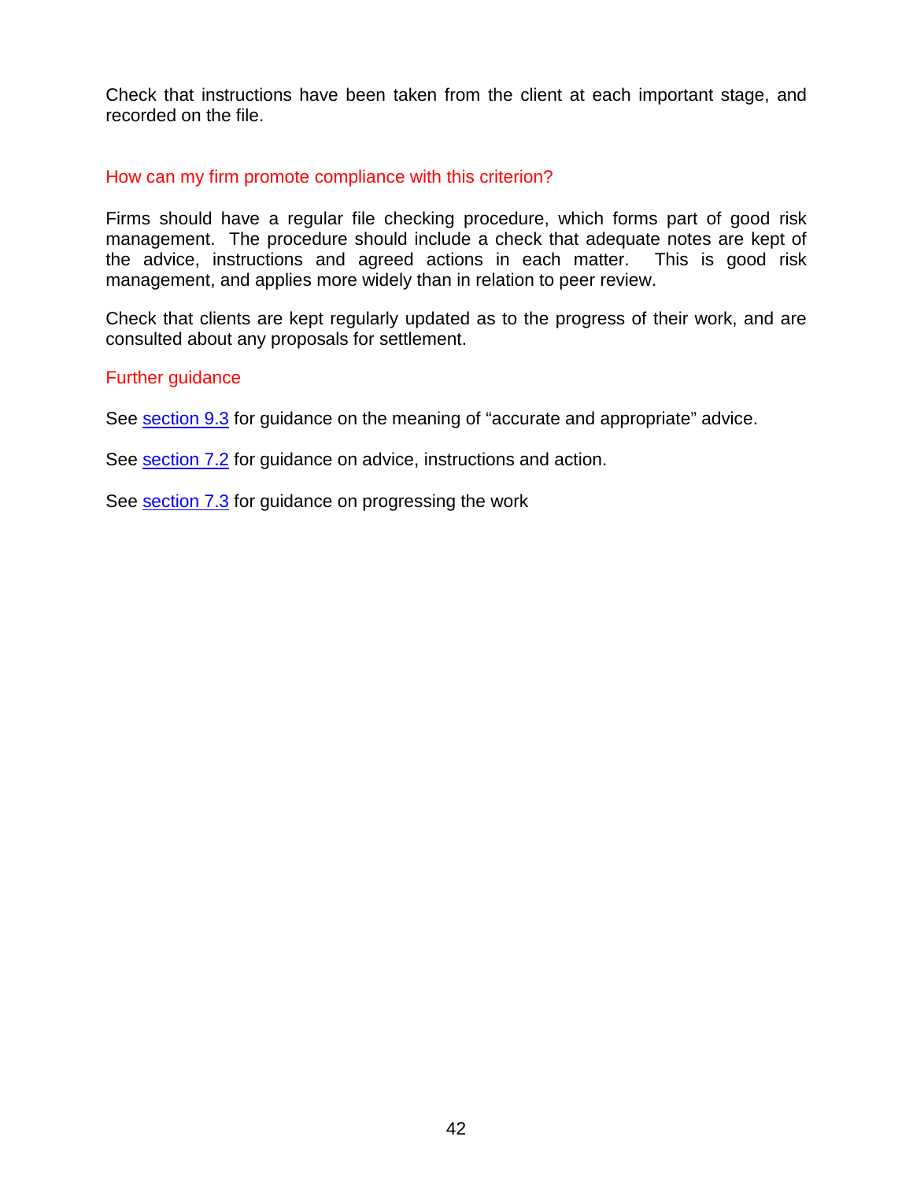Check that instructions have been taken from the client at each important stage, and recorded on the file.

### How can my firm promote compliance with this criterion?

Firms should have a regular file checking procedure, which forms part of good risk management. The procedure should include a check that adequate notes are kept of the advice, instructions and agreed actions in each matter. This is good risk management, and applies more widely than in relation to peer review.

Check that clients are kept regularly updated as to the progress of their work, and are consulted about any proposals for settlement.

### Further guidance

See section 9.3 for guidance on the meaning of “accurate and appropriate” advice.

See section 7.2 for guidance on advice, instructions and action.

See section 7.3 for guidance on progressing the work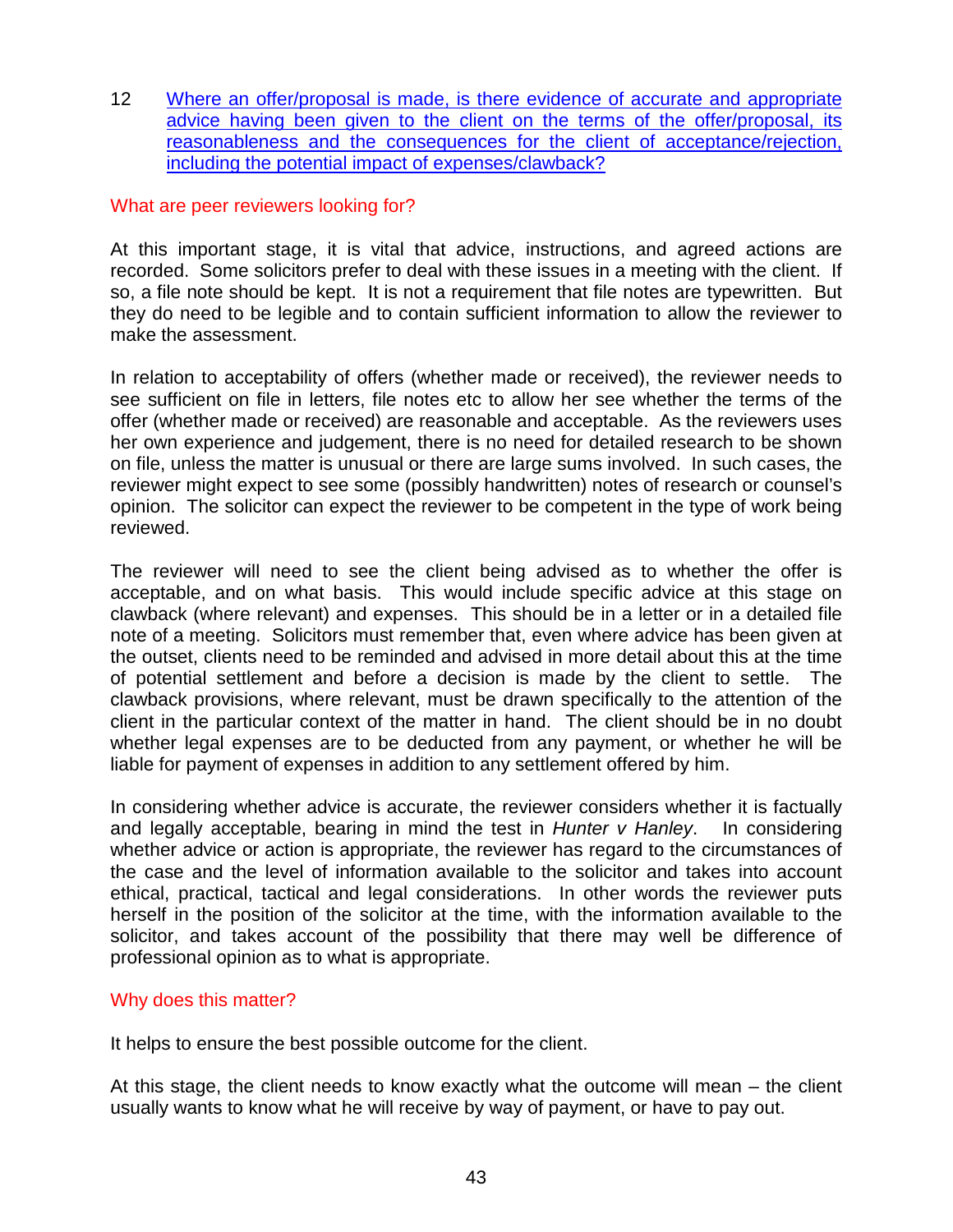12 Where an offer/proposal is made, is there evidence of accurate and appropriate advice having been given to the client on the terms of the offer/proposal, its reasonableness and the consequences for the client of acceptance/rejection, including the potential impact of expenses/clawback?

### What are peer reviewers looking for?

At this important stage, it is vital that advice, instructions, and agreed actions are recorded. Some solicitors prefer to deal with these issues in a meeting with the client. If so, a file note should be kept. It is not a requirement that file notes are typewritten. But they do need to be legible and to contain sufficient information to allow the reviewer to make the assessment.

In relation to acceptability of offers (whether made or received), the reviewer needs to see sufficient on file in letters, file notes etc to allow her see whether the terms of the offer (whether made or received) are reasonable and acceptable. As the reviewers uses her own experience and judgement, there is no need for detailed research to be shown on file, unless the matter is unusual or there are large sums involved. In such cases, the reviewer might expect to see some (possibly handwritten) notes of research or counsel's opinion. The solicitor can expect the reviewer to be competent in the type of work being reviewed.

The reviewer will need to see the client being advised as to whether the offer is acceptable, and on what basis. This would include specific advice at this stage on clawback (where relevant) and expenses. This should be in a letter or in a detailed file note of a meeting. Solicitors must remember that, even where advice has been given at the outset, clients need to be reminded and advised in more detail about this at the time of potential settlement and before a decision is made by the client to settle. The clawback provisions, where relevant, must be drawn specifically to the attention of the client in the particular context of the matter in hand. The client should be in no doubt whether legal expenses are to be deducted from any payment, or whether he will be liable for payment of expenses in addition to any settlement offered by him.

In considering whether advice is accurate, the reviewer considers whether it is factually and legally acceptable, bearing in mind the test in *Hunter v Hanley*. In considering whether advice or action is appropriate, the reviewer has regard to the circumstances of the case and the level of information available to the solicitor and takes into account ethical, practical, tactical and legal considerations. In other words the reviewer puts herself in the position of the solicitor at the time, with the information available to the solicitor, and takes account of the possibility that there may well be difference of professional opinion as to what is appropriate.

### Why does this matter?

It helps to ensure the best possible outcome for the client.

At this stage, the client needs to know exactly what the outcome will mean – the client usually wants to know what he will receive by way of payment, or have to pay out.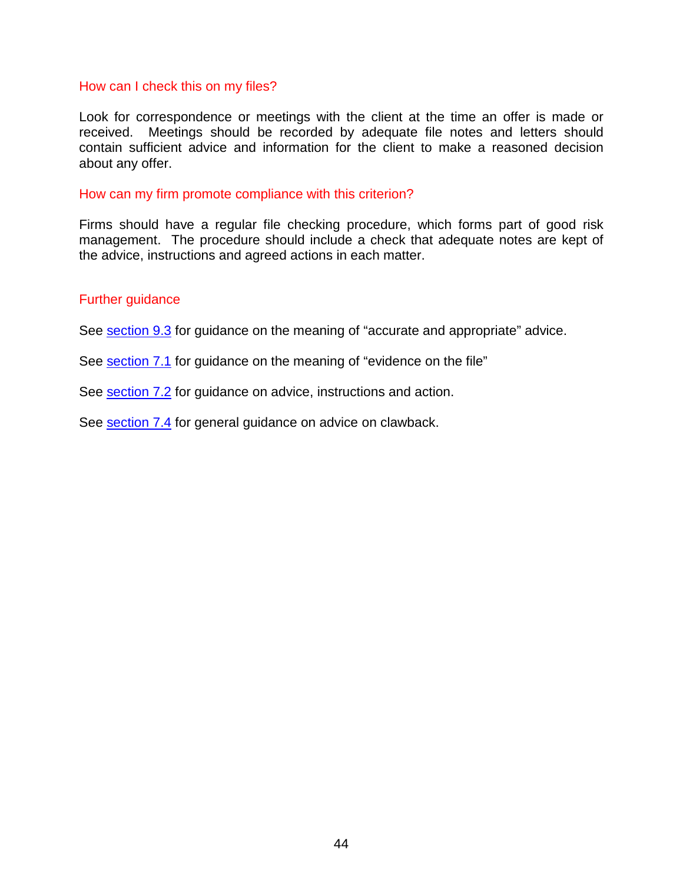### How can I check this on my files?

Look for correspondence or meetings with the client at the time an offer is made or received. Meetings should be recorded by adequate file notes and letters should contain sufficient advice and information for the client to make a reasoned decision about any offer.

### How can my firm promote compliance with this criterion?

Firms should have a regular file checking procedure, which forms part of good risk management. The procedure should include a check that adequate notes are kept of the advice, instructions and agreed actions in each matter.

### Further guidance

See section 9.3 for guidance on the meaning of “accurate and appropriate” advice.

See section 7.1 for guidance on the meaning of “evidence on the file”

See section 7.2 for guidance on advice, instructions and action.

See section 7.4 for general guidance on advice on clawback.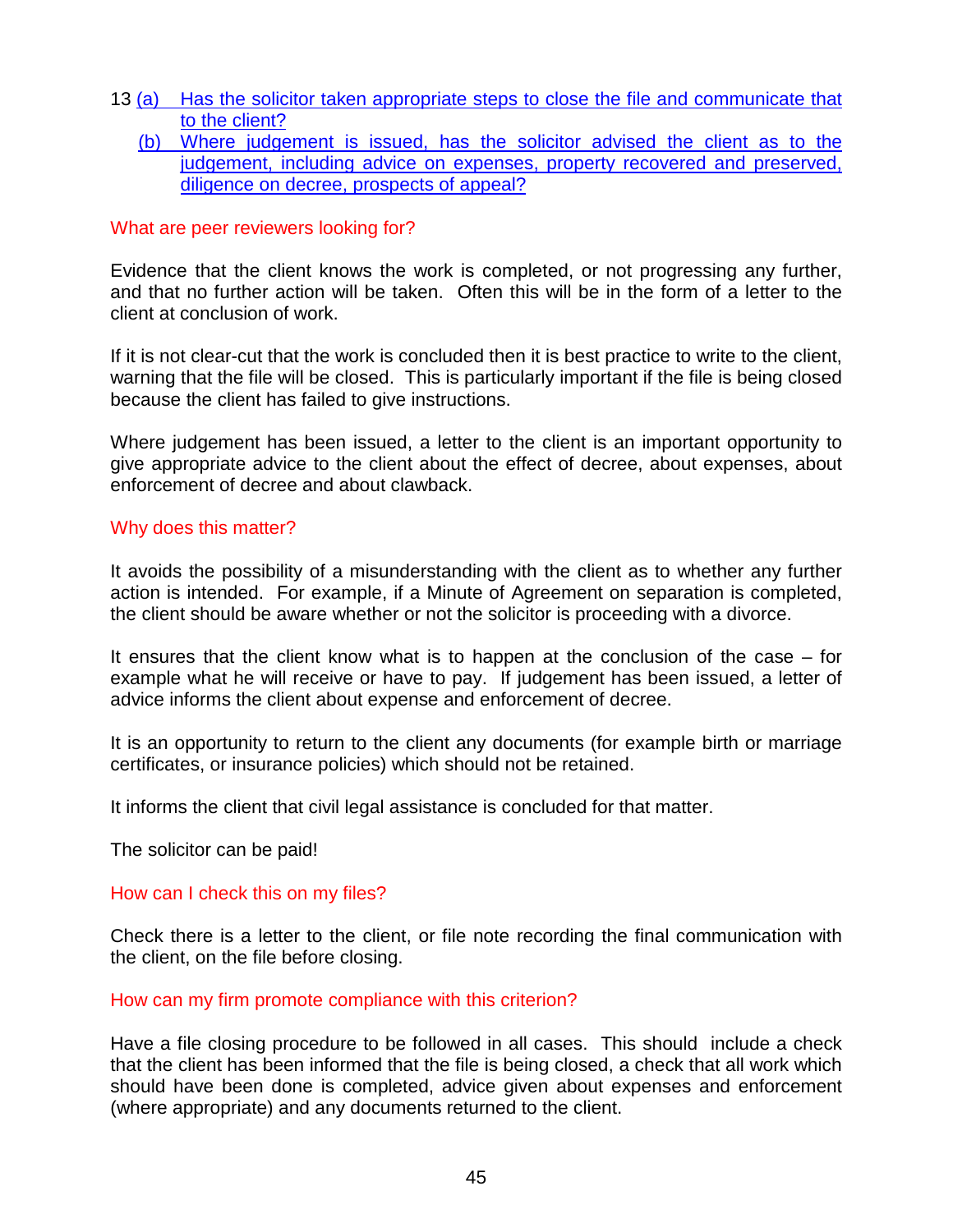13 (a) Has the solicitor taken appropriate steps to close the file and communicate that to the client?

(b) Where judgement is issued, has the solicitor advised the client as to the judgement, including advice on expenses, property recovered and preserved, diligence on decree, prospects of appeal?

### What are peer reviewers looking for?

Evidence that the client knows the work is completed, or not progressing any further, and that no further action will be taken. Often this will be in the form of a letter to the client at conclusion of work.

If it is not clear-cut that the work is concluded then it is best practice to write to the client, warning that the file will be closed. This is particularly important if the file is being closed because the client has failed to give instructions.

Where judgement has been issued, a letter to the client is an important opportunity to give appropriate advice to the client about the effect of decree, about expenses, about enforcement of decree and about clawback.

### Why does this matter?

It avoids the possibility of a misunderstanding with the client as to whether any further action is intended. For example, if a Minute of Agreement on separation is completed, the client should be aware whether or not the solicitor is proceeding with a divorce.

It ensures that the client know what is to happen at the conclusion of the case – for example what he will receive or have to pay. If judgement has been issued, a letter of advice informs the client about expense and enforcement of decree.

It is an opportunity to return to the client any documents (for example birth or marriage certificates, or insurance policies) which should not be retained.

It informs the client that civil legal assistance is concluded for that matter.

The solicitor can be paid!

### How can I check this on my files?

Check there is a letter to the client, or file note recording the final communication with the client, on the file before closing.

### How can my firm promote compliance with this criterion?

Have a file closing procedure to be followed in all cases. This should include a check that the client has been informed that the file is being closed, a check that all work which should have been done is completed, advice given about expenses and enforcement (where appropriate) and any documents returned to the client.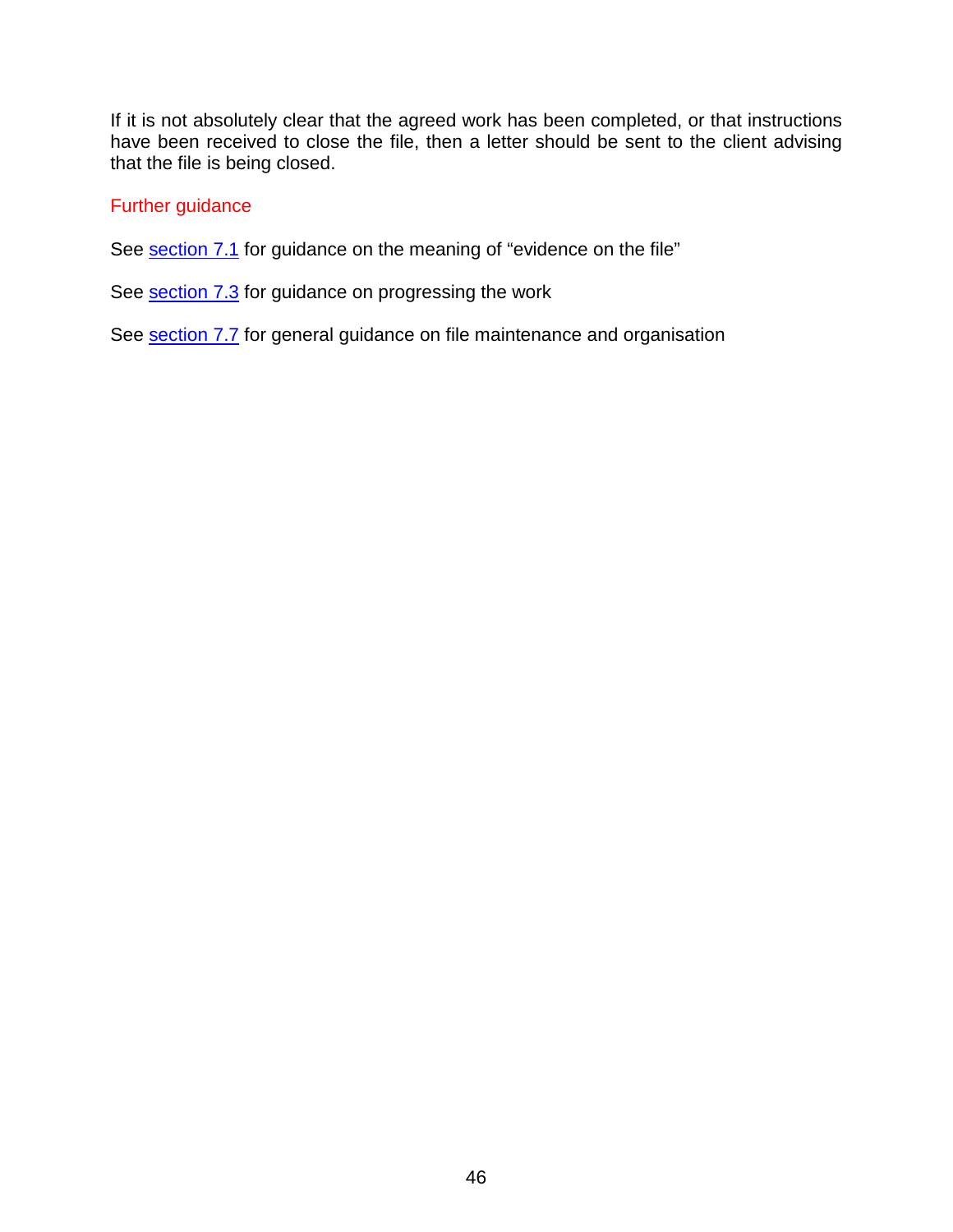If it is not absolutely clear that the agreed work has been completed, or that instructions have been received to close the file, then a letter should be sent to the client advising that the file is being closed.

### Further guidance

See section 7.1 for guidance on the meaning of “evidence on the file”

See section 7.3 for guidance on progressing the work

See section 7.7 for general guidance on file maintenance and organisation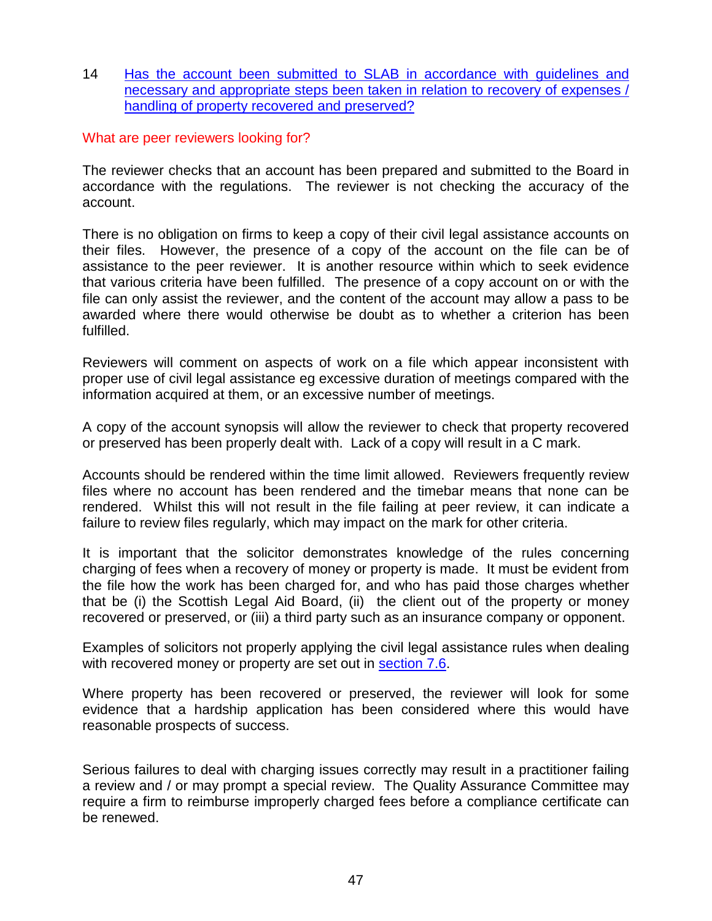14 Has the account been submitted to SLAB in accordance with guidelines and necessary and appropriate steps been taken in relation to recovery of expenses / handling of property recovered and preserved?

What are peer reviewers looking for?

The reviewer checks that an account has been prepared and submitted to the Board in accordance with the regulations. The reviewer is not checking the accuracy of the account.

There is no obligation on firms to keep a copy of their civil legal assistance accounts on their files. However, the presence of a copy of the account on the file can be of assistance to the peer reviewer. It is another resource within which to seek evidence that various criteria have been fulfilled. The presence of a copy account on or with the file can only assist the reviewer, and the content of the account may allow a pass to be awarded where there would otherwise be doubt as to whether a criterion has been fulfilled.

Reviewers will comment on aspects of work on a file which appear inconsistent with proper use of civil legal assistance eg excessive duration of meetings compared with the information acquired at them, or an excessive number of meetings.

A copy of the account synopsis will allow the reviewer to check that property recovered or preserved has been properly dealt with. Lack of a copy will result in a C mark.

Accounts should be rendered within the time limit allowed. Reviewers frequently review files where no account has been rendered and the timebar means that none can be rendered. Whilst this will not result in the file failing at peer review, it can indicate a failure to review files regularly, which may impact on the mark for other criteria.

It is important that the solicitor demonstrates knowledge of the rules concerning charging of fees when a recovery of money or property is made. It must be evident from the file how the work has been charged for, and who has paid those charges whether that be (i) the Scottish Legal Aid Board, (ii) the client out of the property or money recovered or preserved, or (iii) a third party such as an insurance company or opponent.

Examples of solicitors not properly applying the civil legal assistance rules when dealing with recovered money or property are set out in section 7.6.

Where property has been recovered or preserved, the reviewer will look for some evidence that a hardship application has been considered where this would have reasonable prospects of success.

Serious failures to deal with charging issues correctly may result in a practitioner failing a review and / or may prompt a special review. The Quality Assurance Committee may require a firm to reimburse improperly charged fees before a compliance certificate can be renewed.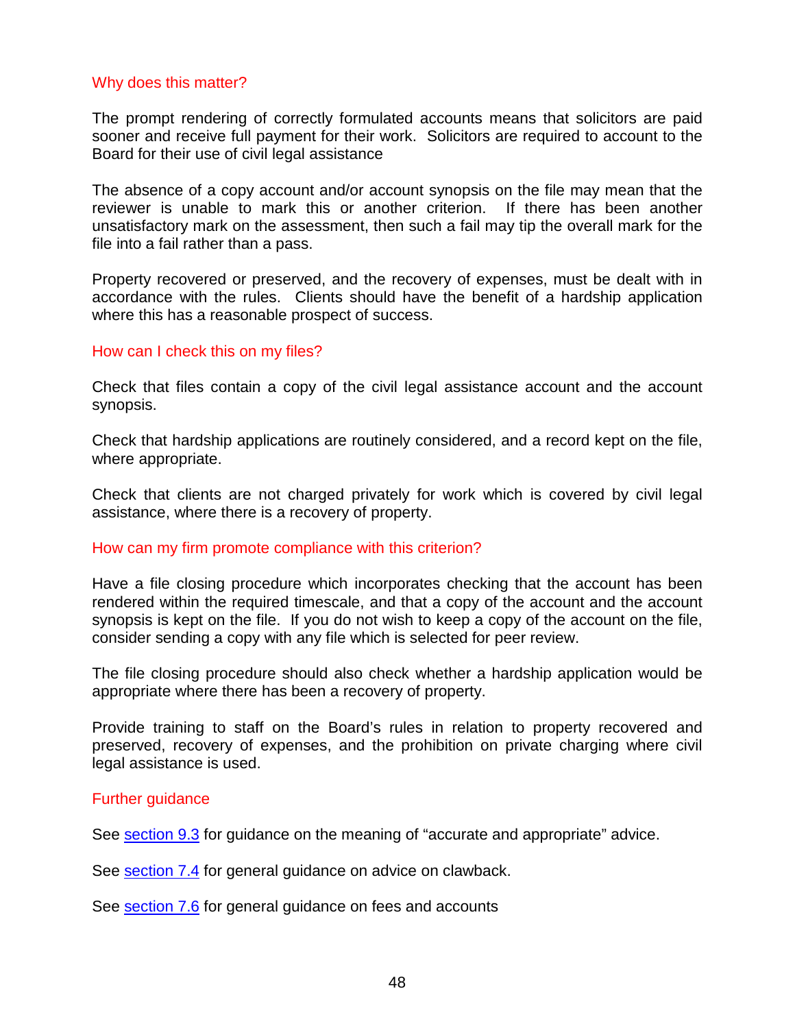### Why does this matter?

The prompt rendering of correctly formulated accounts means that solicitors are paid sooner and receive full payment for their work. Solicitors are required to account to the Board for their use of civil legal assistance

The absence of a copy account and/or account synopsis on the file may mean that the reviewer is unable to mark this or another criterion. If there has been another unsatisfactory mark on the assessment, then such a fail may tip the overall mark for the file into a fail rather than a pass.

Property recovered or preserved, and the recovery of expenses, must be dealt with in accordance with the rules. Clients should have the benefit of a hardship application where this has a reasonable prospect of success.

### How can I check this on my files?

Check that files contain a copy of the civil legal assistance account and the account synopsis.

Check that hardship applications are routinely considered, and a record kept on the file, where appropriate.

Check that clients are not charged privately for work which is covered by civil legal assistance, where there is a recovery of property.

### How can my firm promote compliance with this criterion?

Have a file closing procedure which incorporates checking that the account has been rendered within the required timescale, and that a copy of the account and the account synopsis is kept on the file. If you do not wish to keep a copy of the account on the file, consider sending a copy with any file which is selected for peer review.

The file closing procedure should also check whether a hardship application would be appropriate where there has been a recovery of property.

Provide training to staff on the Board's rules in relation to property recovered and preserved, recovery of expenses, and the prohibition on private charging where civil legal assistance is used.

### Further guidance

See section 9.3 for guidance on the meaning of "accurate and appropriate" advice.

See section 7.4 for general guidance on advice on clawback.

See section 7.6 for general guidance on fees and accounts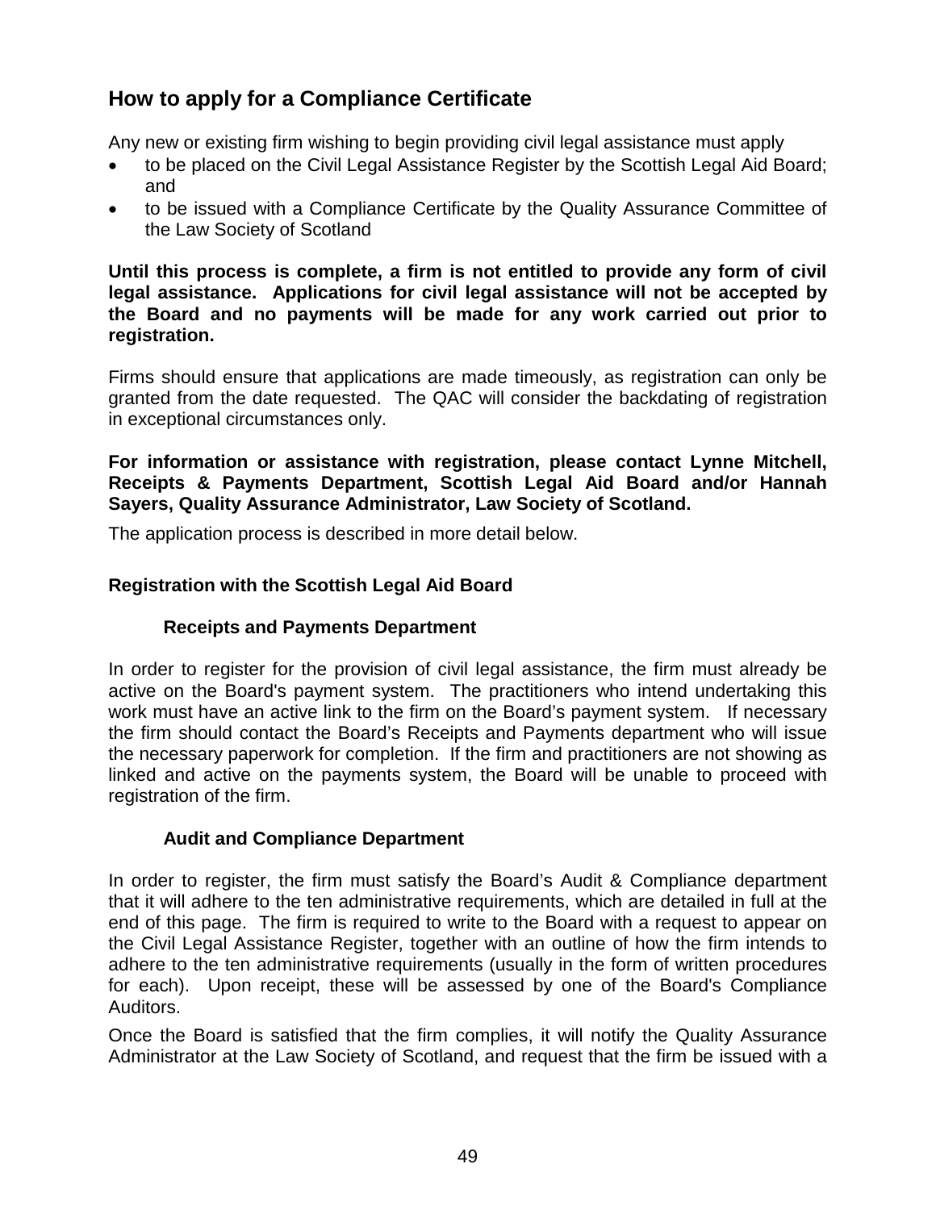## How to apply for a Compliance Certificate

Any new or existing firm wishing to begin providing civil legal assistance must apply

- to be placed on the Civil Legal Assistance Register by the Scottish Legal Aid Board; and
- to be issued with a Compliance Certificate by the Quality Assurance Committee of the Law Society of Scotland

**Until this process is complete, a firm is not entitled to provide any form of civil legal assistance. Applications for civil legal assistance will not be accepted by the Board and no payments will be made for any work carried out prior to registration.**

Firms should ensure that applications are made timeously, as registration can only be granted from the date requested. The QAC will consider the backdating of registration in exceptional circumstances only.

**For information or assistance with registration, please contact Lynne Mitchell, Receipts & Payments Department, Scottish Legal Aid Board and/or Hannah Sayers, Quality Assurance Administrator, Law Society of Scotland.**

The application process is described in more detail below.

### Registration with the Scottish Legal Aid Board

#### Receipts and Payments Department

In order to register for the provision of civil legal assistance, the firm must already be active on the Board's payment system. The practitioners who intend undertaking this work must have an active link to the firm on the Board's payment system. If necessary the firm should contact the Board's Receipts and Payments department who will issue the necessary paperwork for completion. If the firm and practitioners are not showing as linked and active on the payments system, the Board will be unable to proceed with registration of the firm.

#### Audit and Compliance Department

In order to register, the firm must satisfy the Board's Audit & Compliance department that it will adhere to the ten administrative requirements, which are detailed in full at the end of this page. The firm is required to write to the Board with a request to appear on the Civil Legal Assistance Register, together with an outline of how the firm intends to adhere to the ten administrative requirements (usually in the form of written procedures for each). Upon receipt, these will be assessed by one of the Board's Compliance Auditors.

Once the Board is satisfied that the firm complies, it will notify the Quality Assurance Administrator at the Law Society of Scotland, and request that the firm be issued with a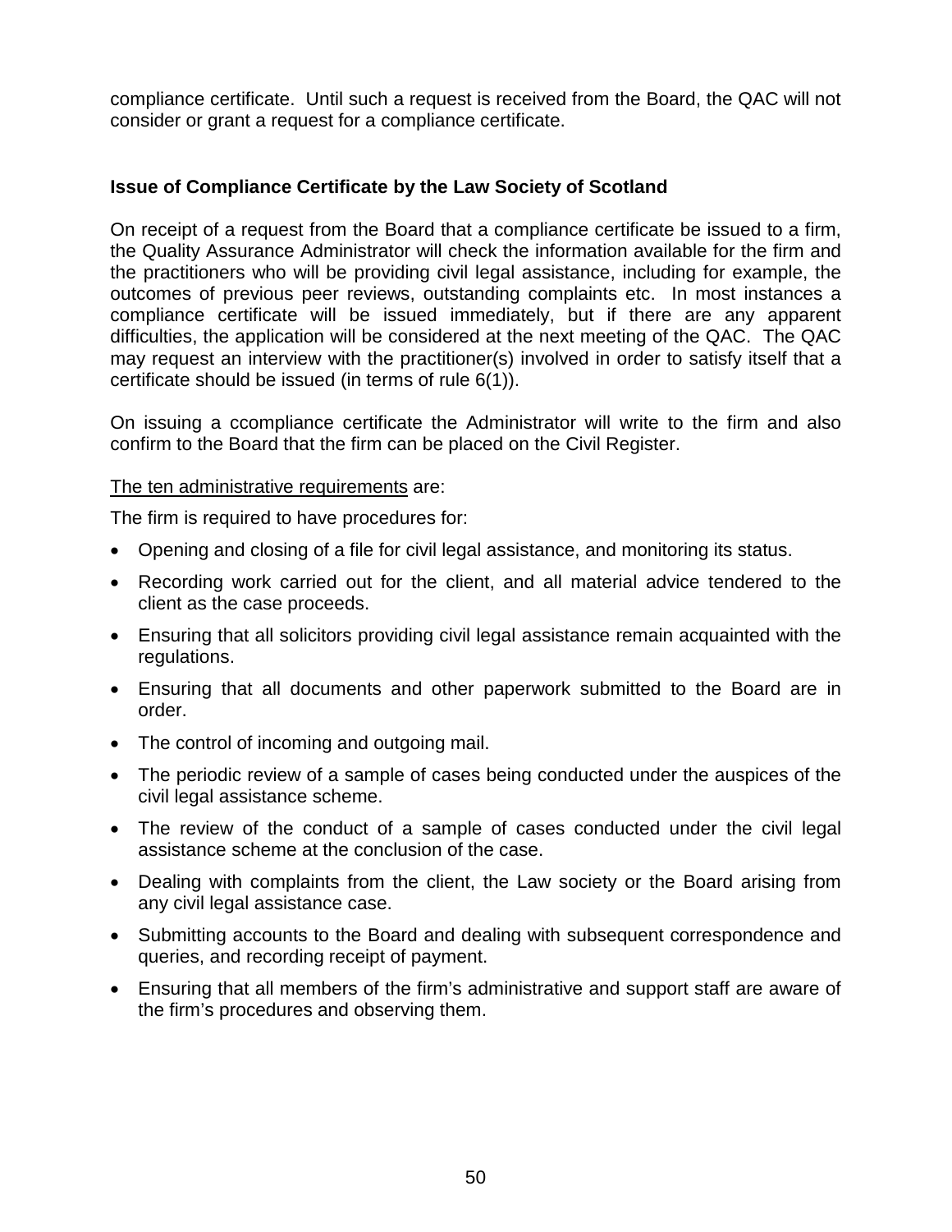compliance certificate. Until such a request is received from the Board, the QAC will not consider or grant a request for a compliance certificate.

### Issue of Compliance Certificate by the Law Society of Scotland

On receipt of a request from the Board that a compliance certificate be issued to a firm, the Quality Assurance Administrator will check the information available for the firm and the practitioners who will be providing civil legal assistance, including for example, the outcomes of previous peer reviews, outstanding complaints etc. In most instances a compliance certificate will be issued immediately, but if there are any apparent difficulties, the application will be considered at the next meeting of the QAC. The QAC may request an interview with the practitioner(s) involved in order to satisfy itself that a certificate should be issued (in terms of rule 6(1)).

On issuing a ccompliance certificate the Administrator will write to the firm and also confirm to the Board that the firm can be placed on the Civil Register.

<u>The ten administrative requirements</u> are:

The firm is required to have procedures for:

- Opening and closing of a file for civil legal assistance, and monitoring its status.
- Recording work carried out for the client, and all material advice tendered to the client as the case proceeds.
- Ensuring that all solicitors providing civil legal assistance remain acquainted with the regulations.
- Ensuring that all documents and other paperwork submitted to the Board are in order.
- The control of incoming and outgoing mail.
- The periodic review of a sample of cases being conducted under the auspices of the civil legal assistance scheme.
- The review of the conduct of a sample of cases conducted under the civil legal assistance scheme at the conclusion of the case.
- Dealing with complaints from the client, the Law society or the Board arising from any civil legal assistance case.
- Submitting accounts to the Board and dealing with subsequent correspondence and queries, and recording receipt of payment.
- Ensuring that all members of the firm's administrative and support staff are aware of the firm's procedures and observing them.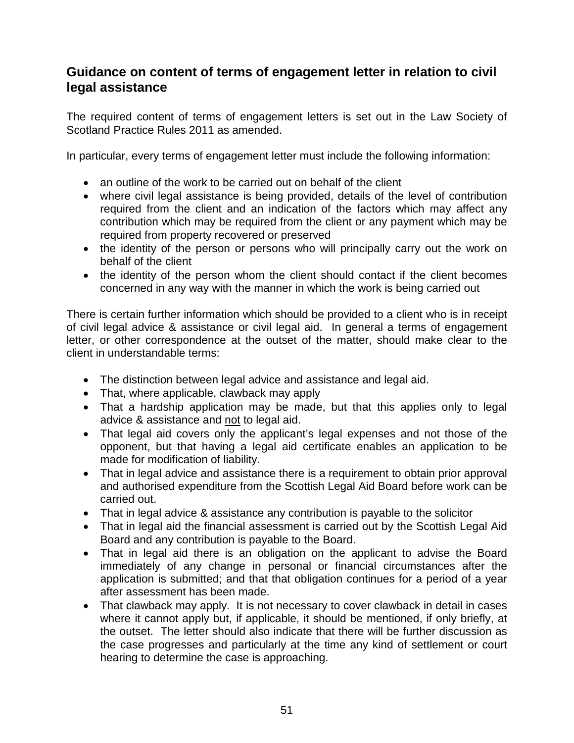## Guidance on content of terms of engagement letter in relation to civil legal assistance

The required content of terms of engagement letters is set out in the Law Society of Scotland Practice Rules 2011 as amended.

In particular, every terms of engagement letter must include the following information:

- an outline of the work to be carried out on behalf of the client
- where civil legal assistance is being provided, details of the level of contribution required from the client and an indication of the factors which may affect any contribution which may be required from the client or any payment which may be required from property recovered or preserved
- the identity of the person or persons who will principally carry out the work on behalf of the client
- the identity of the person whom the client should contact if the client becomes concerned in any way with the manner in which the work is being carried out

There is certain further information which should be provided to a client who is in receipt of civil legal advice & assistance or civil legal aid. In general a terms of engagement letter, or other correspondence at the outset of the matter, should make clear to the client in understandable terms:

- The distinction between legal advice and assistance and legal aid.
- That, where applicable, clawback may apply
- That a hardship application may be made, but that this applies only to legal advice & assistance and <u>not</u> to legal aid.
- That legal aid covers only the applicant's legal expenses and not those of the opponent, but that having a legal aid certificate enables an application to be made for modification of liability.
- That in legal advice and assistance there is a requirement to obtain prior approval and authorised expenditure from the Scottish Legal Aid Board before work can be carried out.
- That in legal advice & assistance any contribution is payable to the solicitor
- That in legal aid the financial assessment is carried out by the Scottish Legal Aid Board and any contribution is payable to the Board.
- That in legal aid there is an obligation on the applicant to advise the Board immediately of any change in personal or financial circumstances after the application is submitted; and that that obligation continues for a period of a year after assessment has been made.
- That clawback may apply. It is not necessary to cover clawback in detail in cases where it cannot apply but, if applicable, it should be mentioned, if only briefly, at the outset. The letter should also indicate that there will be further discussion as the case progresses and particularly at the time any kind of settlement or court hearing to determine the case is approaching.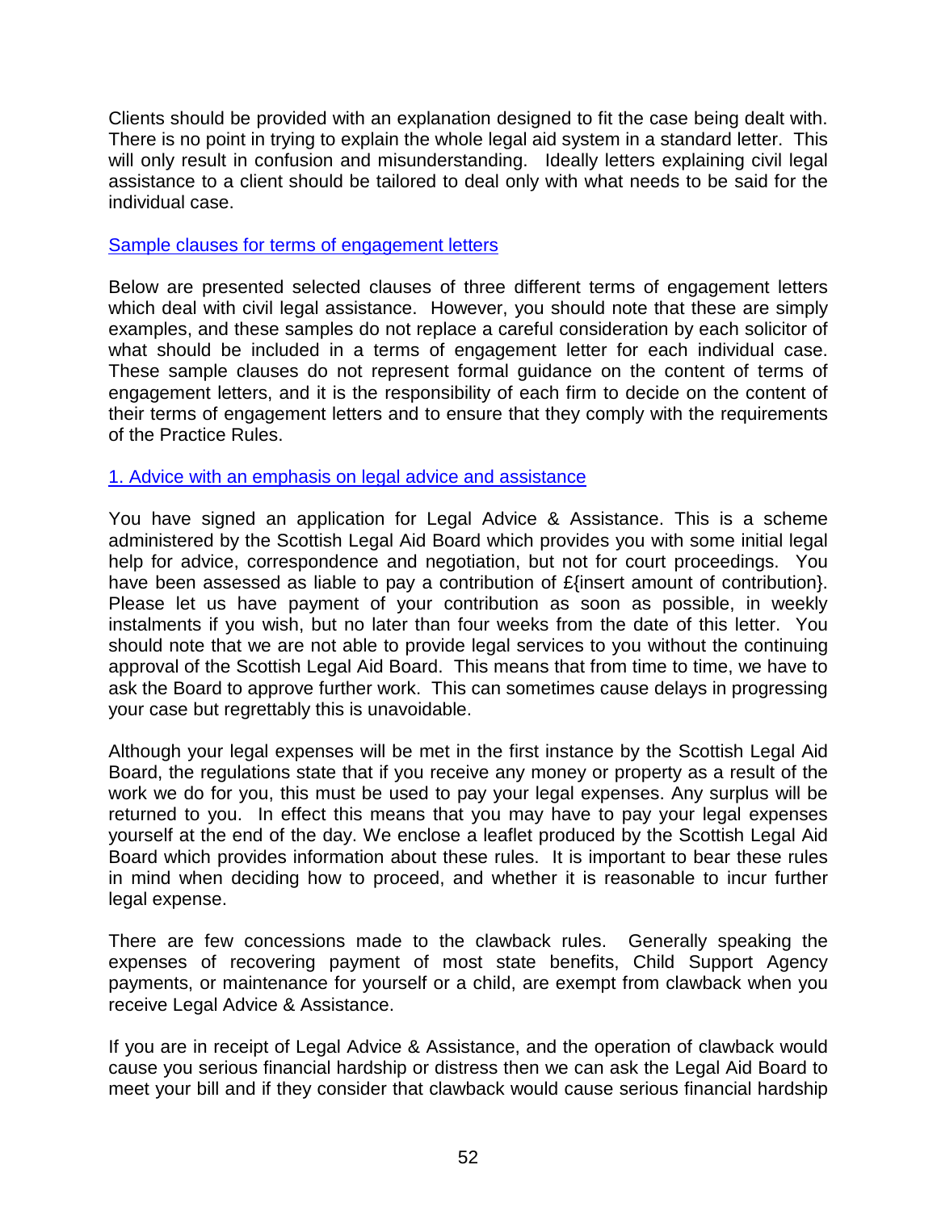Clients should be provided with an explanation designed to fit the case being dealt with. There is no point in trying to explain the whole legal aid system in a standard letter. This will only result in confusion and misunderstanding. Ideally letters explaining civil legal assistance to a client should be tailored to deal only with what needs to be said for the individual case.

## Sample clauses for terms of engagement letters

Below are presented selected clauses of three different terms of engagement letters which deal with civil legal assistance. However, you should note that these are simply examples, and these samples do not replace a careful consideration by each solicitor of what should be included in a terms of engagement letter for each individual case. These sample clauses do not represent formal guidance on the content of terms of engagement letters, and it is the responsibility of each firm to decide on the content of their terms of engagement letters and to ensure that they comply with the requirements of the Practice Rules.

### 1. Advice with an emphasis on legal advice and assistance

You have signed an application for Legal Advice & Assistance. This is a scheme administered by the Scottish Legal Aid Board which provides you with some initial legal help for advice, correspondence and negotiation, but not for court proceedings. You have been assessed as liable to pay a contribution of £{insert amount of contribution}. Please let us have payment of your contribution as soon as possible, in weekly instalments if you wish, but no later than four weeks from the date of this letter. You should note that we are not able to provide legal services to you without the continuing approval of the Scottish Legal Aid Board. This means that from time to time, we have to ask the Board to approve further work. This can sometimes cause delays in progressing your case but regrettably this is unavoidable.

Although your legal expenses will be met in the first instance by the Scottish Legal Aid Board, the regulations state that if you receive any money or property as a result of the work we do for you, this must be used to pay your legal expenses. Any surplus will be returned to you. In effect this means that you may have to pay your legal expenses yourself at the end of the day. We enclose a leaflet produced by the Scottish Legal Aid Board which provides information about these rules. It is important to bear these rules in mind when deciding how to proceed, and whether it is reasonable to incur further legal expense.

There are few concessions made to the clawback rules. Generally speaking the expenses of recovering payment of most state benefits, Child Support Agency payments, or maintenance for yourself or a child, are exempt from clawback when you receive Legal Advice & Assistance.

If you are in receipt of Legal Advice & Assistance, and the operation of clawback would cause you serious financial hardship or distress then we can ask the Legal Aid Board to meet your bill and if they consider that clawback would cause serious financial hardship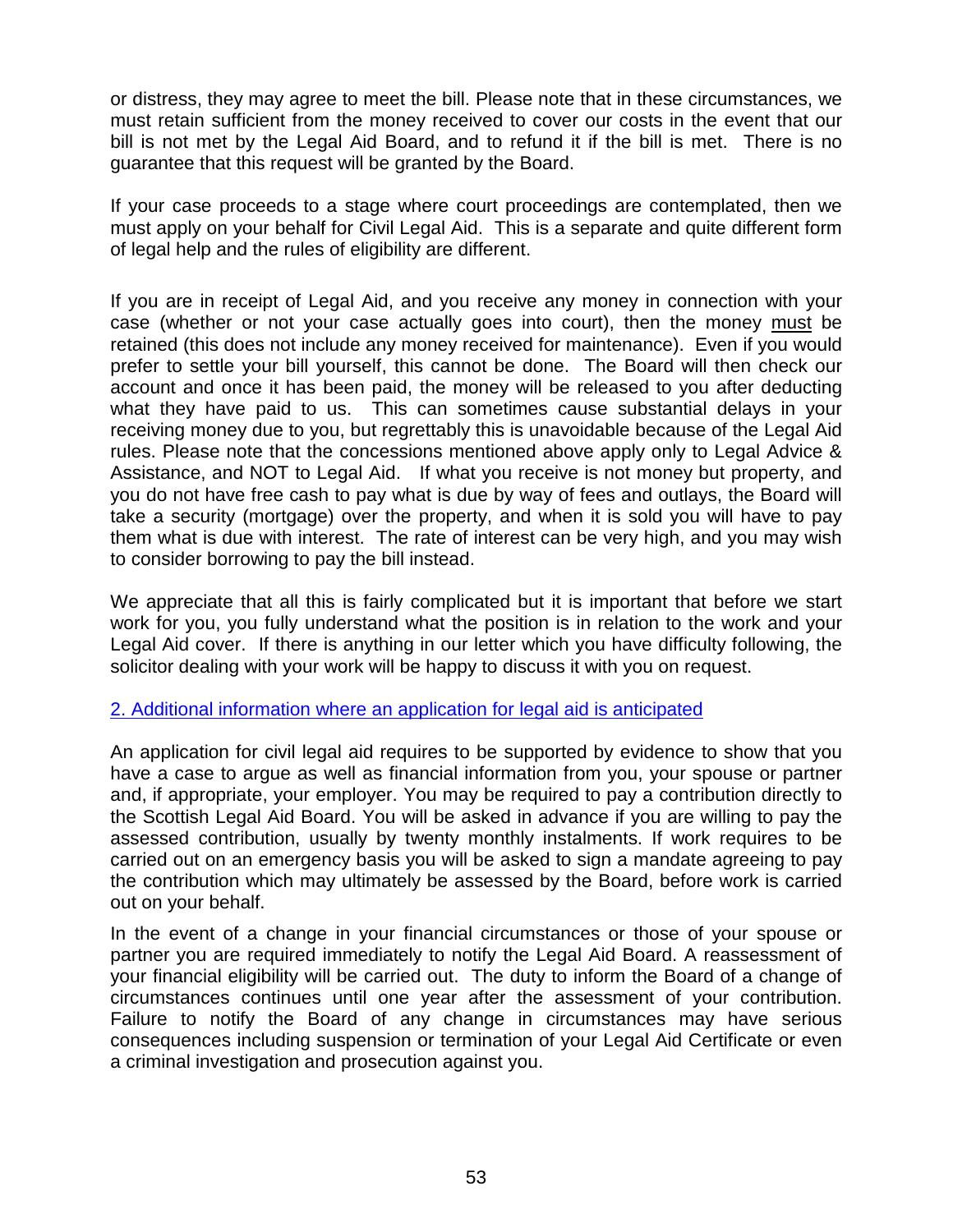or distress, they may agree to meet the bill. Please note that in these circumstances, we must retain sufficient from the money received to cover our costs in the event that our bill is not met by the Legal Aid Board, and to refund it if the bill is met. There is no guarantee that this request will be granted by the Board.

If your case proceeds to a stage where court proceedings are contemplated, then we must apply on your behalf for Civil Legal Aid. This is a separate and quite different form of legal help and the rules of eligibility are different.

If you are in receipt of Legal Aid, and you receive any money in connection with your case (whether or not your case actually goes into court), then the money must be retained (this does not include any money received for maintenance). Even if you would prefer to settle your bill yourself, this cannot be done. The Board will then check our account and once it has been paid, the money will be released to you after deducting what they have paid to us. This can sometimes cause substantial delays in your receiving money due to you, but regrettably this is unavoidable because of the Legal Aid rules. Please note that the concessions mentioned above apply only to Legal Advice & Assistance, and NOT to Legal Aid. If what you receive is not money but property, and you do not have free cash to pay what is due by way of fees and outlays, the Board will take a security (mortgage) over the property, and when it is sold you will have to pay them what is due with interest. The rate of interest can be very high, and you may wish to consider borrowing to pay the bill instead.

We appreciate that all this is fairly complicated but it is important that before we start work for you, you fully understand what the position is in relation to the work and your Legal Aid cover. If there is anything in our letter which you have difficulty following, the solicitor dealing with your work will be happy to discuss it with you on request.

## 2. Additional information where an application for legal aid is anticipated

An application for civil legal aid requires to be supported by evidence to show that you have a case to argue as well as financial information from you, your spouse or partner and, if appropriate, your employer. You may be required to pay a contribution directly to the Scottish Legal Aid Board. You will be asked in advance if you are willing to pay the assessed contribution, usually by twenty monthly instalments. If work requires to be carried out on an emergency basis you will be asked to sign a mandate agreeing to pay the contribution which may ultimately be assessed by the Board, before work is carried out on your behalf.

In the event of a change in your financial circumstances or those of your spouse or partner you are required immediately to notify the Legal Aid Board. A reassessment of your financial eligibility will be carried out. The duty to inform the Board of a change of circumstances continues until one year after the assessment of your contribution. Failure to notify the Board of any change in circumstances may have serious consequences including suspension or termination of your Legal Aid Certificate or even a criminal investigation and prosecution against you.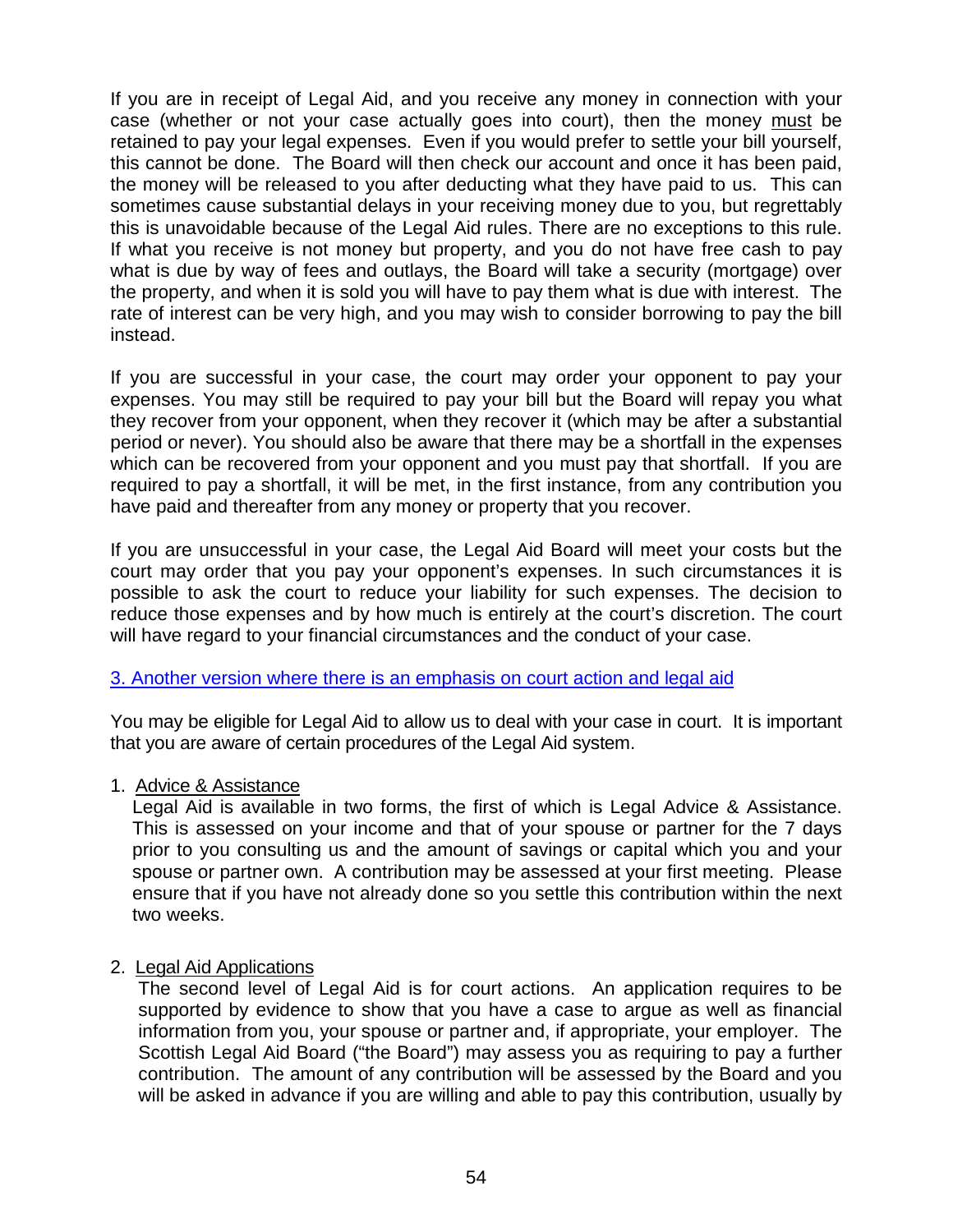If you are in receipt of Legal Aid, and you receive any money in connection with your case (whether or not your case actually goes into court), then the money must be retained to pay your legal expenses. Even if you would prefer to settle your bill yourself, this cannot be done. The Board will then check our account and once it has been paid, the money will be released to you after deducting what they have paid to us. This can sometimes cause substantial delays in your receiving money due to you, but regrettably this is unavoidable because of the Legal Aid rules. There are no exceptions to this rule. If what you receive is not money but property, and you do not have free cash to pay what is due by way of fees and outlays, the Board will take a security (mortgage) over the property, and when it is sold you will have to pay them what is due with interest. The rate of interest can be very high, and you may wish to consider borrowing to pay the bill instead.

If you are successful in your case, the court may order your opponent to pay your expenses. You may still be required to pay your bill but the Board will repay you what they recover from your opponent, when they recover it (which may be after a substantial period or never). You should also be aware that there may be a shortfall in the expenses which can be recovered from your opponent and you must pay that shortfall. If you are required to pay a shortfall, it will be met, in the first instance, from any contribution you have paid and thereafter from any money or property that you recover.

If you are unsuccessful in your case, the Legal Aid Board will meet your costs but the court may order that you pay your opponent's expenses. In such circumstances it is possible to ask the court to reduce your liability for such expenses. The decision to reduce those expenses and by how much is entirely at the court's discretion. The court will have regard to your financial circumstances and the conduct of your case.

### 3. Another version where there is an emphasis on court action and legal aid

You may be eligible for Legal Aid to allow us to deal with your case in court. It is important that you are aware of certain procedures of the Legal Aid system.

1. Advice & Assistance
   Legal Aid is available in two forms, the first of which is Legal Advice & Assistance. This is assessed on your income and that of your spouse or partner for the 7 days prior to you consulting us and the amount of savings or capital which you and your spouse or partner own. A contribution may be assessed at your first meeting. Please ensure that if you have not already done so you settle this contribution within the next two weeks.

2. Legal Aid Applications
   The second level of Legal Aid is for court actions. An application requires to be supported by evidence to show that you have a case to argue as well as financial information from you, your spouse or partner and, if appropriate, your employer. The Scottish Legal Aid Board ("the Board") may assess you as requiring to pay a further contribution. The amount of any contribution will be assessed by the Board and you will be asked in advance if you are willing and able to pay this contribution, usually by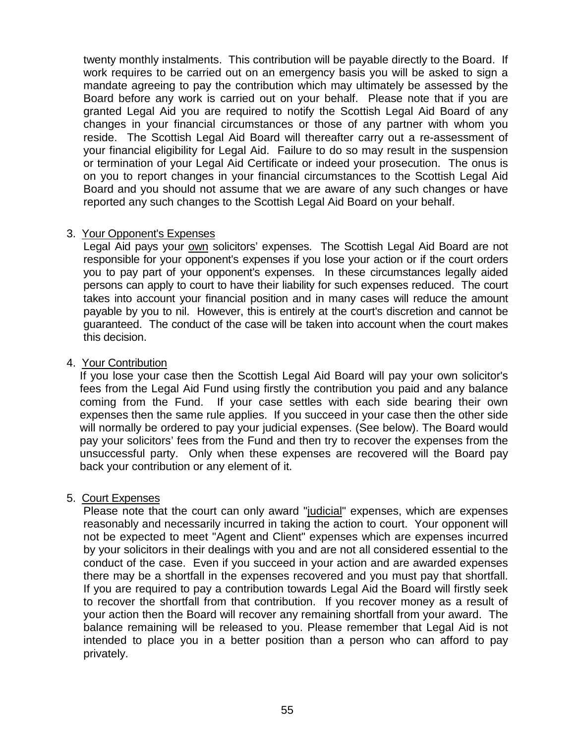twenty monthly instalments. This contribution will be payable directly to the Board. If work requires to be carried out on an emergency basis you will be asked to sign a mandate agreeing to pay the contribution which may ultimately be assessed by the Board before any work is carried out on your behalf. Please note that if you are granted Legal Aid you are required to notify the Scottish Legal Aid Board of any changes in your financial circumstances or those of any partner with whom you reside. The Scottish Legal Aid Board will thereafter carry out a re-assessment of your financial eligibility for Legal Aid. Failure to do so may result in the suspension or termination of your Legal Aid Certificate or indeed your prosecution. The onus is on you to report changes in your financial circumstances to the Scottish Legal Aid Board and you should not assume that we are aware of any such changes or have reported any such changes to the Scottish Legal Aid Board on your behalf.

3. <u>Your Opponent's Expenses</u>

   Legal Aid pays your <u>own</u> solicitors' expenses. The Scottish Legal Aid Board are not responsible for your opponent's expenses if you lose your action or if the court orders you to pay part of your opponent's expenses. In these circumstances legally aided persons can apply to court to have their liability for such expenses reduced. The court takes into account your financial position and in many cases will reduce the amount payable by you to nil. However, this is entirely at the court's discretion and cannot be guaranteed. The conduct of the case will be taken into account when the court makes this decision.

4. <u>Your Contribution</u>

   If you lose your case then the Scottish Legal Aid Board will pay your own solicitor's fees from the Legal Aid Fund using firstly the contribution you paid and any balance coming from the Fund. If your case settles with each side bearing their own expenses then the same rule applies. If you succeed in your case then the other side will normally be ordered to pay your judicial expenses. (See below). The Board would pay your solicitors' fees from the Fund and then try to recover the expenses from the unsuccessful party. Only when these expenses are recovered will the Board pay back your contribution or any element of it.

5. <u>Court Expenses</u>

   Please note that the court can only award "<u>judicial</u>" expenses, which are expenses reasonably and necessarily incurred in taking the action to court. Your opponent will not be expected to meet "Agent and Client" expenses which are expenses incurred by your solicitors in their dealings with you and are not all considered essential to the conduct of the case. Even if you succeed in your action and are awarded expenses there may be a shortfall in the expenses recovered and you must pay that shortfall. If you are required to pay a contribution towards Legal Aid the Board will firstly seek to recover the shortfall from that contribution. If you recover money as a result of your action then the Board will recover any remaining shortfall from your award. The balance remaining will be released to you. Please remember that Legal Aid is not intended to place you in a better position than a person who can afford to pay privately.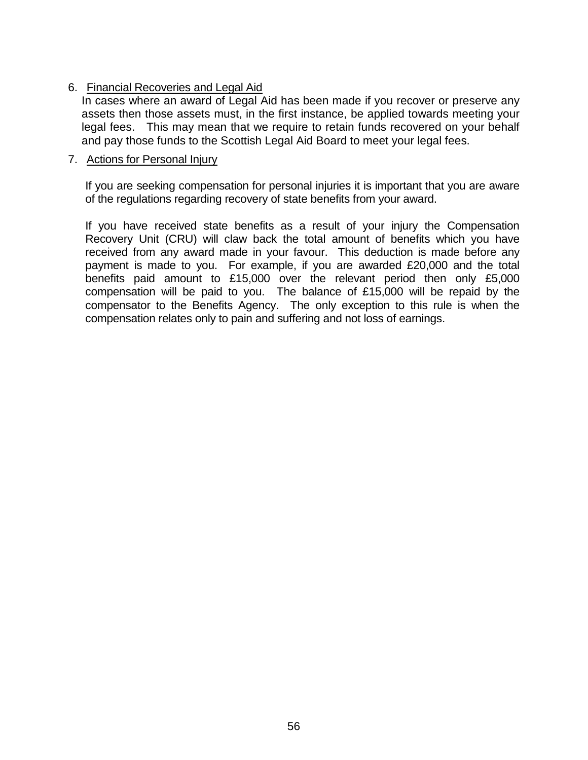6. <u>Financial Recoveries and Legal Aid</u>

   In cases where an award of Legal Aid has been made if you recover or preserve any assets then those assets must, in the first instance, be applied towards meeting your legal fees. This may mean that we require to retain funds recovered on your behalf and pay those funds to the Scottish Legal Aid Board to meet your legal fees.

7. <u>Actions for Personal Injury</u>

   If you are seeking compensation for personal injuries it is important that you are aware of the regulations regarding recovery of state benefits from your award.

   If you have received state benefits as a result of your injury the Compensation Recovery Unit (CRU) will claw back the total amount of benefits which you have received from any award made in your favour. This deduction is made before any payment is made to you. For example, if you are awarded £20,000 and the total benefits paid amount to £15,000 over the relevant period then only £5,000 compensation will be paid to you. The balance of £15,000 will be repaid by the compensator to the Benefits Agency. The only exception to this rule is when the compensation relates only to pain and suffering and not loss of earnings.